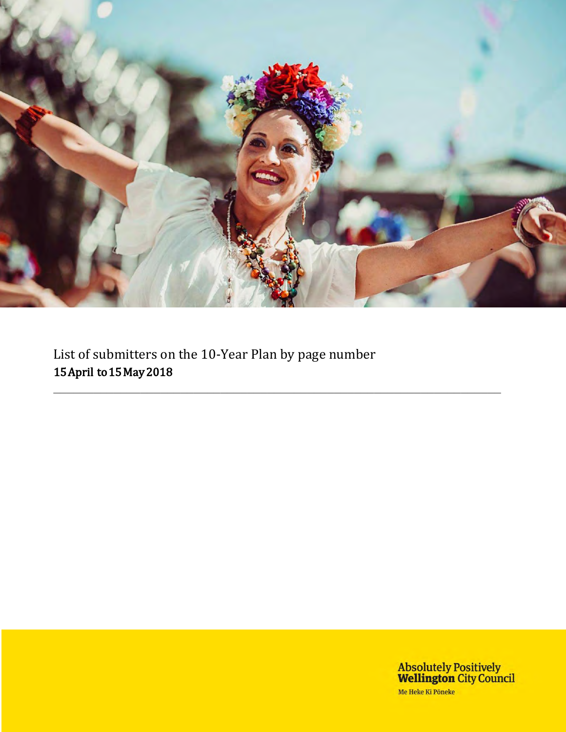List of submitters on the 10-Year Plan by page number

**15 April to 15 May 2018**

---

**Absolutely Positively Wellington City Council**

Me Heke Ki Pōneke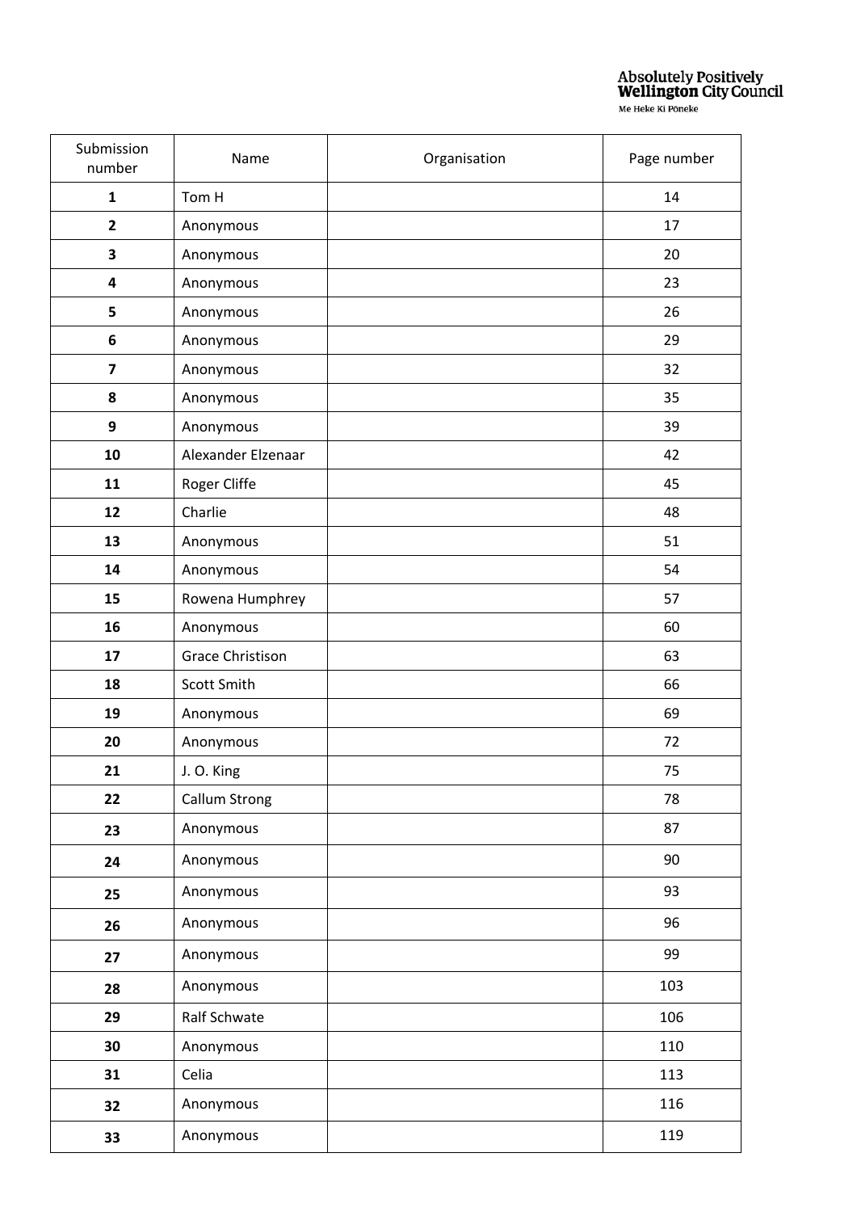| Submission number | Name | Organisation | Page number |
|---|---|---|---|
| **1** | Tom H | | 14 |
| **2** | Anonymous | | 17 |
| **3** | Anonymous | | 20 |
| **4** | Anonymous | | 23 |
| **5** | Anonymous | | 26 |
| **6** | Anonymous | | 29 |
| **7** | Anonymous | | 32 |
| **8** | Anonymous | | 35 |
| **9** | Anonymous | | 39 |
| **10** | Alexander Elzenaar | | 42 |
| **11** | Roger Cliffe | | 45 |
| **12** | Charlie | | 48 |
| **13** | Anonymous | | 51 |
| **14** | Anonymous | | 54 |
| **15** | Rowena Humphrey | | 57 |
| **16** | Anonymous | | 60 |
| **17** | Grace Christison | | 63 |
| **18** | Scott Smith | | 66 |
| **19** | Anonymous | | 69 |
| **20** | Anonymous | | 72 |
| **21** | J. O. King | | 75 |
| **22** | Callum Strong | | 78 |
| **23** | Anonymous | | 87 |
| **24** | Anonymous | | 90 |
| **25** | Anonymous | | 93 |
| **26** | Anonymous | | 96 |
| **27** | Anonymous | | 99 |
| **28** | Anonymous | | 103 |
| **29** | Ralf Schwate | | 106 |
| **30** | Anonymous | | 110 |
| **31** | Celia | | 113 |
| **32** | Anonymous | | 116 |
| **33** | Anonymous | | 119 |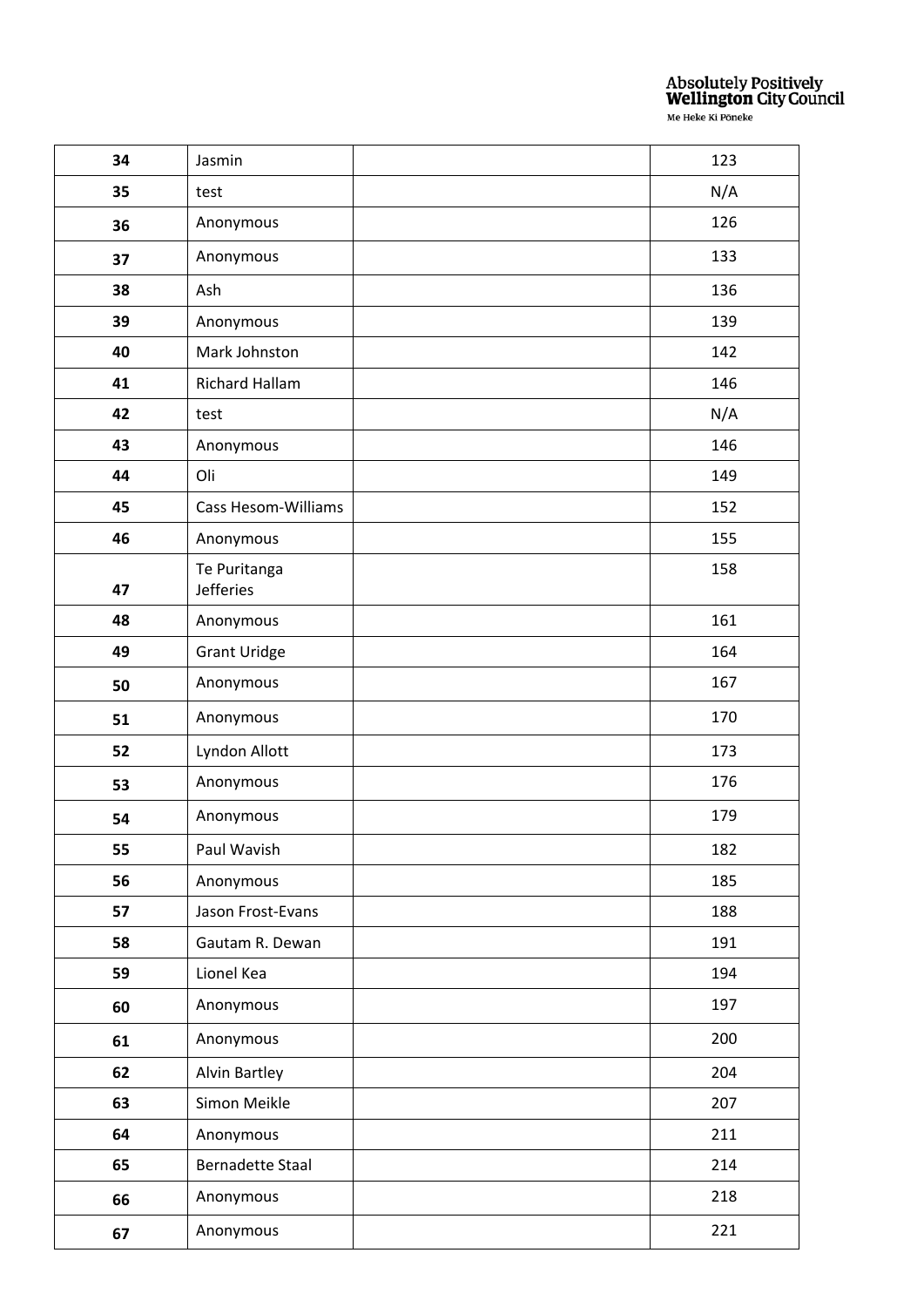| 34 | Jasmin | | 123 |
|---|---|---|---|
| 35 | test | | N/A |
| 36 | Anonymous | | 126 |
| 37 | Anonymous | | 133 |
| 38 | Ash | | 136 |
| 39 | Anonymous | | 139 |
| 40 | Mark Johnston | | 142 |
| 41 | Richard Hallam | | 146 |
| 42 | test | | N/A |
| 43 | Anonymous | | 146 |
| 44 | Oli | | 149 |
| 45 | Cass Hesom-Williams | | 152 |
| 46 | Anonymous | | 155 |
| 47 | Te Puritanga Jefferies | | 158 |
| 48 | Anonymous | | 161 |
| 49 | Grant Uridge | | 164 |
| 50 | Anonymous | | 167 |
| 51 | Anonymous | | 170 |
| 52 | Lyndon Allott | | 173 |
| 53 | Anonymous | | 176 |
| 54 | Anonymous | | 179 |
| 55 | Paul Wavish | | 182 |
| 56 | Anonymous | | 185 |
| 57 | Jason Frost-Evans | | 188 |
| 58 | Gautam R. Dewan | | 191 |
| 59 | Lionel Kea | | 194 |
| 60 | Anonymous | | 197 |
| 61 | Anonymous | | 200 |
| 62 | Alvin Bartley | | 204 |
| 63 | Simon Meikle | | 207 |
| 64 | Anonymous | | 211 |
| 65 | Bernadette Staal | | 214 |
| 66 | Anonymous | | 218 |
| 67 | Anonymous | | 221 |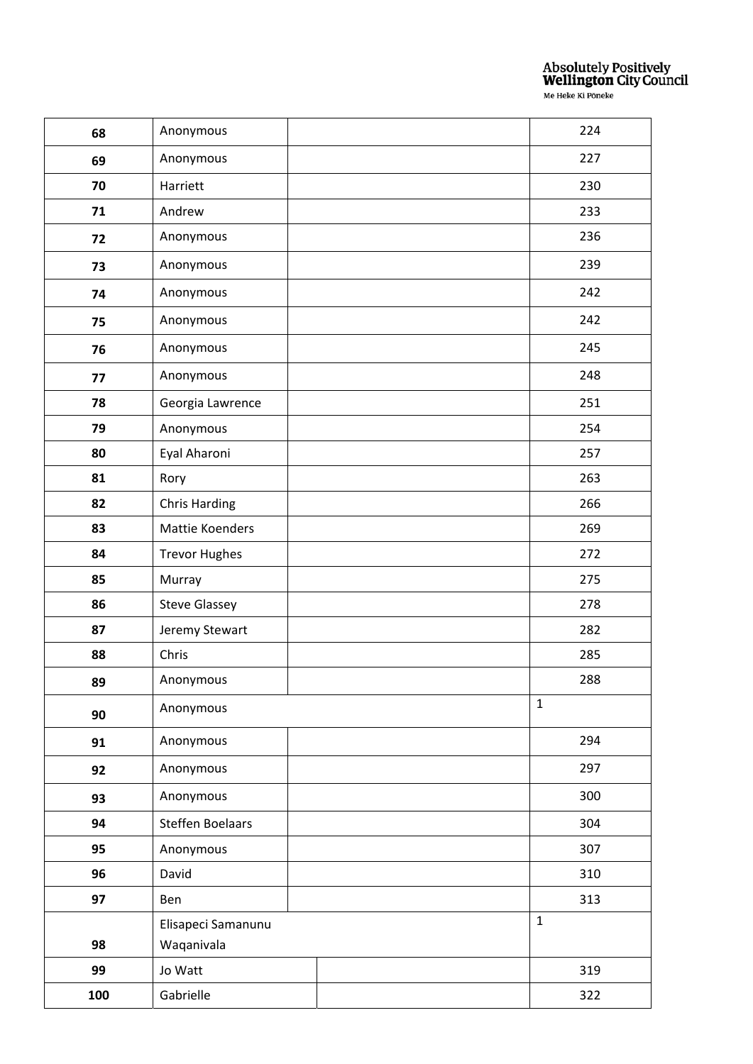| | | | |
|---|---|---|---|
| **68** | Anonymous | | 224 |
| **69** | Anonymous | | 227 |
| **70** | Harriett | | 230 |
| **71** | Andrew | | 233 |
| **72** | Anonymous | | 236 |
| **73** | Anonymous | | 239 |
| **74** | Anonymous | | 242 |
| **75** | Anonymous | | 242 |
| **76** | Anonymous | | 245 |
| **77** | Anonymous | | 248 |
| **78** | Georgia Lawrence | | 251 |
| **79** | Anonymous | | 254 |
| **80** | Eyal Aharoni | | 257 |
| **81** | Rory | | 263 |
| **82** | Chris Harding | | 266 |
| **83** | Mattie Koenders | | 269 |
| **84** | Trevor Hughes | | 272 |
| **85** | Murray | | 275 |
| **86** | Steve Glassey | | 278 |
| **87** | Jeremy Stewart | | 282 |
| **88** | Chris | | 285 |
| **89** | Anonymous | | 288 |
| **90** | Anonymous | | 1 |
| **91** | Anonymous | | 294 |
| **92** | Anonymous | | 297 |
| **93** | Anonymous | | 300 |
| **94** | Steffen Boelaars | | 304 |
| **95** | Anonymous | | 307 |
| **96** | David | | 310 |
| **97** | Ben | | 313 |
| **98** | Elisapeci Samanunu Waqanivala | | 1 |
| **99** | Jo Watt | | 319 |
| **100** | Gabrielle | | 322 |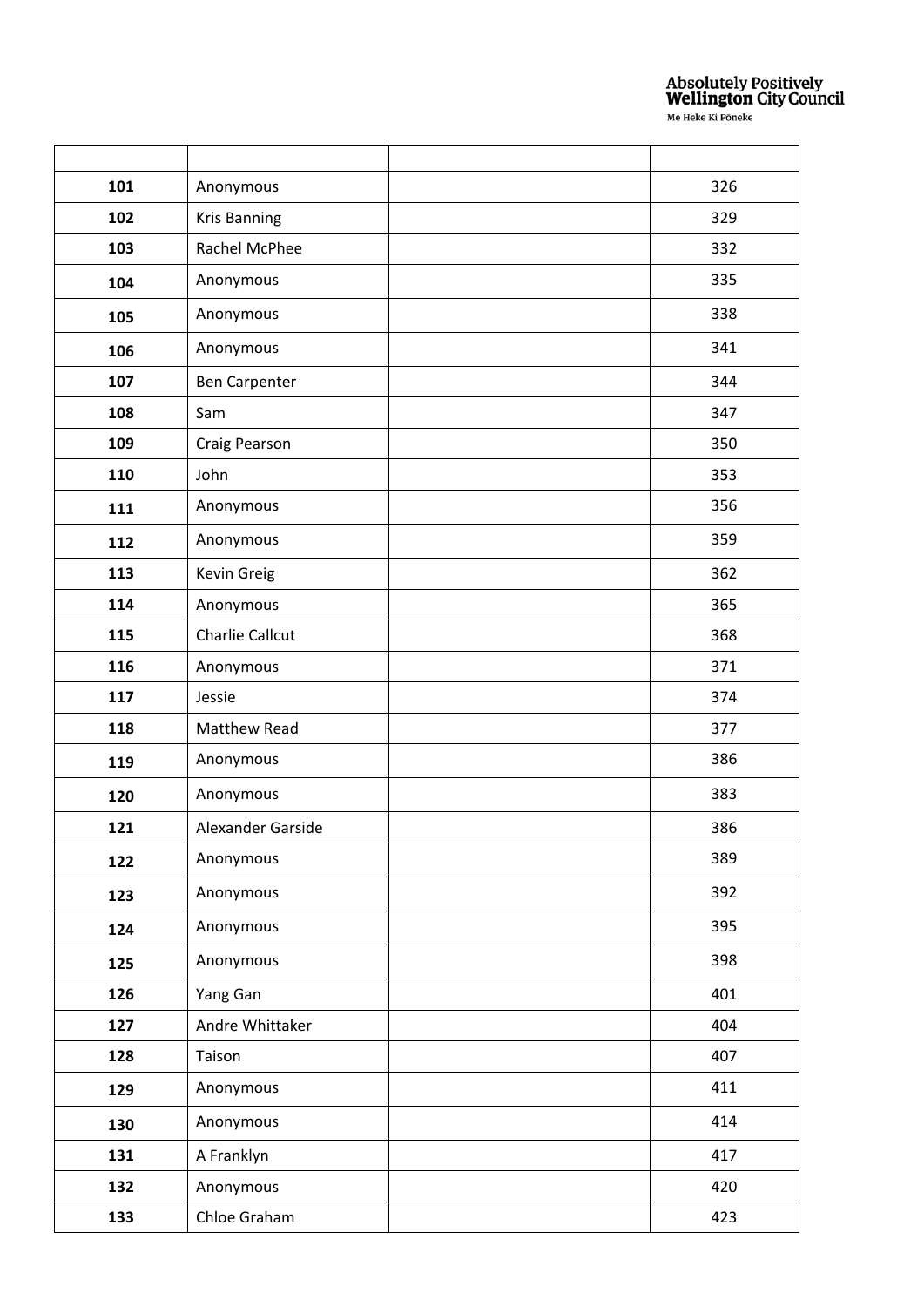| | | | |
|---|---|---|---|
| **101** | Anonymous | | 326 |
| **102** | Kris Banning | | 329 |
| **103** | Rachel McPhee | | 332 |
| **104** | Anonymous | | 335 |
| **105** | Anonymous | | 338 |
| **106** | Anonymous | | 341 |
| **107** | Ben Carpenter | | 344 |
| **108** | Sam | | 347 |
| **109** | Craig Pearson | | 350 |
| **110** | John | | 353 |
| **111** | Anonymous | | 356 |
| **112** | Anonymous | | 359 |
| **113** | Kevin Greig | | 362 |
| **114** | Anonymous | | 365 |
| **115** | Charlie Callcut | | 368 |
| **116** | Anonymous | | 371 |
| **117** | Jessie | | 374 |
| **118** | Matthew Read | | 377 |
| **119** | Anonymous | | 386 |
| **120** | Anonymous | | 383 |
| **121** | Alexander Garside | | 386 |
| **122** | Anonymous | | 389 |
| **123** | Anonymous | | 392 |
| **124** | Anonymous | | 395 |
| **125** | Anonymous | | 398 |
| **126** | Yang Gan | | 401 |
| **127** | Andre Whittaker | | 404 |
| **128** | Taison | | 407 |
| **129** | Anonymous | | 411 |
| **130** | Anonymous | | 414 |
| **131** | A Franklyn | | 417 |
| **132** | Anonymous | | 420 |
| **133** | Chloe Graham | | 423 |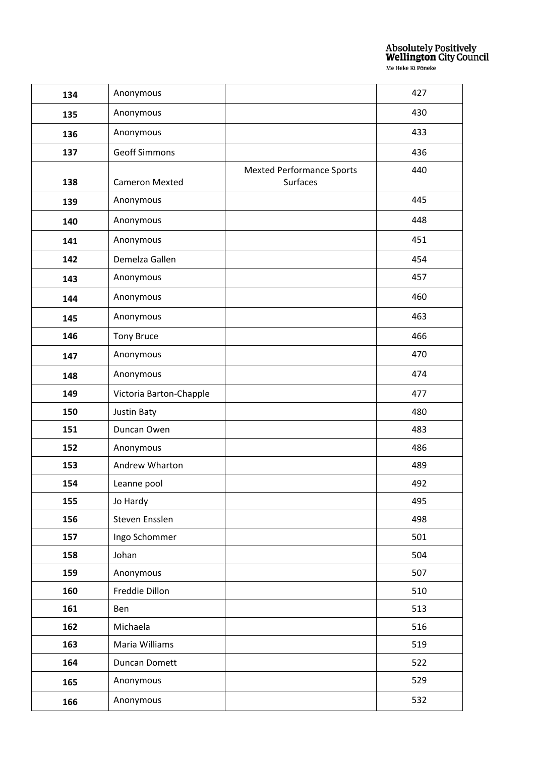| 134 | Anonymous | | 427 |
|---|---|---|---|
| 135 | Anonymous | | 430 |
| 136 | Anonymous | | 433 |
| 137 | Geoff Simmons | | 436 |
| 138 | Cameron Mexted | Mexted Performance Sports Surfaces | 440 |
| 139 | Anonymous | | 445 |
| 140 | Anonymous | | 448 |
| 141 | Anonymous | | 451 |
| 142 | Demelza Gallen | | 454 |
| 143 | Anonymous | | 457 |
| 144 | Anonymous | | 460 |
| 145 | Anonymous | | 463 |
| 146 | Tony Bruce | | 466 |
| 147 | Anonymous | | 470 |
| 148 | Anonymous | | 474 |
| 149 | Victoria Barton-Chapple | | 477 |
| 150 | Justin Baty | | 480 |
| 151 | Duncan Owen | | 483 |
| 152 | Anonymous | | 486 |
| 153 | Andrew Wharton | | 489 |
| 154 | Leanne pool | | 492 |
| 155 | Jo Hardy | | 495 |
| 156 | Steven Ensslen | | 498 |
| 157 | Ingo Schommer | | 501 |
| 158 | Johan | | 504 |
| 159 | Anonymous | | 507 |
| 160 | Freddie Dillon | | 510 |
| 161 | Ben | | 513 |
| 162 | Michaela | | 516 |
| 163 | Maria Williams | | 519 |
| 164 | Duncan Domett | | 522 |
| 165 | Anonymous | | 529 |
| 166 | Anonymous | | 532 |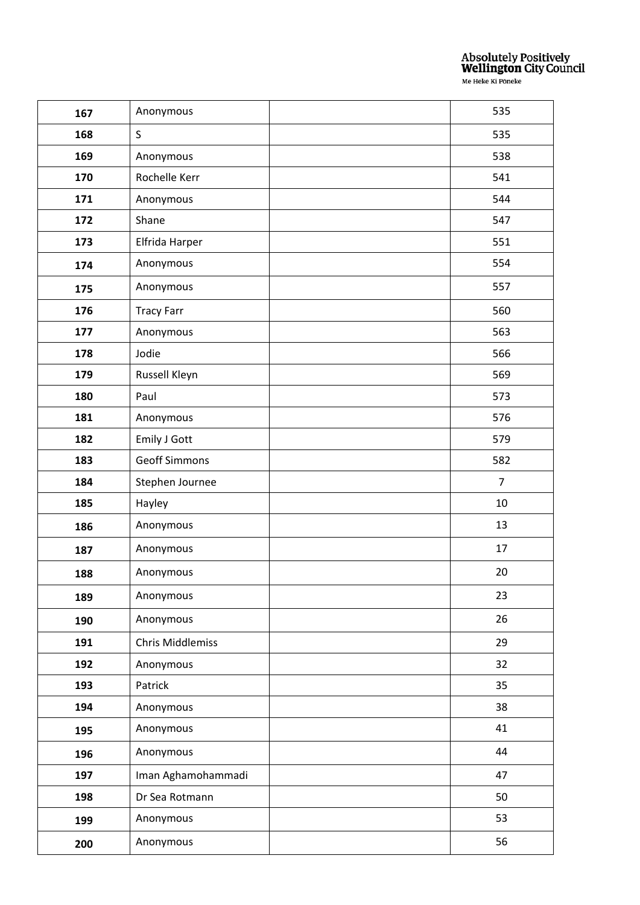| | | | |
|---|---|---|---|
| **167** | Anonymous | | 535 |
| **168** | S | | 535 |
| **169** | Anonymous | | 538 |
| **170** | Rochelle Kerr | | 541 |
| **171** | Anonymous | | 544 |
| **172** | Shane | | 547 |
| **173** | Elfrida Harper | | 551 |
| **174** | Anonymous | | 554 |
| **175** | Anonymous | | 557 |
| **176** | Tracy Farr | | 560 |
| **177** | Anonymous | | 563 |
| **178** | Jodie | | 566 |
| **179** | Russell Kleyn | | 569 |
| **180** | Paul | | 573 |
| **181** | Anonymous | | 576 |
| **182** | Emily J Gott | | 579 |
| **183** | Geoff Simmons | | 582 |
| **184** | Stephen Journee | | 7 |
| **185** | Hayley | | 10 |
| **186** | Anonymous | | 13 |
| **187** | Anonymous | | 17 |
| **188** | Anonymous | | 20 |
| **189** | Anonymous | | 23 |
| **190** | Anonymous | | 26 |
| **191** | Chris Middlemiss | | 29 |
| **192** | Anonymous | | 32 |
| **193** | Patrick | | 35 |
| **194** | Anonymous | | 38 |
| **195** | Anonymous | | 41 |
| **196** | Anonymous | | 44 |
| **197** | Iman Aghamohammadi | | 47 |
| **198** | Dr Sea Rotmann | | 50 |
| **199** | Anonymous | | 53 |
| **200** | Anonymous | | 56 |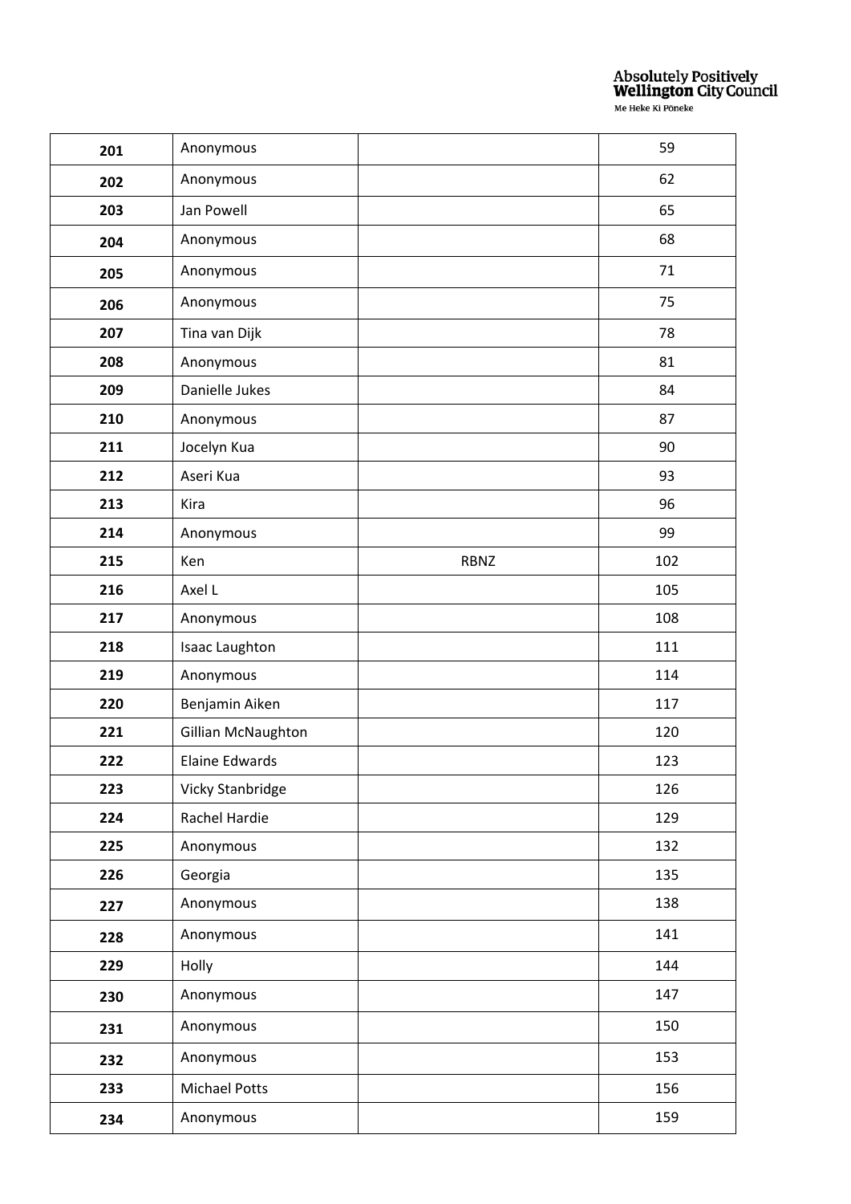| | | | |
|---|---|---|---|
| **201** | Anonymous | | 59 |
| **202** | Anonymous | | 62 |
| **203** | Jan Powell | | 65 |
| **204** | Anonymous | | 68 |
| **205** | Anonymous | | 71 |
| **206** | Anonymous | | 75 |
| **207** | Tina van Dijk | | 78 |
| **208** | Anonymous | | 81 |
| **209** | Danielle Jukes | | 84 |
| **210** | Anonymous | | 87 |
| **211** | Jocelyn Kua | | 90 |
| **212** | Aseri Kua | | 93 |
| **213** | Kira | | 96 |
| **214** | Anonymous | | 99 |
| **215** | Ken | RBNZ | 102 |
| **216** | Axel L | | 105 |
| **217** | Anonymous | | 108 |
| **218** | Isaac Laughton | | 111 |
| **219** | Anonymous | | 114 |
| **220** | Benjamin Aiken | | 117 |
| **221** | Gillian McNaughton | | 120 |
| **222** | Elaine Edwards | | 123 |
| **223** | Vicky Stanbridge | | 126 |
| **224** | Rachel Hardie | | 129 |
| **225** | Anonymous | | 132 |
| **226** | Georgia | | 135 |
| **227** | Anonymous | | 138 |
| **228** | Anonymous | | 141 |
| **229** | Holly | | 144 |
| **230** | Anonymous | | 147 |
| **231** | Anonymous | | 150 |
| **232** | Anonymous | | 153 |
| **233** | Michael Potts | | 156 |
| **234** | Anonymous | | 159 |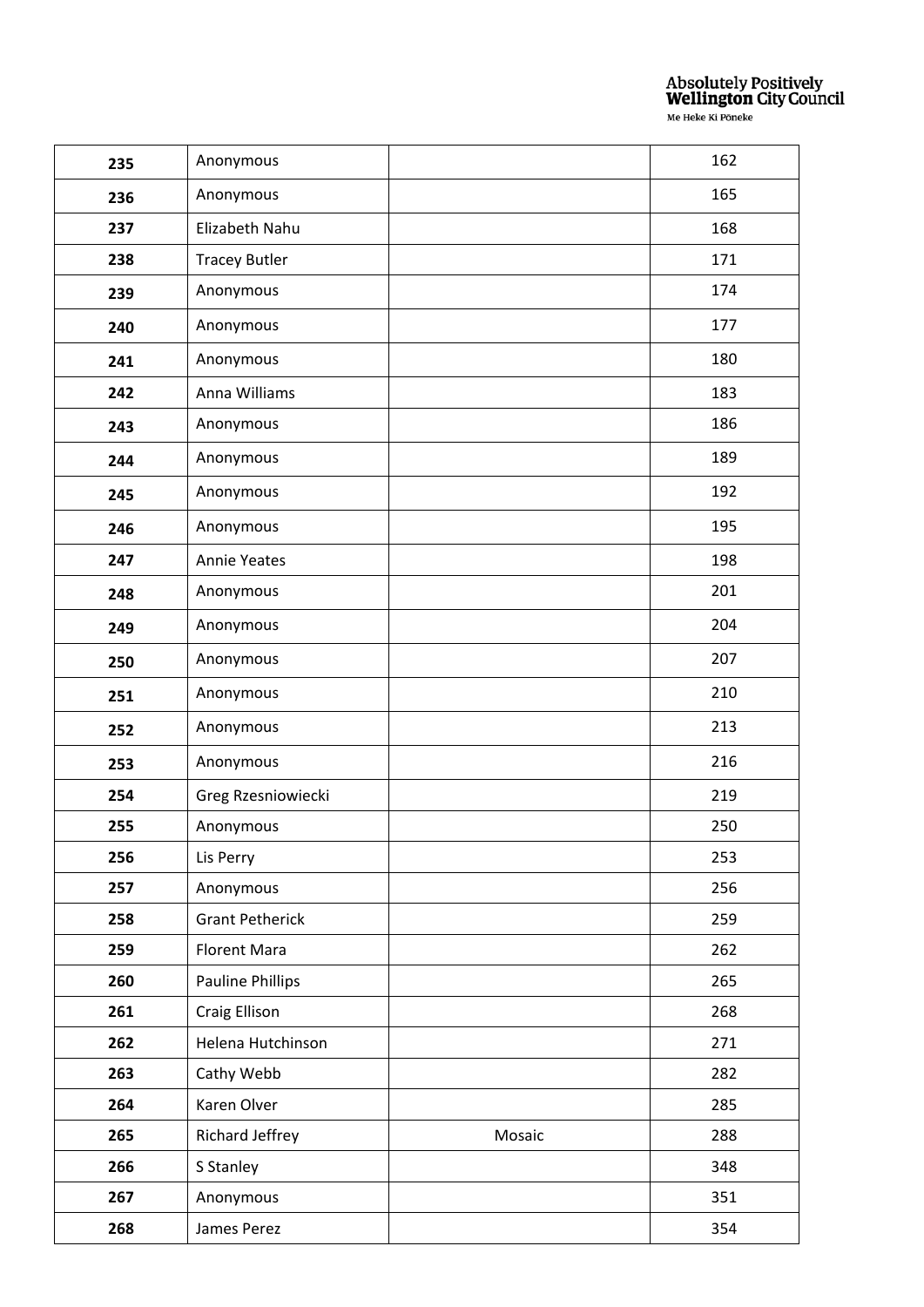| | | | |
|---|---|---|---|
| **235** | Anonymous | | 162 |
| **236** | Anonymous | | 165 |
| **237** | Elizabeth Nahu | | 168 |
| **238** | Tracey Butler | | 171 |
| **239** | Anonymous | | 174 |
| **240** | Anonymous | | 177 |
| **241** | Anonymous | | 180 |
| **242** | Anna Williams | | 183 |
| **243** | Anonymous | | 186 |
| **244** | Anonymous | | 189 |
| **245** | Anonymous | | 192 |
| **246** | Anonymous | | 195 |
| **247** | Annie Yeates | | 198 |
| **248** | Anonymous | | 201 |
| **249** | Anonymous | | 204 |
| **250** | Anonymous | | 207 |
| **251** | Anonymous | | 210 |
| **252** | Anonymous | | 213 |
| **253** | Anonymous | | 216 |
| **254** | Greg Rzesniowiecki | | 219 |
| **255** | Anonymous | | 250 |
| **256** | Lis Perry | | 253 |
| **257** | Anonymous | | 256 |
| **258** | Grant Petherick | | 259 |
| **259** | Florent Mara | | 262 |
| **260** | Pauline Phillips | | 265 |
| **261** | Craig Ellison | | 268 |
| **262** | Helena Hutchinson | | 271 |
| **263** | Cathy Webb | | 282 |
| **264** | Karen Olver | | 285 |
| **265** | Richard Jeffrey | Mosaic | 288 |
| **266** | S Stanley | | 348 |
| **267** | Anonymous | | 351 |
| **268** | James Perez | | 354 |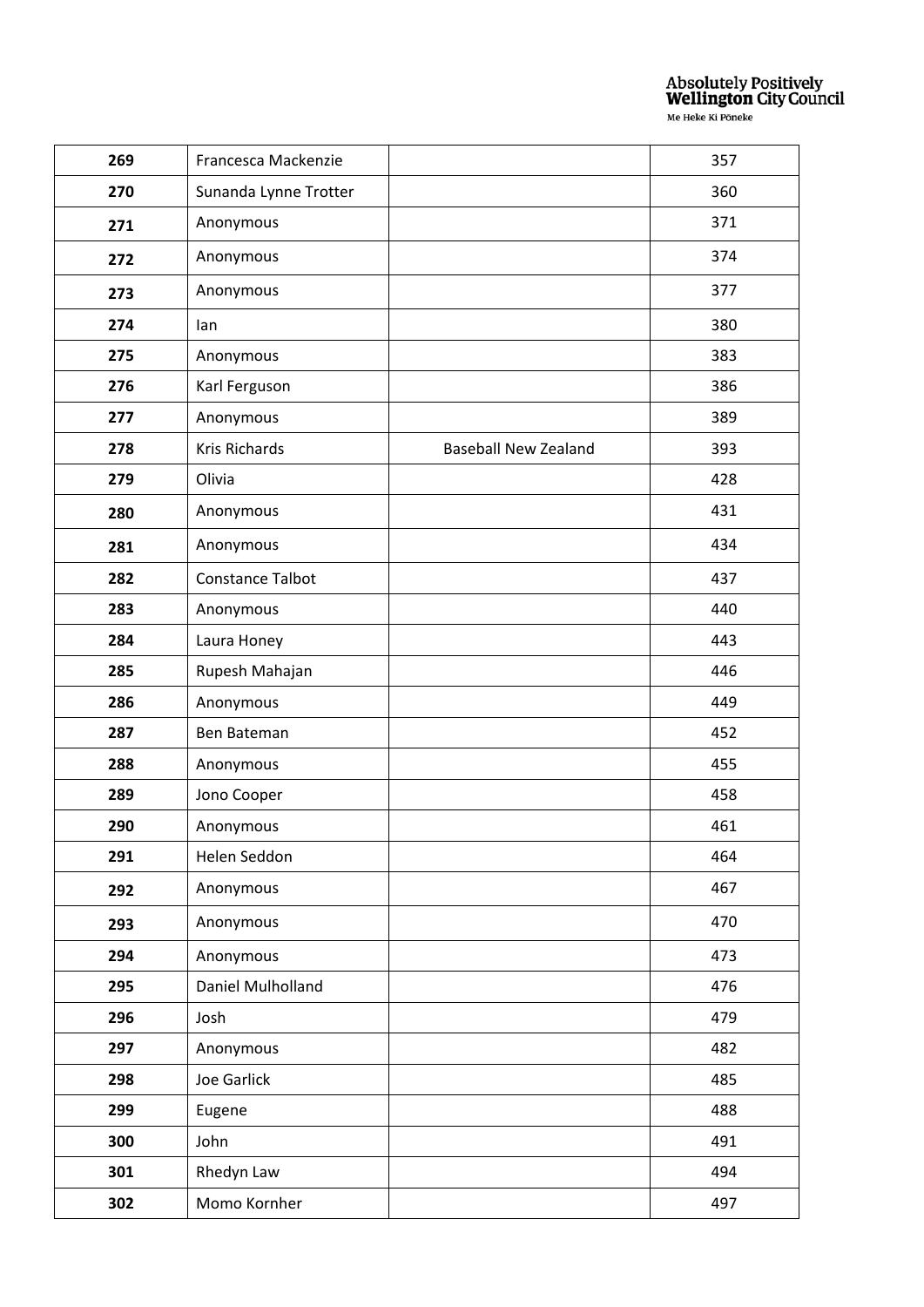| 269 | Francesca Mackenzie | | 357 |
|---|---|---|---|
| 270 | Sunanda Lynne Trotter | | 360 |
| 271 | Anonymous | | 371 |
| 272 | Anonymous | | 374 |
| 273 | Anonymous | | 377 |
| 274 | Ian | | 380 |
| 275 | Anonymous | | 383 |
| 276 | Karl Ferguson | | 386 |
| 277 | Anonymous | | 389 |
| 278 | Kris Richards | Baseball New Zealand | 393 |
| 279 | Olivia | | 428 |
| 280 | Anonymous | | 431 |
| 281 | Anonymous | | 434 |
| 282 | Constance Talbot | | 437 |
| 283 | Anonymous | | 440 |
| 284 | Laura Honey | | 443 |
| 285 | Rupesh Mahajan | | 446 |
| 286 | Anonymous | | 449 |
| 287 | Ben Bateman | | 452 |
| 288 | Anonymous | | 455 |
| 289 | Jono Cooper | | 458 |
| 290 | Anonymous | | 461 |
| 291 | Helen Seddon | | 464 |
| 292 | Anonymous | | 467 |
| 293 | Anonymous | | 470 |
| 294 | Anonymous | | 473 |
| 295 | Daniel Mulholland | | 476 |
| 296 | Josh | | 479 |
| 297 | Anonymous | | 482 |
| 298 | Joe Garlick | | 485 |
| 299 | Eugene | | 488 |
| 300 | John | | 491 |
| 301 | Rhedyn Law | | 494 |
| 302 | Momo Kornher | | 497 |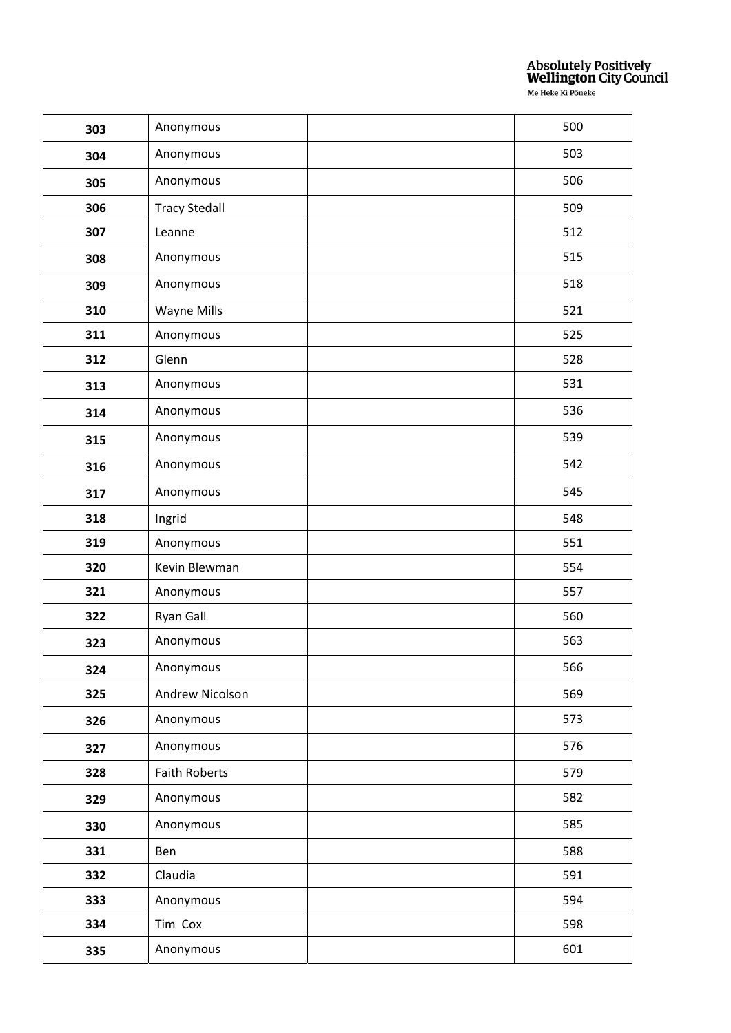| 303 | Anonymous | | 500 |
|---|---|---|---|
| 304 | Anonymous | | 503 |
| 305 | Anonymous | | 506 |
| 306 | Tracy Stedall | | 509 |
| 307 | Leanne | | 512 |
| 308 | Anonymous | | 515 |
| 309 | Anonymous | | 518 |
| 310 | Wayne Mills | | 521 |
| 311 | Anonymous | | 525 |
| 312 | Glenn | | 528 |
| 313 | Anonymous | | 531 |
| 314 | Anonymous | | 536 |
| 315 | Anonymous | | 539 |
| 316 | Anonymous | | 542 |
| 317 | Anonymous | | 545 |
| 318 | Ingrid | | 548 |
| 319 | Anonymous | | 551 |
| 320 | Kevin Blewman | | 554 |
| 321 | Anonymous | | 557 |
| 322 | Ryan Gall | | 560 |
| 323 | Anonymous | | 563 |
| 324 | Anonymous | | 566 |
| 325 | Andrew Nicolson | | 569 |
| 326 | Anonymous | | 573 |
| 327 | Anonymous | | 576 |
| 328 | Faith Roberts | | 579 |
| 329 | Anonymous | | 582 |
| 330 | Anonymous | | 585 |
| 331 | Ben | | 588 |
| 332 | Claudia | | 591 |
| 333 | Anonymous | | 594 |
| 334 | Tim Cox | | 598 |
| 335 | Anonymous | | 601 |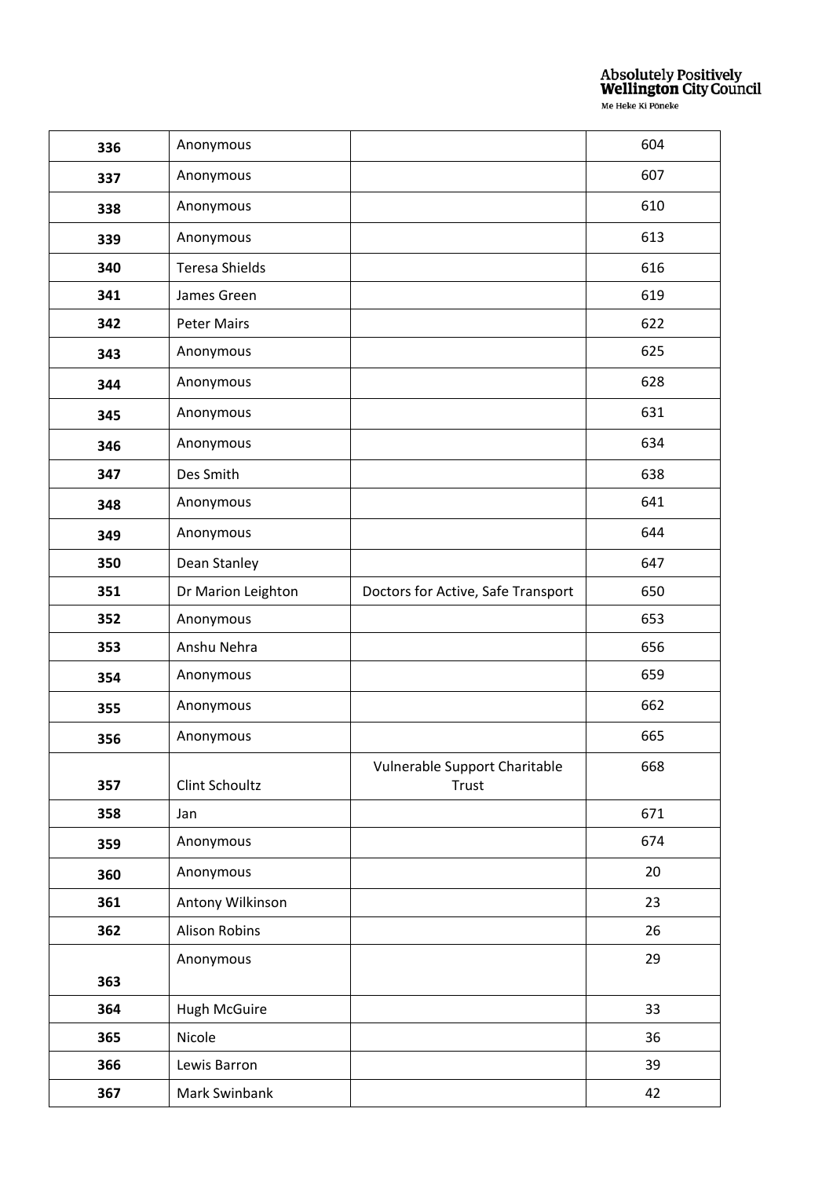| | | | |
|---|---|---|---|
| **336** | Anonymous | | 604 |
| **337** | Anonymous | | 607 |
| **338** | Anonymous | | 610 |
| **339** | Anonymous | | 613 |
| **340** | Teresa Shields | | 616 |
| **341** | James Green | | 619 |
| **342** | Peter Mairs | | 622 |
| **343** | Anonymous | | 625 |
| **344** | Anonymous | | 628 |
| **345** | Anonymous | | 631 |
| **346** | Anonymous | | 634 |
| **347** | Des Smith | | 638 |
| **348** | Anonymous | | 641 |
| **349** | Anonymous | | 644 |
| **350** | Dean Stanley | | 647 |
| **351** | Dr Marion Leighton | Doctors for Active, Safe Transport | 650 |
| **352** | Anonymous | | 653 |
| **353** | Anshu Nehra | | 656 |
| **354** | Anonymous | | 659 |
| **355** | Anonymous | | 662 |
| **356** | Anonymous | | 665 |
| **357** | Clint Schoultz | Vulnerable Support Charitable Trust | 668 |
| **358** | Jan | | 671 |
| **359** | Anonymous | | 674 |
| **360** | Anonymous | | 20 |
| **361** | Antony Wilkinson | | 23 |
| **362** | Alison Robins | | 26 |
| **363** | Anonymous | | 29 |
| **364** | Hugh McGuire | | 33 |
| **365** | Nicole | | 36 |
| **366** | Lewis Barron | | 39 |
| **367** | Mark Swinbank | | 42 |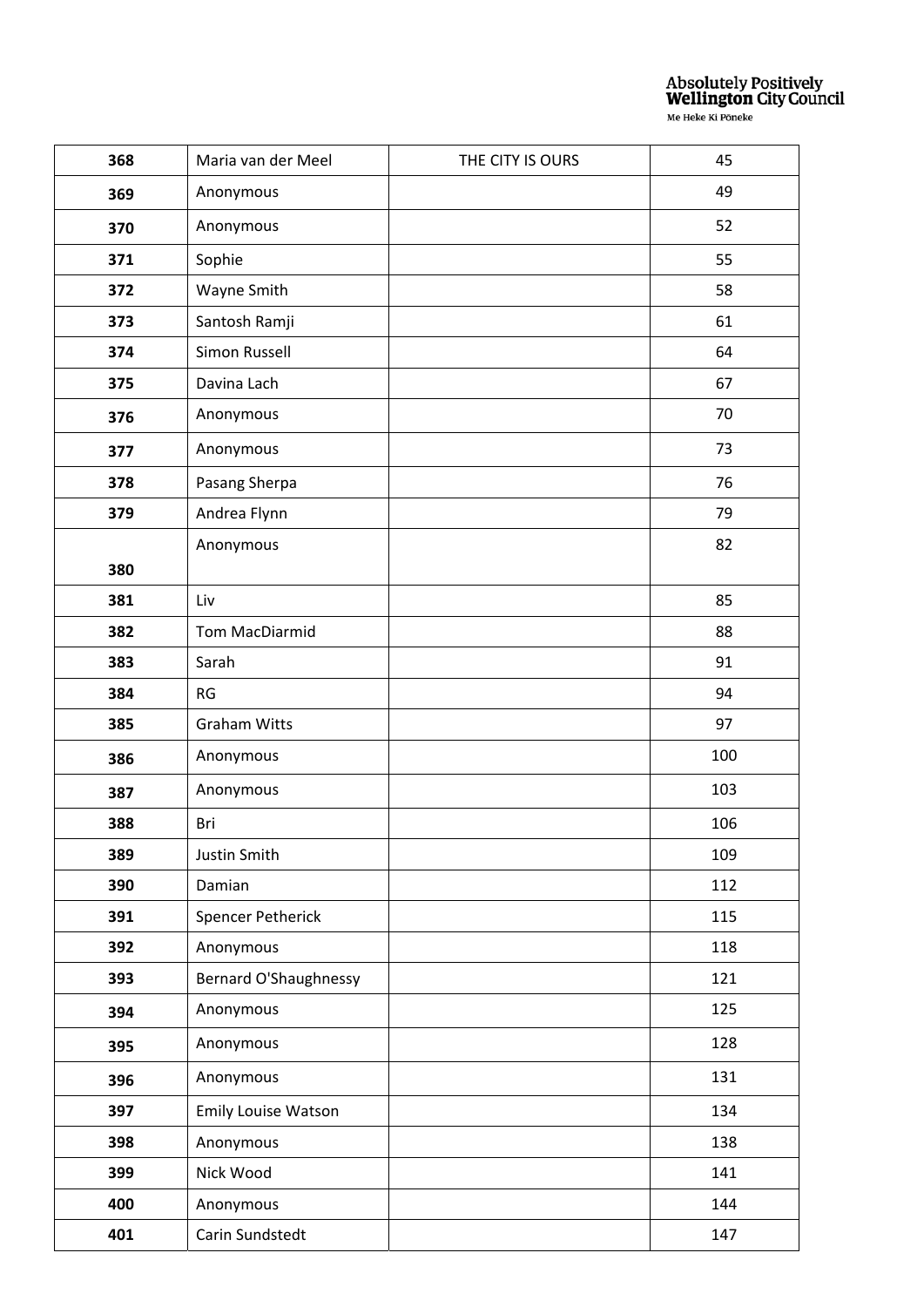| 368 | Maria van der Meel | THE CITY IS OURS | 45 |
|---|---|---|---|
| 369 | Anonymous | | 49 |
| 370 | Anonymous | | 52 |
| 371 | Sophie | | 55 |
| 372 | Wayne Smith | | 58 |
| 373 | Santosh Ramji | | 61 |
| 374 | Simon Russell | | 64 |
| 375 | Davina Lach | | 67 |
| 376 | Anonymous | | 70 |
| 377 | Anonymous | | 73 |
| 378 | Pasang Sherpa | | 76 |
| 379 | Andrea Flynn | | 79 |
| 380 | Anonymous | | 82 |
| 381 | Liv | | 85 |
| 382 | Tom MacDiarmid | | 88 |
| 383 | Sarah | | 91 |
| 384 | RG | | 94 |
| 385 | Graham Witts | | 97 |
| 386 | Anonymous | | 100 |
| 387 | Anonymous | | 103 |
| 388 | Bri | | 106 |
| 389 | Justin Smith | | 109 |
| 390 | Damian | | 112 |
| 391 | Spencer Petherick | | 115 |
| 392 | Anonymous | | 118 |
| 393 | Bernard O'Shaughnessy | | 121 |
| 394 | Anonymous | | 125 |
| 395 | Anonymous | | 128 |
| 396 | Anonymous | | 131 |
| 397 | Emily Louise Watson | | 134 |
| 398 | Anonymous | | 138 |
| 399 | Nick Wood | | 141 |
| 400 | Anonymous | | 144 |
| 401 | Carin Sundstedt | | 147 |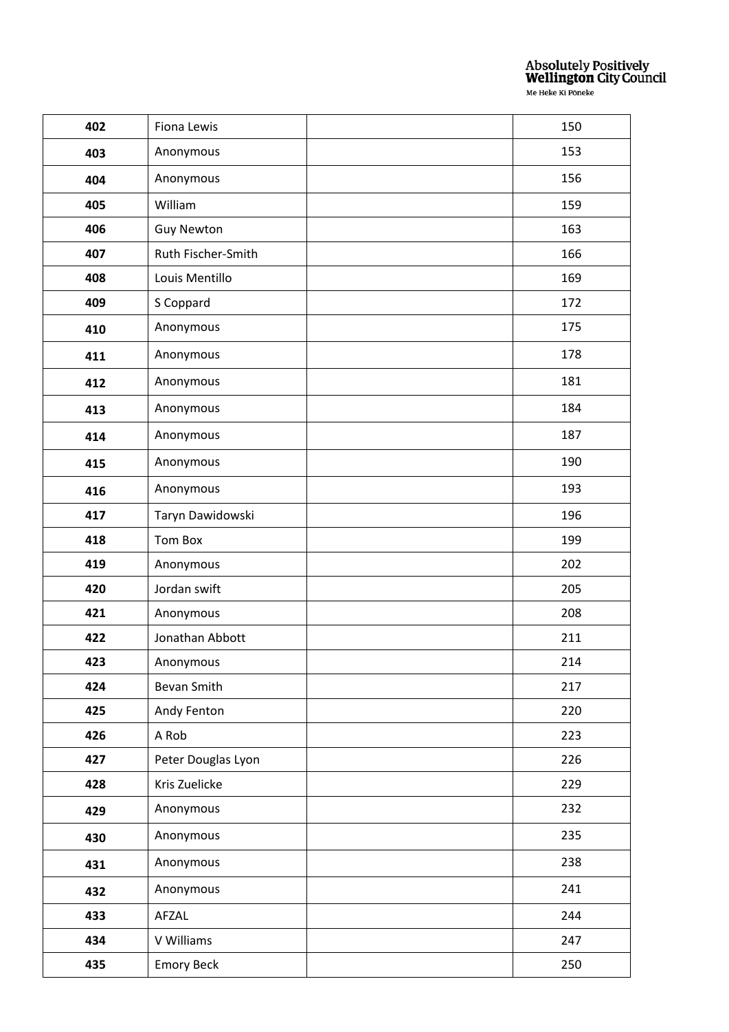| 402 | Fiona Lewis |  | 150 |
|---|---|---|---|
| 403 | Anonymous |  | 153 |
| 404 | Anonymous |  | 156 |
| 405 | William |  | 159 |
| 406 | Guy Newton |  | 163 |
| 407 | Ruth Fischer-Smith |  | 166 |
| 408 | Louis Mentillo |  | 169 |
| 409 | S Coppard |  | 172 |
| 410 | Anonymous |  | 175 |
| 411 | Anonymous |  | 178 |
| 412 | Anonymous |  | 181 |
| 413 | Anonymous |  | 184 |
| 414 | Anonymous |  | 187 |
| 415 | Anonymous |  | 190 |
| 416 | Anonymous |  | 193 |
| 417 | Taryn Dawidowski |  | 196 |
| 418 | Tom Box |  | 199 |
| 419 | Anonymous |  | 202 |
| 420 | Jordan swift |  | 205 |
| 421 | Anonymous |  | 208 |
| 422 | Jonathan Abbott |  | 211 |
| 423 | Anonymous |  | 214 |
| 424 | Bevan Smith |  | 217 |
| 425 | Andy Fenton |  | 220 |
| 426 | A Rob |  | 223 |
| 427 | Peter Douglas Lyon |  | 226 |
| 428 | Kris Zuelicke |  | 229 |
| 429 | Anonymous |  | 232 |
| 430 | Anonymous |  | 235 |
| 431 | Anonymous |  | 238 |
| 432 | Anonymous |  | 241 |
| 433 | AFZAL |  | 244 |
| 434 | V Williams |  | 247 |
| 435 | Emory Beck |  | 250 |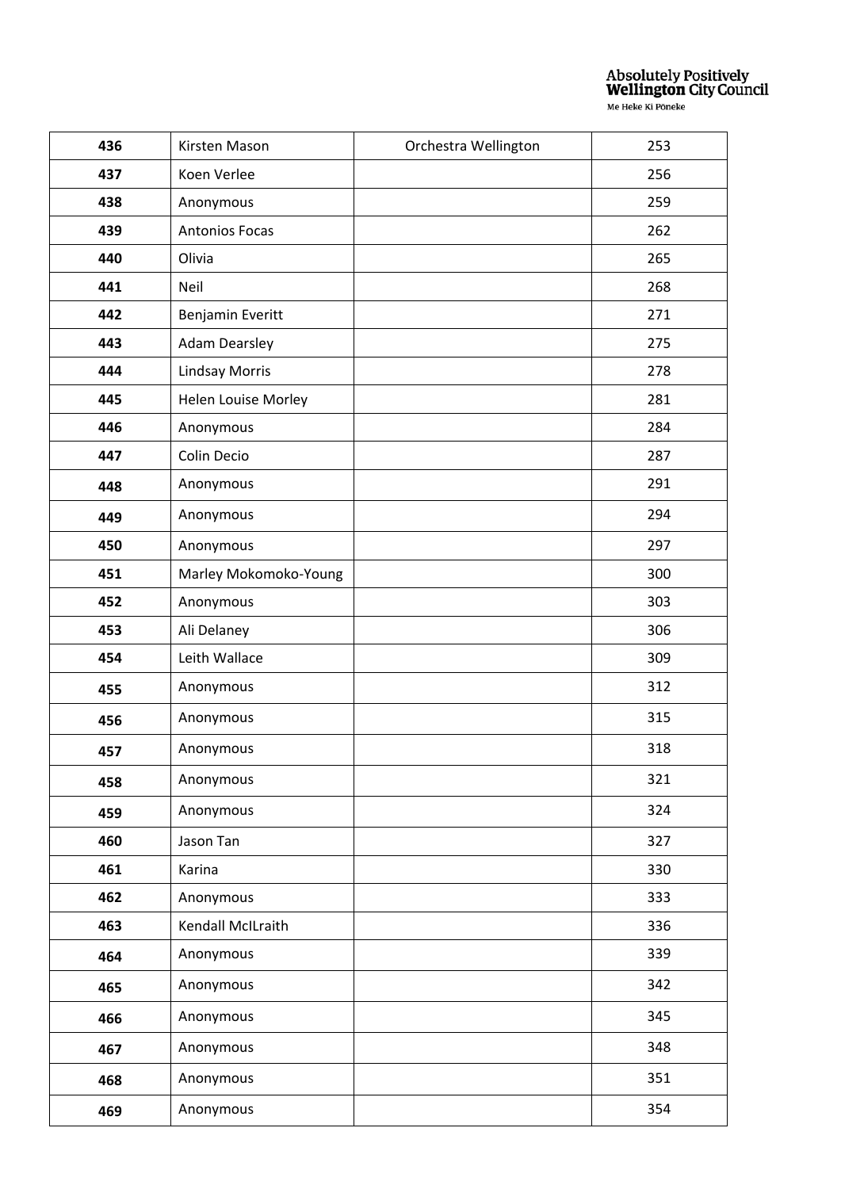| 436 | Kirsten Mason | Orchestra Wellington | 253 |
|---|---|---|---|
| 437 | Koen Verlee | | 256 |
| 438 | Anonymous | | 259 |
| 439 | Antonios Focas | | 262 |
| 440 | Olivia | | 265 |
| 441 | Neil | | 268 |
| 442 | Benjamin Everitt | | 271 |
| 443 | Adam Dearsley | | 275 |
| 444 | Lindsay Morris | | 278 |
| 445 | Helen Louise Morley | | 281 |
| 446 | Anonymous | | 284 |
| 447 | Colin Decio | | 287 |
| 448 | Anonymous | | 291 |
| 449 | Anonymous | | 294 |
| 450 | Anonymous | | 297 |
| 451 | Marley Mokomoko-Young | | 300 |
| 452 | Anonymous | | 303 |
| 453 | Ali Delaney | | 306 |
| 454 | Leith Wallace | | 309 |
| 455 | Anonymous | | 312 |
| 456 | Anonymous | | 315 |
| 457 | Anonymous | | 318 |
| 458 | Anonymous | | 321 |
| 459 | Anonymous | | 324 |
| 460 | Jason Tan | | 327 |
| 461 | Karina | | 330 |
| 462 | Anonymous | | 333 |
| 463 | Kendall McIlraith | | 336 |
| 464 | Anonymous | | 339 |
| 465 | Anonymous | | 342 |
| 466 | Anonymous | | 345 |
| 467 | Anonymous | | 348 |
| 468 | Anonymous | | 351 |
| 469 | Anonymous | | 354 |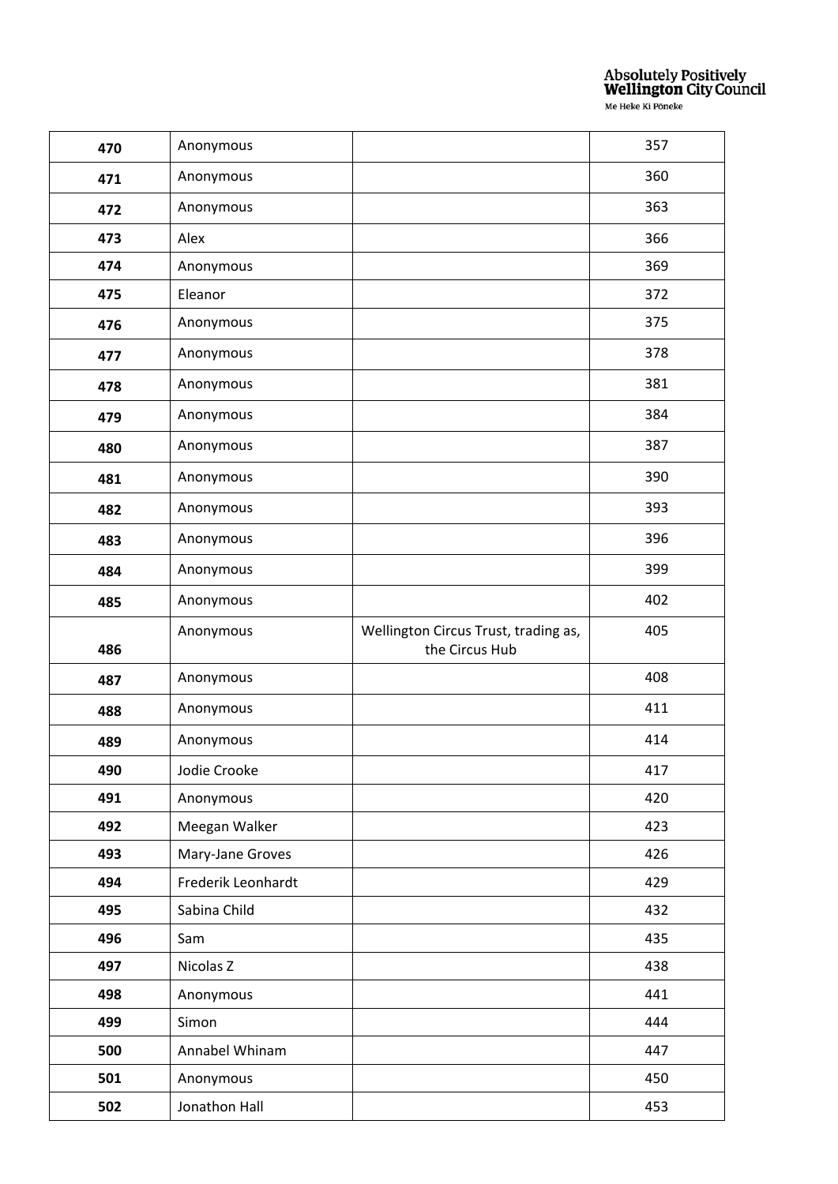| 470 | Anonymous | | 357 |
|---|---|---|---|
| 471 | Anonymous | | 360 |
| 472 | Anonymous | | 363 |
| 473 | Alex | | 366 |
| 474 | Anonymous | | 369 |
| 475 | Eleanor | | 372 |
| 476 | Anonymous | | 375 |
| 477 | Anonymous | | 378 |
| 478 | Anonymous | | 381 |
| 479 | Anonymous | | 384 |
| 480 | Anonymous | | 387 |
| 481 | Anonymous | | 390 |
| 482 | Anonymous | | 393 |
| 483 | Anonymous | | 396 |
| 484 | Anonymous | | 399 |
| 485 | Anonymous | | 402 |
| 486 | Anonymous | Wellington Circus Trust, trading as, the Circus Hub | 405 |
| 487 | Anonymous | | 408 |
| 488 | Anonymous | | 411 |
| 489 | Anonymous | | 414 |
| 490 | Jodie Crooke | | 417 |
| 491 | Anonymous | | 420 |
| 492 | Meegan Walker | | 423 |
| 493 | Mary-Jane Groves | | 426 |
| 494 | Frederik Leonhardt | | 429 |
| 495 | Sabina Child | | 432 |
| 496 | Sam | | 435 |
| 497 | Nicolas Z | | 438 |
| 498 | Anonymous | | 441 |
| 499 | Simon | | 444 |
| 500 | Annabel Whinam | | 447 |
| 501 | Anonymous | | 450 |
| 502 | Jonathon Hall | | 453 |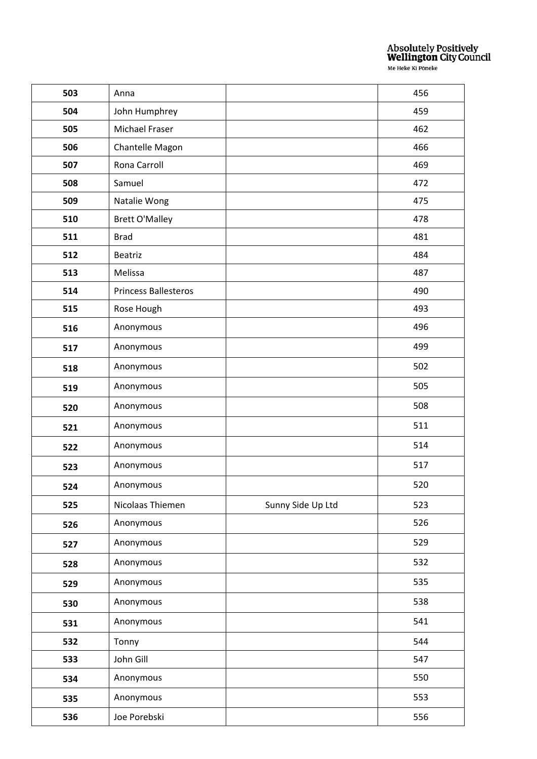| **503** | Anna | | 456 |
|---|---|---|---|
| **504** | John Humphrey | | 459 |
| **505** | Michael Fraser | | 462 |
| **506** | Chantelle Magon | | 466 |
| **507** | Rona Carroll | | 469 |
| **508** | Samuel | | 472 |
| **509** | Natalie Wong | | 475 |
| **510** | Brett O'Malley | | 478 |
| **511** | Brad | | 481 |
| **512** | Beatriz | | 484 |
| **513** | Melissa | | 487 |
| **514** | Princess Ballesteros | | 490 |
| **515** | Rose Hough | | 493 |
| **516** | Anonymous | | 496 |
| **517** | Anonymous | | 499 |
| **518** | Anonymous | | 502 |
| **519** | Anonymous | | 505 |
| **520** | Anonymous | | 508 |
| **521** | Anonymous | | 511 |
| **522** | Anonymous | | 514 |
| **523** | Anonymous | | 517 |
| **524** | Anonymous | | 520 |
| **525** | Nicolaas Thiemen | Sunny Side Up Ltd | 523 |
| **526** | Anonymous | | 526 |
| **527** | Anonymous | | 529 |
| **528** | Anonymous | | 532 |
| **529** | Anonymous | | 535 |
| **530** | Anonymous | | 538 |
| **531** | Anonymous | | 541 |
| **532** | Tonny | | 544 |
| **533** | John Gill | | 547 |
| **534** | Anonymous | | 550 |
| **535** | Anonymous | | 553 |
| **536** | Joe Porebski | | 556 |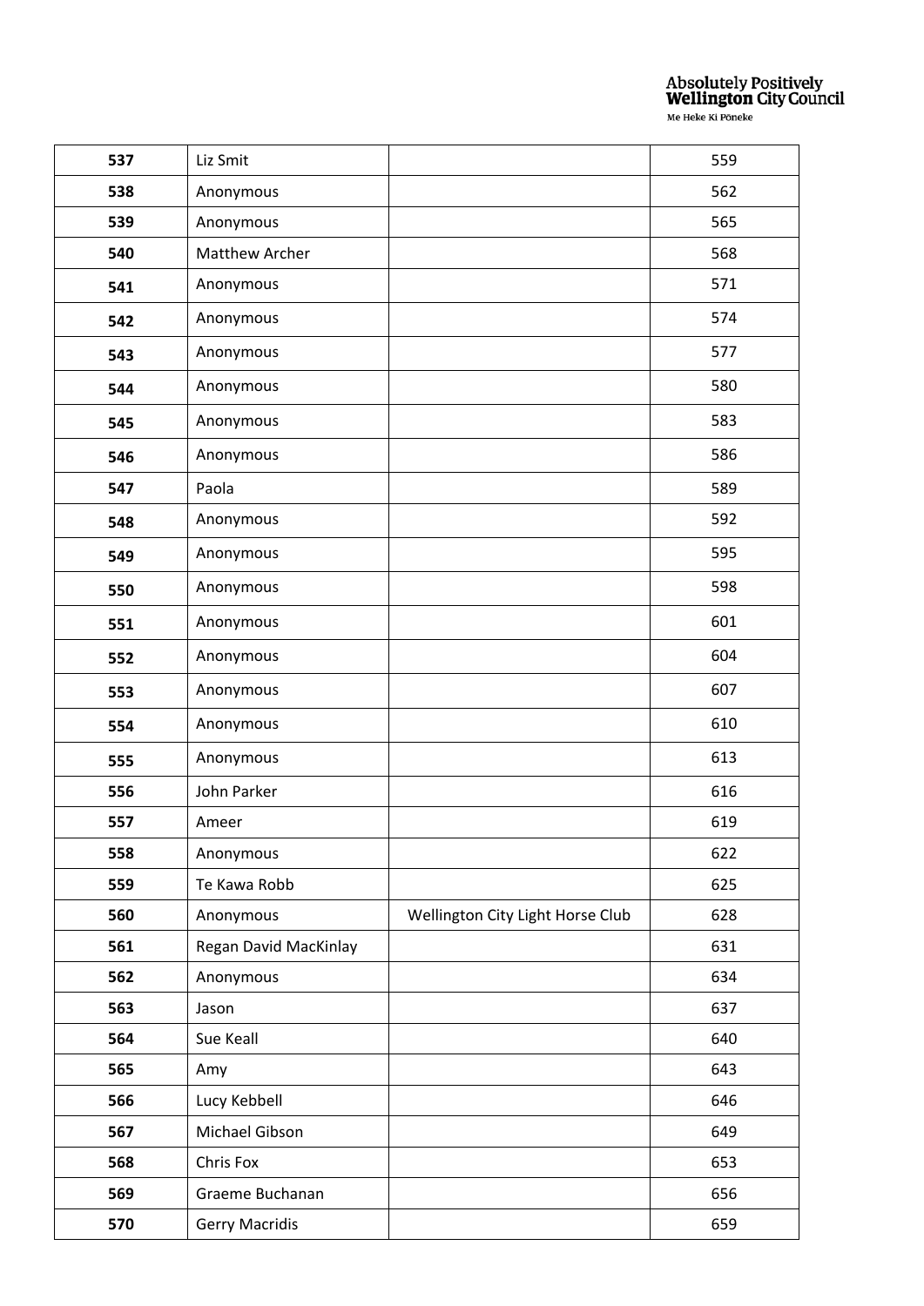| | | | |
|---|---|---|---|
| **537** | Liz Smit | | 559 |
| **538** | Anonymous | | 562 |
| **539** | Anonymous | | 565 |
| **540** | Matthew Archer | | 568 |
| **541** | Anonymous | | 571 |
| **542** | Anonymous | | 574 |
| **543** | Anonymous | | 577 |
| **544** | Anonymous | | 580 |
| **545** | Anonymous | | 583 |
| **546** | Anonymous | | 586 |
| **547** | Paola | | 589 |
| **548** | Anonymous | | 592 |
| **549** | Anonymous | | 595 |
| **550** | Anonymous | | 598 |
| **551** | Anonymous | | 601 |
| **552** | Anonymous | | 604 |
| **553** | Anonymous | | 607 |
| **554** | Anonymous | | 610 |
| **555** | Anonymous | | 613 |
| **556** | John Parker | | 616 |
| **557** | Ameer | | 619 |
| **558** | Anonymous | | 622 |
| **559** | Te Kawa Robb | | 625 |
| **560** | Anonymous | Wellington City Light Horse Club | 628 |
| **561** | Regan David MacKinlay | | 631 |
| **562** | Anonymous | | 634 |
| **563** | Jason | | 637 |
| **564** | Sue Keall | | 640 |
| **565** | Amy | | 643 |
| **566** | Lucy Kebbell | | 646 |
| **567** | Michael Gibson | | 649 |
| **568** | Chris Fox | | 653 |
| **569** | Graeme Buchanan | | 656 |
| **570** | Gerry Macridis | | 659 |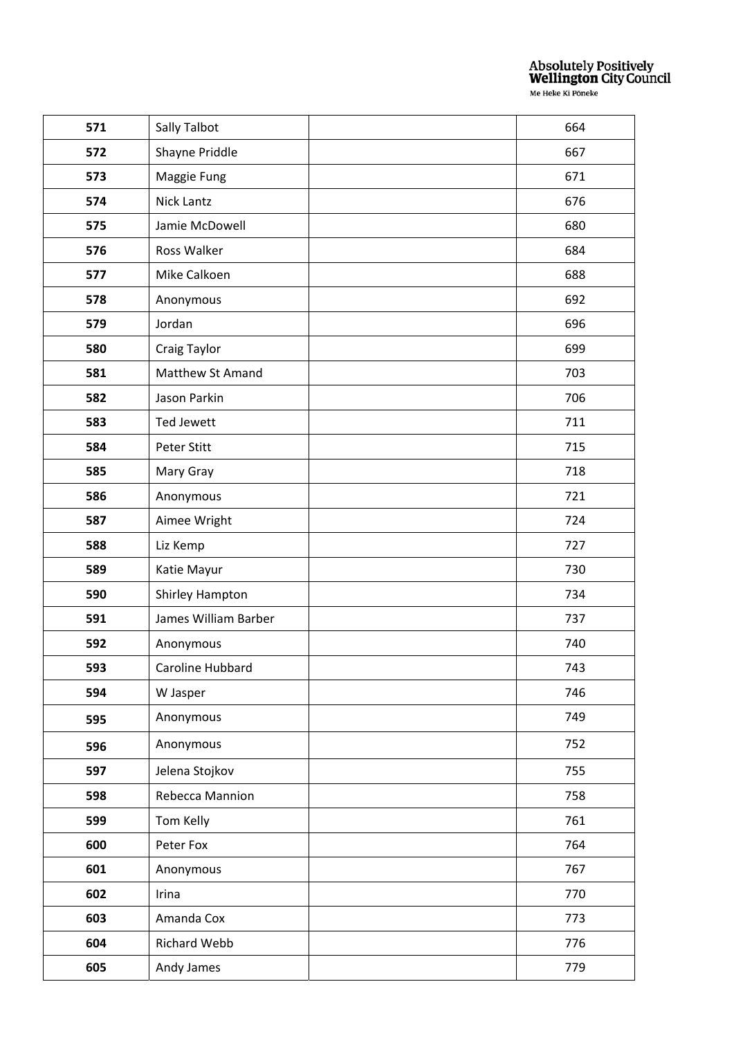| | | | |
|---|---|---|---|
| **571** | Sally Talbot | | 664 |
| **572** | Shayne Priddle | | 667 |
| **573** | Maggie Fung | | 671 |
| **574** | Nick Lantz | | 676 |
| **575** | Jamie McDowell | | 680 |
| **576** | Ross Walker | | 684 |
| **577** | Mike Calkoen | | 688 |
| **578** | Anonymous | | 692 |
| **579** | Jordan | | 696 |
| **580** | Craig Taylor | | 699 |
| **581** | Matthew St Amand | | 703 |
| **582** | Jason Parkin | | 706 |
| **583** | Ted Jewett | | 711 |
| **584** | Peter Stitt | | 715 |
| **585** | Mary Gray | | 718 |
| **586** | Anonymous | | 721 |
| **587** | Aimee Wright | | 724 |
| **588** | Liz Kemp | | 727 |
| **589** | Katie Mayur | | 730 |
| **590** | Shirley Hampton | | 734 |
| **591** | James William Barber | | 737 |
| **592** | Anonymous | | 740 |
| **593** | Caroline Hubbard | | 743 |
| **594** | W Jasper | | 746 |
| **595** | Anonymous | | 749 |
| **596** | Anonymous | | 752 |
| **597** | Jelena Stojkov | | 755 |
| **598** | Rebecca Mannion | | 758 |
| **599** | Tom Kelly | | 761 |
| **600** | Peter Fox | | 764 |
| **601** | Anonymous | | 767 |
| **602** | Irina | | 770 |
| **603** | Amanda Cox | | 773 |
| **604** | Richard Webb | | 776 |
| **605** | Andy James | | 779 |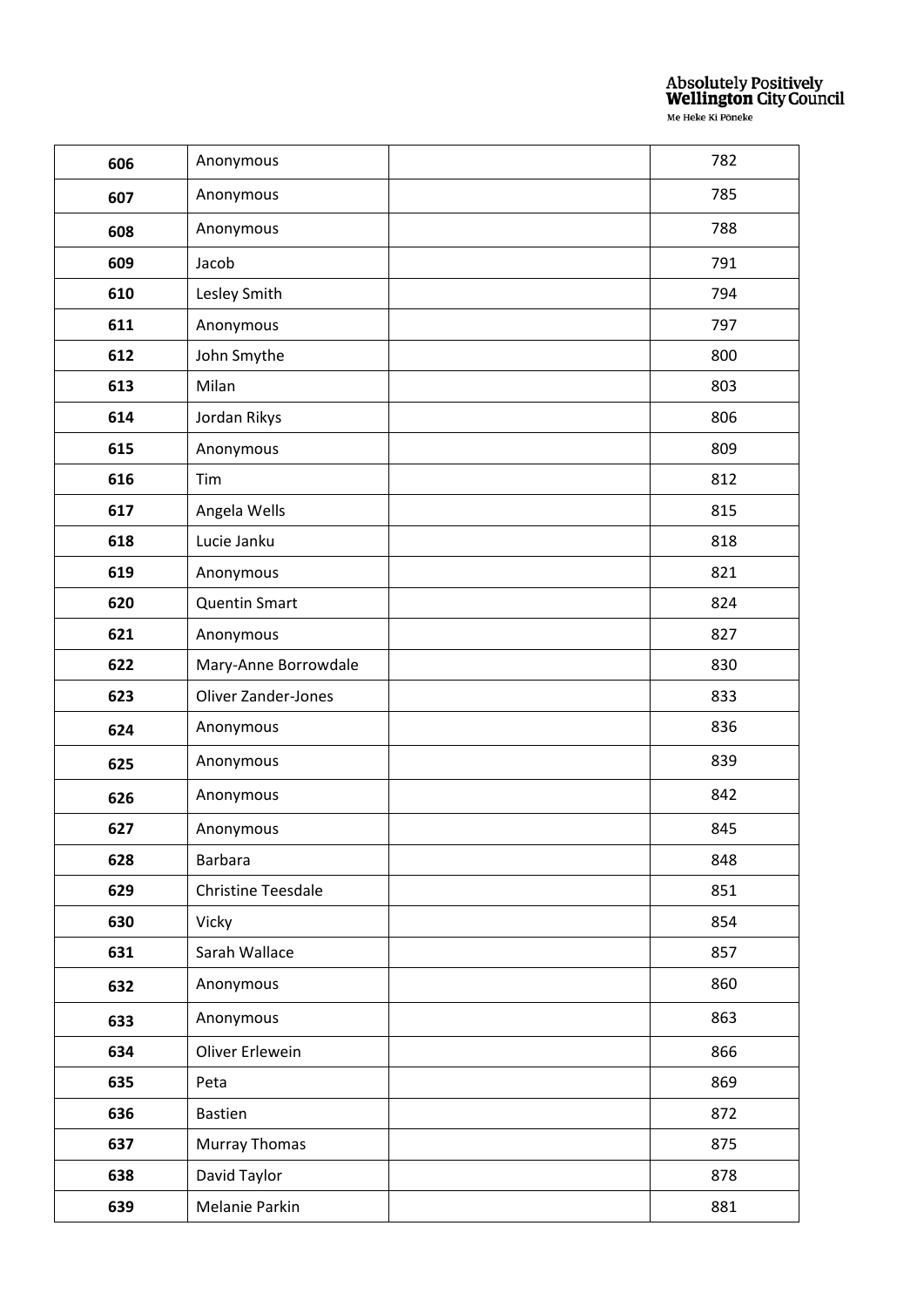| 606 | Anonymous | | 782 |
|---|---|---|---|
| 607 | Anonymous | | 785 |
| 608 | Anonymous | | 788 |
| 609 | Jacob | | 791 |
| 610 | Lesley Smith | | 794 |
| 611 | Anonymous | | 797 |
| 612 | John Smythe | | 800 |
| 613 | Milan | | 803 |
| 614 | Jordan Rikys | | 806 |
| 615 | Anonymous | | 809 |
| 616 | Tim | | 812 |
| 617 | Angela Wells | | 815 |
| 618 | Lucie Janku | | 818 |
| 619 | Anonymous | | 821 |
| 620 | Quentin Smart | | 824 |
| 621 | Anonymous | | 827 |
| 622 | Mary-Anne Borrowdale | | 830 |
| 623 | Oliver Zander-Jones | | 833 |
| 624 | Anonymous | | 836 |
| 625 | Anonymous | | 839 |
| 626 | Anonymous | | 842 |
| 627 | Anonymous | | 845 |
| 628 | Barbara | | 848 |
| 629 | Christine Teesdale | | 851 |
| 630 | Vicky | | 854 |
| 631 | Sarah Wallace | | 857 |
| 632 | Anonymous | | 860 |
| 633 | Anonymous | | 863 |
| 634 | Oliver Erlewein | | 866 |
| 635 | Peta | | 869 |
| 636 | Bastien | | 872 |
| 637 | Murray Thomas | | 875 |
| 638 | David Taylor | | 878 |
| 639 | Melanie Parkin | | 881 |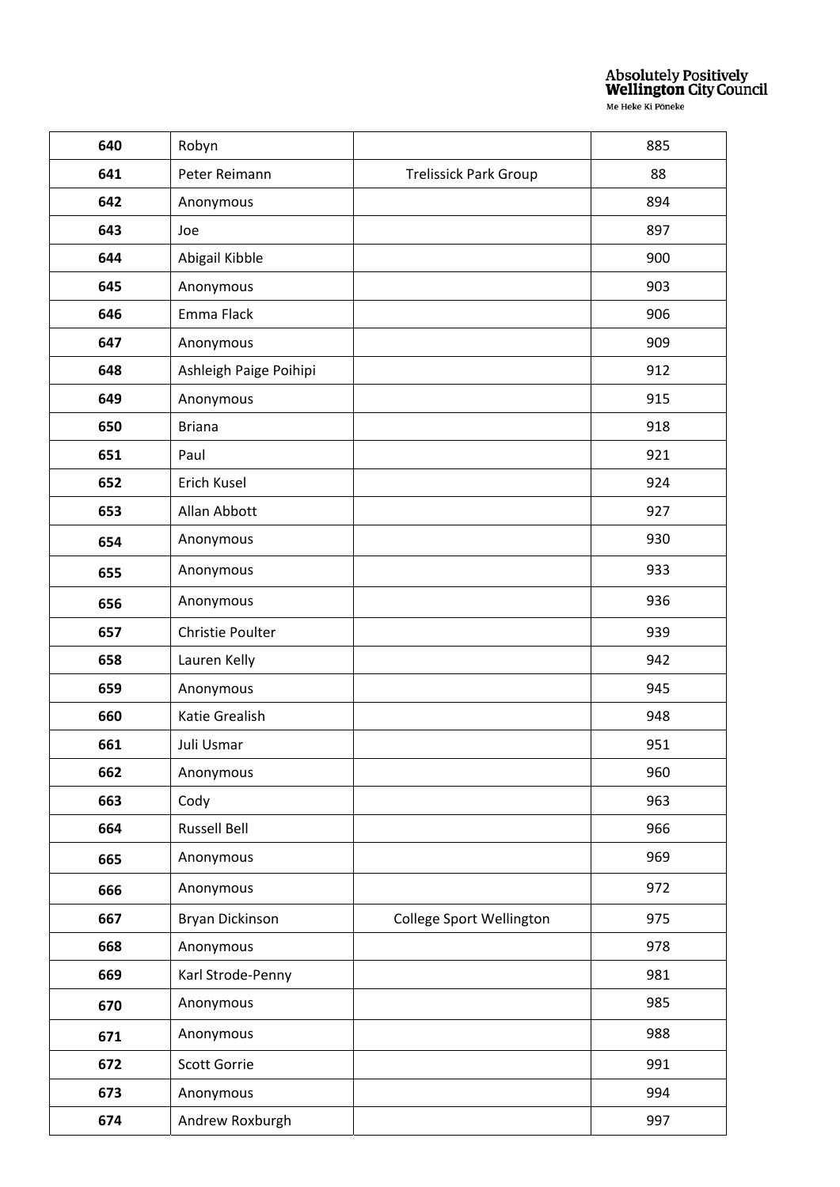| 640 | Robyn | | 885 |
|---|---|---|---|
| 641 | Peter Reimann | Trelissick Park Group | 88 |
| 642 | Anonymous | | 894 |
| 643 | Joe | | 897 |
| 644 | Abigail Kibble | | 900 |
| 645 | Anonymous | | 903 |
| 646 | Emma Flack | | 906 |
| 647 | Anonymous | | 909 |
| 648 | Ashleigh Paige Poihipi | | 912 |
| 649 | Anonymous | | 915 |
| 650 | Briana | | 918 |
| 651 | Paul | | 921 |
| 652 | Erich Kusel | | 924 |
| 653 | Allan Abbott | | 927 |
| 654 | Anonymous | | 930 |
| 655 | Anonymous | | 933 |
| 656 | Anonymous | | 936 |
| 657 | Christie Poulter | | 939 |
| 658 | Lauren Kelly | | 942 |
| 659 | Anonymous | | 945 |
| 660 | Katie Grealish | | 948 |
| 661 | Juli Usmar | | 951 |
| 662 | Anonymous | | 960 |
| 663 | Cody | | 963 |
| 664 | Russell Bell | | 966 |
| 665 | Anonymous | | 969 |
| 666 | Anonymous | | 972 |
| 667 | Bryan Dickinson | College Sport Wellington | 975 |
| 668 | Anonymous | | 978 |
| 669 | Karl Strode-Penny | | 981 |
| 670 | Anonymous | | 985 |
| 671 | Anonymous | | 988 |
| 672 | Scott Gorrie | | 991 |
| 673 | Anonymous | | 994 |
| 674 | Andrew Roxburgh | | 997 |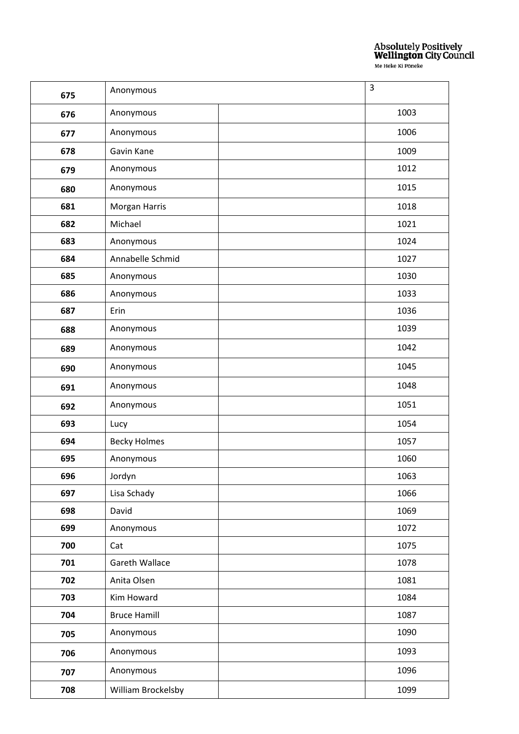| | | | |
|---|---|---|---|
| **675** | Anonymous | | 3 |
| **676** | Anonymous | | 1003 |
| **677** | Anonymous | | 1006 |
| **678** | Gavin Kane | | 1009 |
| **679** | Anonymous | | 1012 |
| **680** | Anonymous | | 1015 |
| **681** | Morgan Harris | | 1018 |
| **682** | Michael | | 1021 |
| **683** | Anonymous | | 1024 |
| **684** | Annabelle Schmid | | 1027 |
| **685** | Anonymous | | 1030 |
| **686** | Anonymous | | 1033 |
| **687** | Erin | | 1036 |
| **688** | Anonymous | | 1039 |
| **689** | Anonymous | | 1042 |
| **690** | Anonymous | | 1045 |
| **691** | Anonymous | | 1048 |
| **692** | Anonymous | | 1051 |
| **693** | Lucy | | 1054 |
| **694** | Becky Holmes | | 1057 |
| **695** | Anonymous | | 1060 |
| **696** | Jordyn | | 1063 |
| **697** | Lisa Schady | | 1066 |
| **698** | David | | 1069 |
| **699** | Anonymous | | 1072 |
| **700** | Cat | | 1075 |
| **701** | Gareth Wallace | | 1078 |
| **702** | Anita Olsen | | 1081 |
| **703** | Kim Howard | | 1084 |
| **704** | Bruce Hamill | | 1087 |
| **705** | Anonymous | | 1090 |
| **706** | Anonymous | | 1093 |
| **707** | Anonymous | | 1096 |
| **708** | William Brockelsby | | 1099 |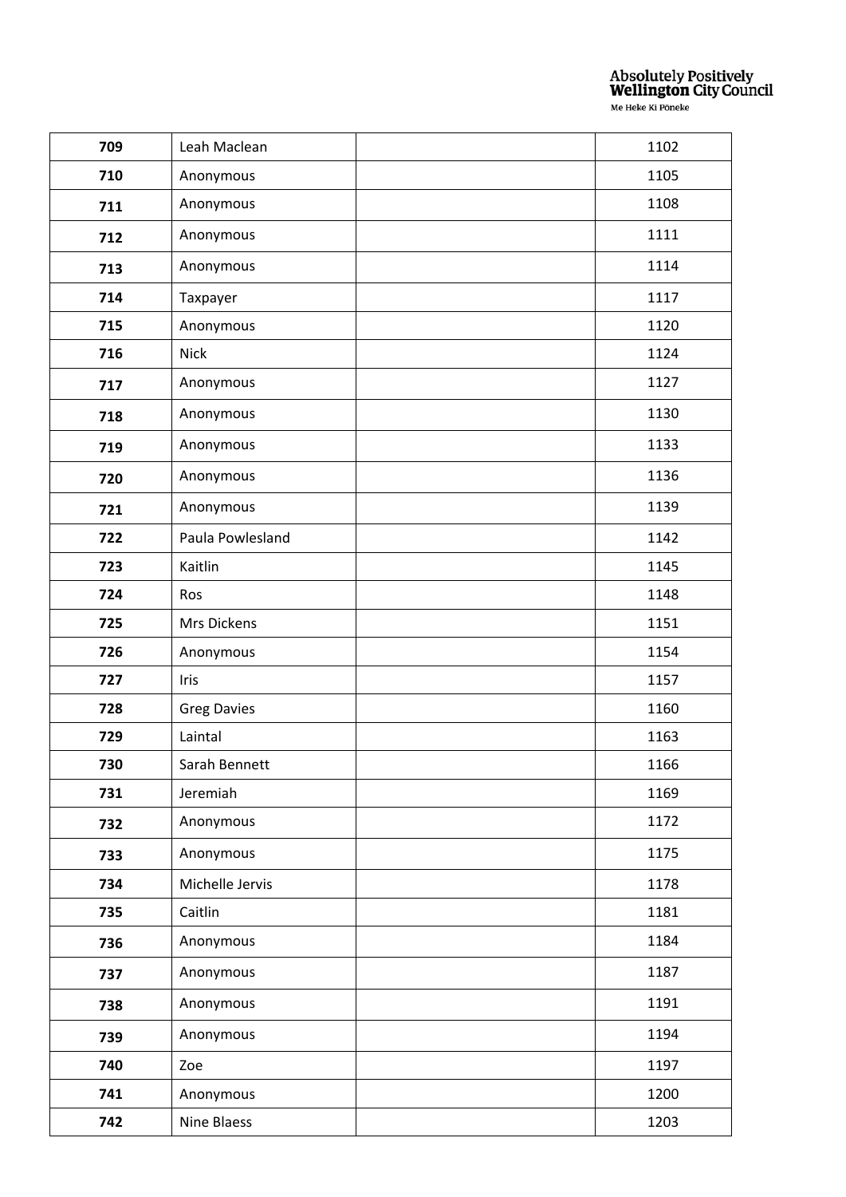| 709 | Leah Maclean | | 1102 |
|---|---|---|---|
| 710 | Anonymous | | 1105 |
| 711 | Anonymous | | 1108 |
| 712 | Anonymous | | 1111 |
| 713 | Anonymous | | 1114 |
| 714 | Taxpayer | | 1117 |
| 715 | Anonymous | | 1120 |
| 716 | Nick | | 1124 |
| 717 | Anonymous | | 1127 |
| 718 | Anonymous | | 1130 |
| 719 | Anonymous | | 1133 |
| 720 | Anonymous | | 1136 |
| 721 | Anonymous | | 1139 |
| 722 | Paula Powlesland | | 1142 |
| 723 | Kaitlin | | 1145 |
| 724 | Ros | | 1148 |
| 725 | Mrs Dickens | | 1151 |
| 726 | Anonymous | | 1154 |
| 727 | Iris | | 1157 |
| 728 | Greg Davies | | 1160 |
| 729 | Laintal | | 1163 |
| 730 | Sarah Bennett | | 1166 |
| 731 | Jeremiah | | 1169 |
| 732 | Anonymous | | 1172 |
| 733 | Anonymous | | 1175 |
| 734 | Michelle Jervis | | 1178 |
| 735 | Caitlin | | 1181 |
| 736 | Anonymous | | 1184 |
| 737 | Anonymous | | 1187 |
| 738 | Anonymous | | 1191 |
| 739 | Anonymous | | 1194 |
| 740 | Zoe | | 1197 |
| 741 | Anonymous | | 1200 |
| 742 | Nine Blaess | | 1203 |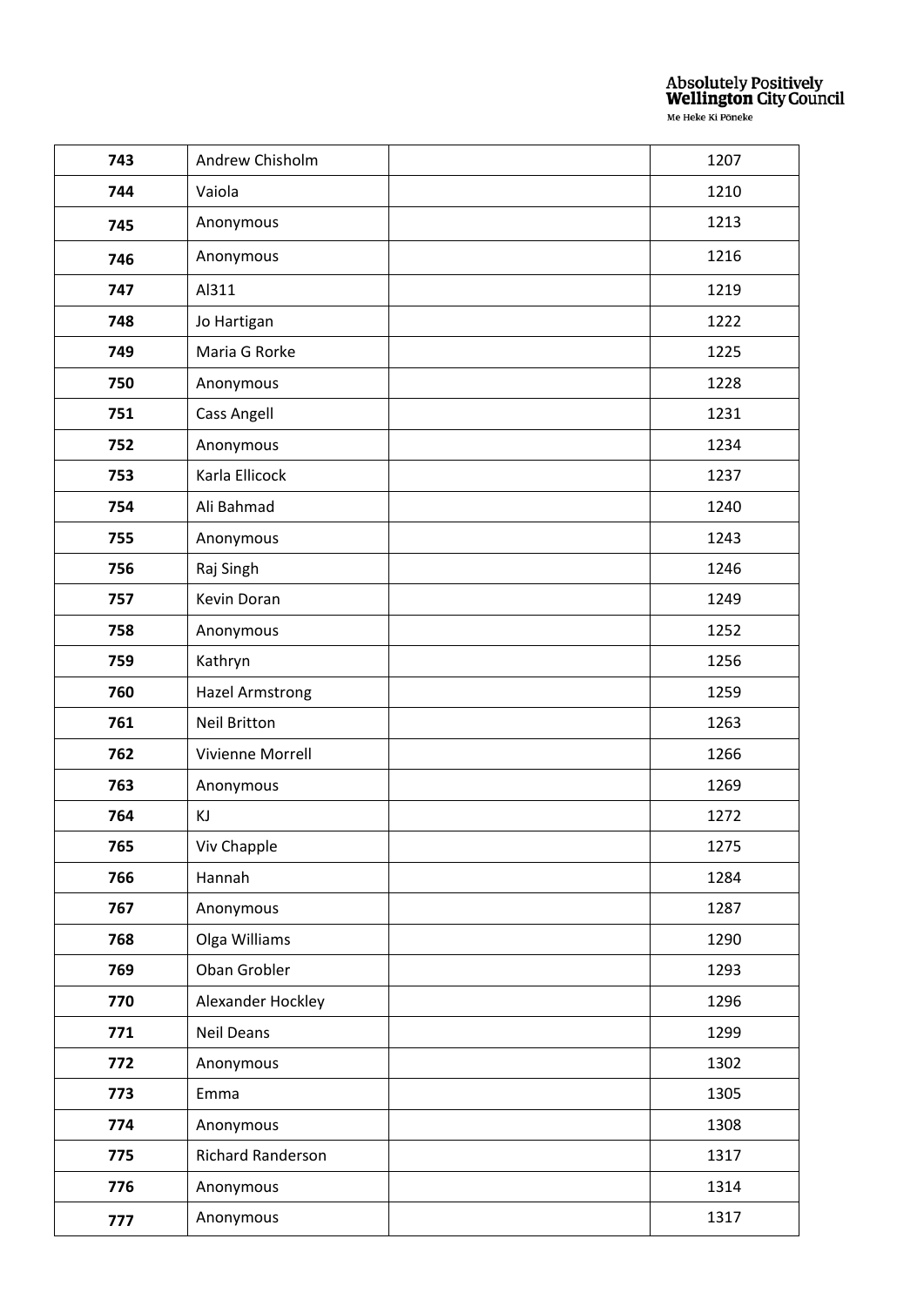| | | | |
|---|---|---|---|
| **743** | Andrew Chisholm | | 1207 |
| **744** | Vaiola | | 1210 |
| **745** | Anonymous | | 1213 |
| **746** | Anonymous | | 1216 |
| **747** | Al311 | | 1219 |
| **748** | Jo Hartigan | | 1222 |
| **749** | Maria G Rorke | | 1225 |
| **750** | Anonymous | | 1228 |
| **751** | Cass Angell | | 1231 |
| **752** | Anonymous | | 1234 |
| **753** | Karla Ellicock | | 1237 |
| **754** | Ali Bahmad | | 1240 |
| **755** | Anonymous | | 1243 |
| **756** | Raj Singh | | 1246 |
| **757** | Kevin Doran | | 1249 |
| **758** | Anonymous | | 1252 |
| **759** | Kathryn | | 1256 |
| **760** | Hazel Armstrong | | 1259 |
| **761** | Neil Britton | | 1263 |
| **762** | Vivienne Morrell | | 1266 |
| **763** | Anonymous | | 1269 |
| **764** | KJ | | 1272 |
| **765** | Viv Chapple | | 1275 |
| **766** | Hannah | | 1284 |
| **767** | Anonymous | | 1287 |
| **768** | Olga Williams | | 1290 |
| **769** | Oban Grobler | | 1293 |
| **770** | Alexander Hockley | | 1296 |
| **771** | Neil Deans | | 1299 |
| **772** | Anonymous | | 1302 |
| **773** | Emma | | 1305 |
| **774** | Anonymous | | 1308 |
| **775** | Richard Randerson | | 1317 |
| **776** | Anonymous | | 1314 |
| **777** | Anonymous | | 1317 |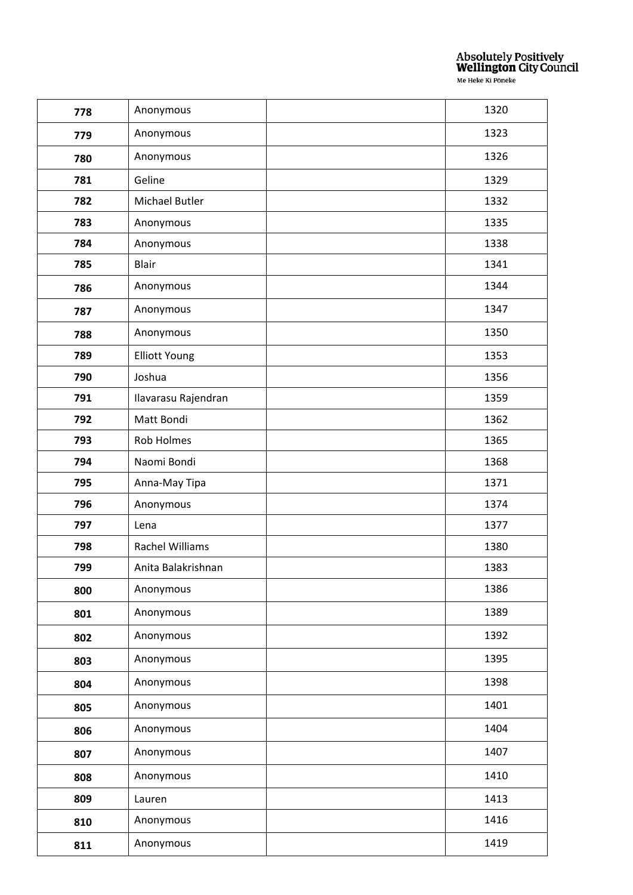| | | | |
|---|---|---|---|
| **778** | Anonymous | | 1320 |
| **779** | Anonymous | | 1323 |
| **780** | Anonymous | | 1326 |
| **781** | Geline | | 1329 |
| **782** | Michael Butler | | 1332 |
| **783** | Anonymous | | 1335 |
| **784** | Anonymous | | 1338 |
| **785** | Blair | | 1341 |
| **786** | Anonymous | | 1344 |
| **787** | Anonymous | | 1347 |
| **788** | Anonymous | | 1350 |
| **789** | Elliott Young | | 1353 |
| **790** | Joshua | | 1356 |
| **791** | Ilavarasu Rajendran | | 1359 |
| **792** | Matt Bondi | | 1362 |
| **793** | Rob Holmes | | 1365 |
| **794** | Naomi Bondi | | 1368 |
| **795** | Anna-May Tipa | | 1371 |
| **796** | Anonymous | | 1374 |
| **797** | Lena | | 1377 |
| **798** | Rachel Williams | | 1380 |
| **799** | Anita Balakrishnan | | 1383 |
| **800** | Anonymous | | 1386 |
| **801** | Anonymous | | 1389 |
| **802** | Anonymous | | 1392 |
| **803** | Anonymous | | 1395 |
| **804** | Anonymous | | 1398 |
| **805** | Anonymous | | 1401 |
| **806** | Anonymous | | 1404 |
| **807** | Anonymous | | 1407 |
| **808** | Anonymous | | 1410 |
| **809** | Lauren | | 1413 |
| **810** | Anonymous | | 1416 |
| **811** | Anonymous | | 1419 |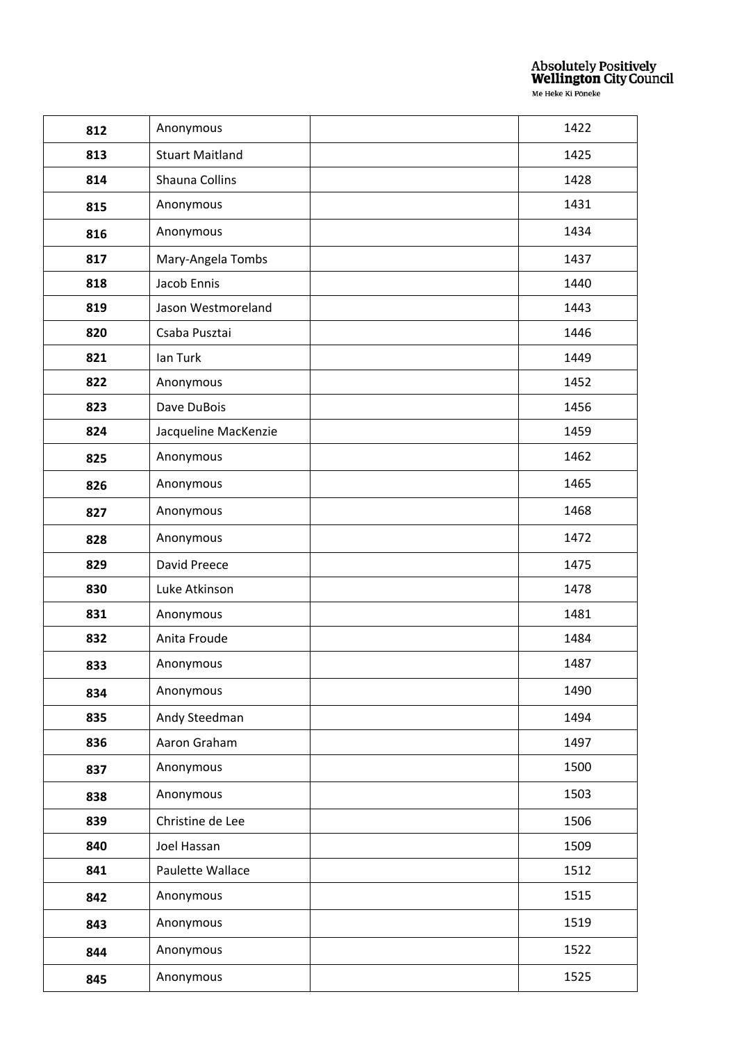| **812** | Anonymous | | 1422 |
|---|---|---|---|
| **813** | Stuart Maitland | | 1425 |
| **814** | Shauna Collins | | 1428 |
| **815** | Anonymous | | 1431 |
| **816** | Anonymous | | 1434 |
| **817** | Mary-Angela Tombs | | 1437 |
| **818** | Jacob Ennis | | 1440 |
| **819** | Jason Westmoreland | | 1443 |
| **820** | Csaba Pusztai | | 1446 |
| **821** | Ian Turk | | 1449 |
| **822** | Anonymous | | 1452 |
| **823** | Dave DuBois | | 1456 |
| **824** | Jacqueline MacKenzie | | 1459 |
| **825** | Anonymous | | 1462 |
| **826** | Anonymous | | 1465 |
| **827** | Anonymous | | 1468 |
| **828** | Anonymous | | 1472 |
| **829** | David Preece | | 1475 |
| **830** | Luke Atkinson | | 1478 |
| **831** | Anonymous | | 1481 |
| **832** | Anita Froude | | 1484 |
| **833** | Anonymous | | 1487 |
| **834** | Anonymous | | 1490 |
| **835** | Andy Steedman | | 1494 |
| **836** | Aaron Graham | | 1497 |
| **837** | Anonymous | | 1500 |
| **838** | Anonymous | | 1503 |
| **839** | Christine de Lee | | 1506 |
| **840** | Joel Hassan | | 1509 |
| **841** | Paulette Wallace | | 1512 |
| **842** | Anonymous | | 1515 |
| **843** | Anonymous | | 1519 |
| **844** | Anonymous | | 1522 |
| **845** | Anonymous | | 1525 |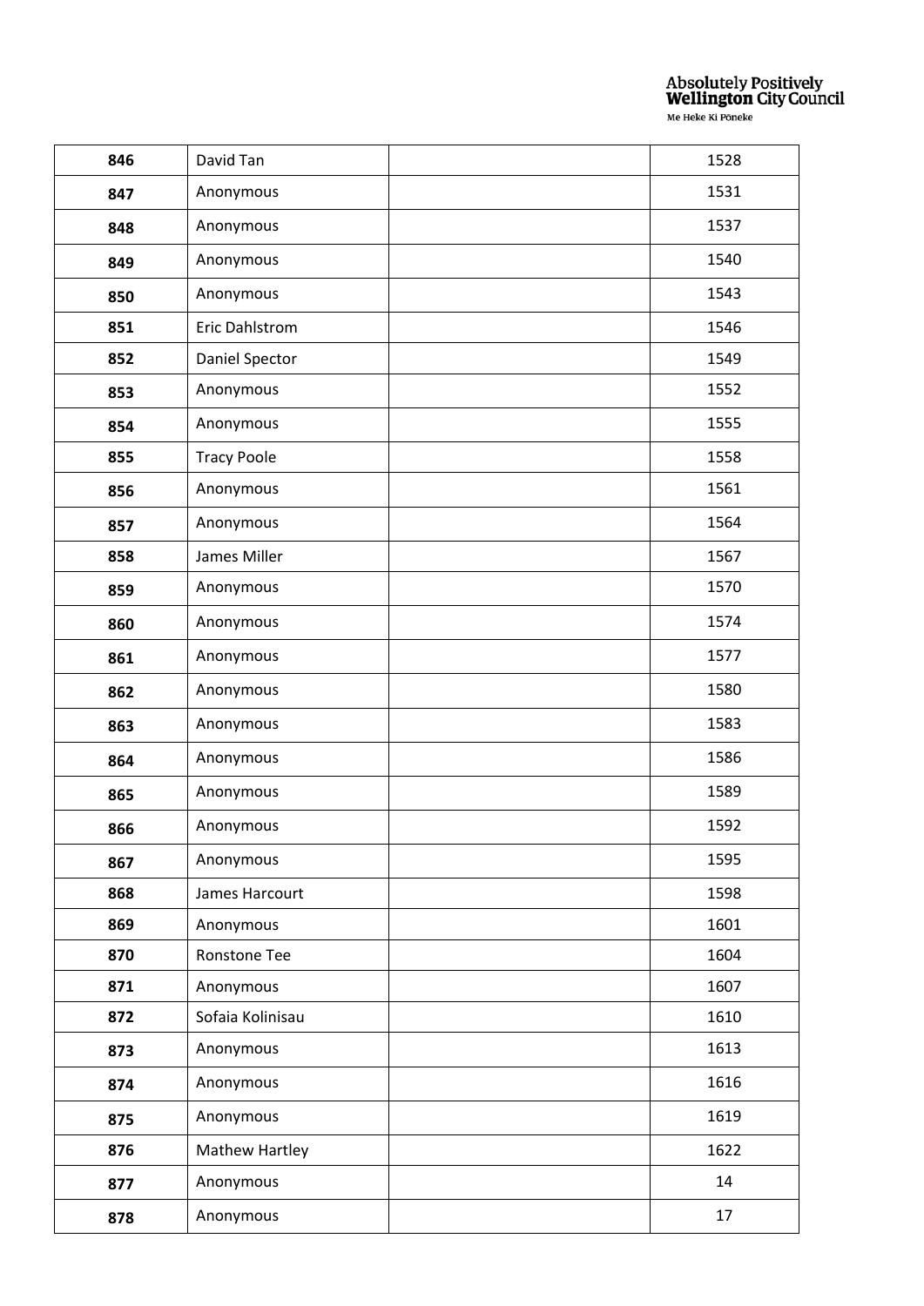| 846 | David Tan | | 1528 |
|---|---|---|---|
| 847 | Anonymous | | 1531 |
| 848 | Anonymous | | 1537 |
| 849 | Anonymous | | 1540 |
| 850 | Anonymous | | 1543 |
| 851 | Eric Dahlstrom | | 1546 |
| 852 | Daniel Spector | | 1549 |
| 853 | Anonymous | | 1552 |
| 854 | Anonymous | | 1555 |
| 855 | Tracy Poole | | 1558 |
| 856 | Anonymous | | 1561 |
| 857 | Anonymous | | 1564 |
| 858 | James Miller | | 1567 |
| 859 | Anonymous | | 1570 |
| 860 | Anonymous | | 1574 |
| 861 | Anonymous | | 1577 |
| 862 | Anonymous | | 1580 |
| 863 | Anonymous | | 1583 |
| 864 | Anonymous | | 1586 |
| 865 | Anonymous | | 1589 |
| 866 | Anonymous | | 1592 |
| 867 | Anonymous | | 1595 |
| 868 | James Harcourt | | 1598 |
| 869 | Anonymous | | 1601 |
| 870 | Ronstone Tee | | 1604 |
| 871 | Anonymous | | 1607 |
| 872 | Sofaia Kolinisau | | 1610 |
| 873 | Anonymous | | 1613 |
| 874 | Anonymous | | 1616 |
| 875 | Anonymous | | 1619 |
| 876 | Mathew Hartley | | 1622 |
| 877 | Anonymous | | 14 |
| 878 | Anonymous | | 17 |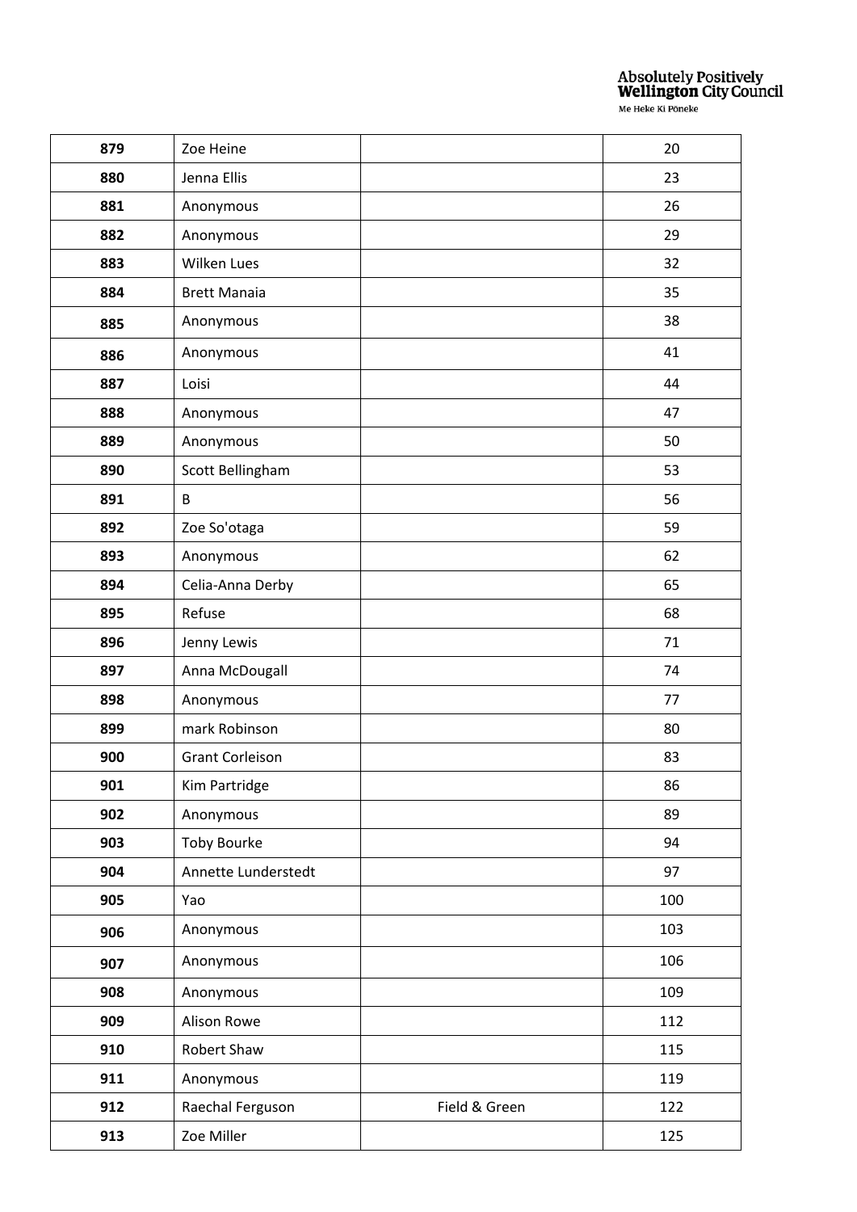| | | | |
|---|---|---|---|
| **879** | Zoe Heine | | 20 |
| **880** | Jenna Ellis | | 23 |
| **881** | Anonymous | | 26 |
| **882** | Anonymous | | 29 |
| **883** | Wilken Lues | | 32 |
| **884** | Brett Manaia | | 35 |
| **885** | Anonymous | | 38 |
| **886** | Anonymous | | 41 |
| **887** | Loisi | | 44 |
| **888** | Anonymous | | 47 |
| **889** | Anonymous | | 50 |
| **890** | Scott Bellingham | | 53 |
| **891** | B | | 56 |
| **892** | Zoe So'otaga | | 59 |
| **893** | Anonymous | | 62 |
| **894** | Celia-Anna Derby | | 65 |
| **895** | Refuse | | 68 |
| **896** | Jenny Lewis | | 71 |
| **897** | Anna McDougall | | 74 |
| **898** | Anonymous | | 77 |
| **899** | mark Robinson | | 80 |
| **900** | Grant Corleison | | 83 |
| **901** | Kim Partridge | | 86 |
| **902** | Anonymous | | 89 |
| **903** | Toby Bourke | | 94 |
| **904** | Annette Lunderstedt | | 97 |
| **905** | Yao | | 100 |
| **906** | Anonymous | | 103 |
| **907** | Anonymous | | 106 |
| **908** | Anonymous | | 109 |
| **909** | Alison Rowe | | 112 |
| **910** | Robert Shaw | | 115 |
| **911** | Anonymous | | 119 |
| **912** | Raechal Ferguson | Field & Green | 122 |
| **913** | Zoe Miller | | 125 |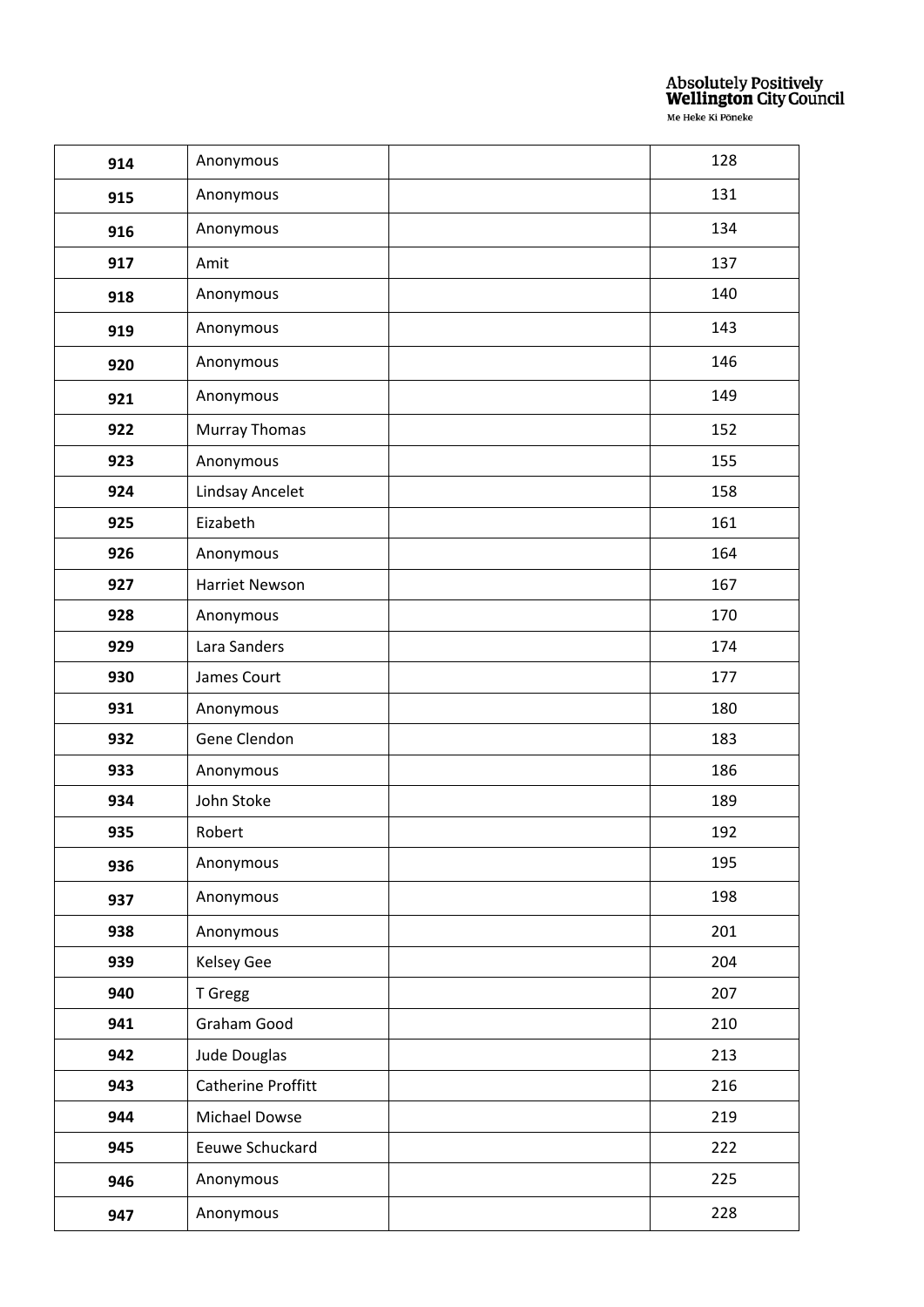| | | | |
|---|---|---|---|
| **914** | Anonymous | | 128 |
| **915** | Anonymous | | 131 |
| **916** | Anonymous | | 134 |
| **917** | Amit | | 137 |
| **918** | Anonymous | | 140 |
| **919** | Anonymous | | 143 |
| **920** | Anonymous | | 146 |
| **921** | Anonymous | | 149 |
| **922** | Murray Thomas | | 152 |
| **923** | Anonymous | | 155 |
| **924** | Lindsay Ancelet | | 158 |
| **925** | Eizabeth | | 161 |
| **926** | Anonymous | | 164 |
| **927** | Harriet Newson | | 167 |
| **928** | Anonymous | | 170 |
| **929** | Lara Sanders | | 174 |
| **930** | James Court | | 177 |
| **931** | Anonymous | | 180 |
| **932** | Gene Clendon | | 183 |
| **933** | Anonymous | | 186 |
| **934** | John Stoke | | 189 |
| **935** | Robert | | 192 |
| **936** | Anonymous | | 195 |
| **937** | Anonymous | | 198 |
| **938** | Anonymous | | 201 |
| **939** | Kelsey Gee | | 204 |
| **940** | T Gregg | | 207 |
| **941** | Graham Good | | 210 |
| **942** | Jude Douglas | | 213 |
| **943** | Catherine Proffitt | | 216 |
| **944** | Michael Dowse | | 219 |
| **945** | Eeuwe Schuckard | | 222 |
| **946** | Anonymous | | 225 |
| **947** | Anonymous | | 228 |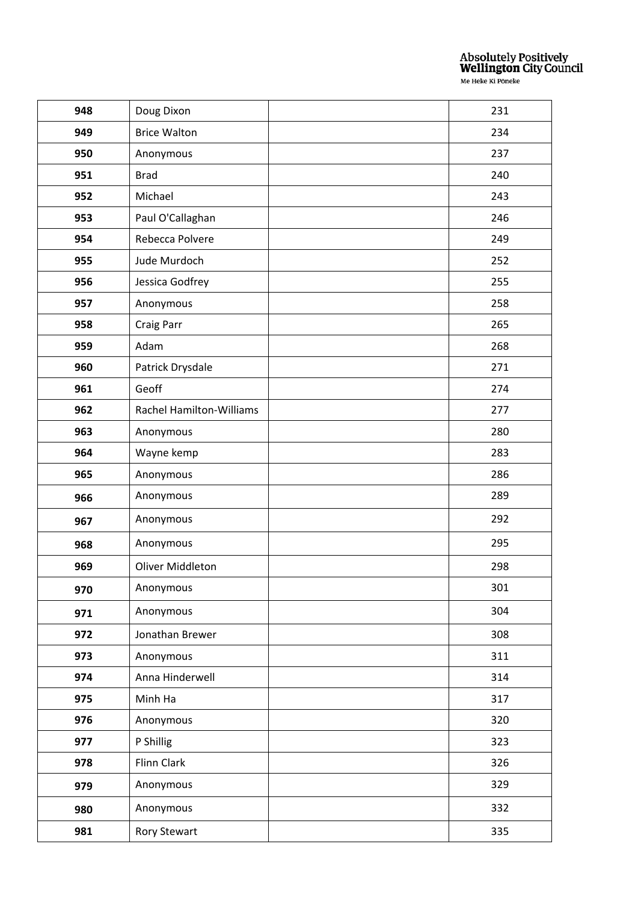| | | | |
|---|---|---|---|
| **948** | Doug Dixon | | 231 |
| **949** | Brice Walton | | 234 |
| **950** | Anonymous | | 237 |
| **951** | Brad | | 240 |
| **952** | Michael | | 243 |
| **953** | Paul O'Callaghan | | 246 |
| **954** | Rebecca Polvere | | 249 |
| **955** | Jude Murdoch | | 252 |
| **956** | Jessica Godfrey | | 255 |
| **957** | Anonymous | | 258 |
| **958** | Craig Parr | | 265 |
| **959** | Adam | | 268 |
| **960** | Patrick Drysdale | | 271 |
| **961** | Geoff | | 274 |
| **962** | Rachel Hamilton-Williams | | 277 |
| **963** | Anonymous | | 280 |
| **964** | Wayne kemp | | 283 |
| **965** | Anonymous | | 286 |
| **966** | Anonymous | | 289 |
| **967** | Anonymous | | 292 |
| **968** | Anonymous | | 295 |
| **969** | Oliver Middleton | | 298 |
| **970** | Anonymous | | 301 |
| **971** | Anonymous | | 304 |
| **972** | Jonathan Brewer | | 308 |
| **973** | Anonymous | | 311 |
| **974** | Anna Hinderwell | | 314 |
| **975** | Minh Ha | | 317 |
| **976** | Anonymous | | 320 |
| **977** | P Shillig | | 323 |
| **978** | Flinn Clark | | 326 |
| **979** | Anonymous | | 329 |
| **980** | Anonymous | | 332 |
| **981** | Rory Stewart | | 335 |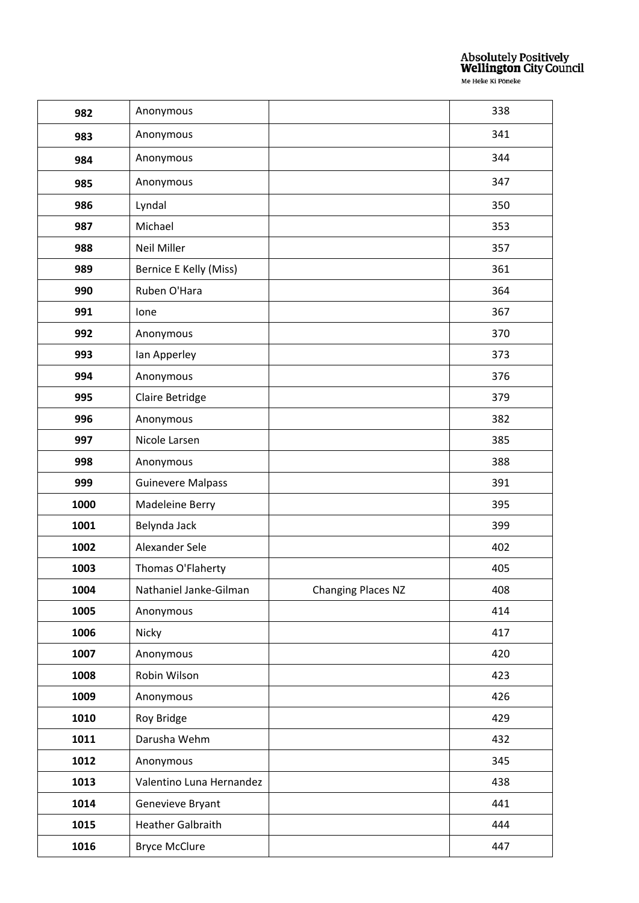| | | | |
|---|---|---|---|
| **982** | Anonymous | | 338 |
| **983** | Anonymous | | 341 |
| **984** | Anonymous | | 344 |
| **985** | Anonymous | | 347 |
| **986** | Lyndal | | 350 |
| **987** | Michael | | 353 |
| **988** | Neil Miller | | 357 |
| **989** | Bernice E Kelly (Miss) | | 361 |
| **990** | Ruben O'Hara | | 364 |
| **991** | Ione | | 367 |
| **992** | Anonymous | | 370 |
| **993** | Ian Apperley | | 373 |
| **994** | Anonymous | | 376 |
| **995** | Claire Betridge | | 379 |
| **996** | Anonymous | | 382 |
| **997** | Nicole Larsen | | 385 |
| **998** | Anonymous | | 388 |
| **999** | Guinevere Malpass | | 391 |
| **1000** | Madeleine Berry | | 395 |
| **1001** | Belynda Jack | | 399 |
| **1002** | Alexander Sele | | 402 |
| **1003** | Thomas O'Flaherty | | 405 |
| **1004** | Nathaniel Janke-Gilman | Changing Places NZ | 408 |
| **1005** | Anonymous | | 414 |
| **1006** | Nicky | | 417 |
| **1007** | Anonymous | | 420 |
| **1008** | Robin Wilson | | 423 |
| **1009** | Anonymous | | 426 |
| **1010** | Roy Bridge | | 429 |
| **1011** | Darusha Wehm | | 432 |
| **1012** | Anonymous | | 345 |
| **1013** | Valentino Luna Hernandez | | 438 |
| **1014** | Genevieve Bryant | | 441 |
| **1015** | Heather Galbraith | | 444 |
| **1016** | Bryce McClure | | 447 |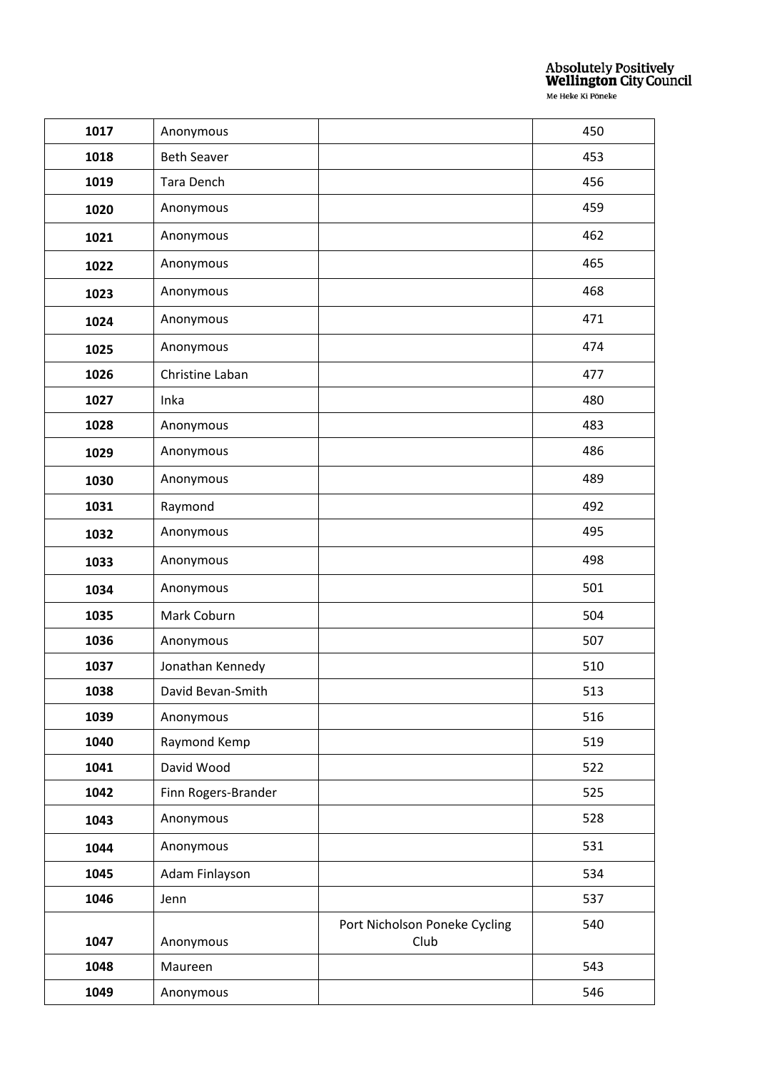| 1017 | Anonymous | | 450 |
|---|---|---|---|
| 1018 | Beth Seaver | | 453 |
| 1019 | Tara Dench | | 456 |
| 1020 | Anonymous | | 459 |
| 1021 | Anonymous | | 462 |
| 1022 | Anonymous | | 465 |
| 1023 | Anonymous | | 468 |
| 1024 | Anonymous | | 471 |
| 1025 | Anonymous | | 474 |
| 1026 | Christine Laban | | 477 |
| 1027 | Inka | | 480 |
| 1028 | Anonymous | | 483 |
| 1029 | Anonymous | | 486 |
| 1030 | Anonymous | | 489 |
| 1031 | Raymond | | 492 |
| 1032 | Anonymous | | 495 |
| 1033 | Anonymous | | 498 |
| 1034 | Anonymous | | 501 |
| 1035 | Mark Coburn | | 504 |
| 1036 | Anonymous | | 507 |
| 1037 | Jonathan Kennedy | | 510 |
| 1038 | David Bevan-Smith | | 513 |
| 1039 | Anonymous | | 516 |
| 1040 | Raymond Kemp | | 519 |
| 1041 | David Wood | | 522 |
| 1042 | Finn Rogers-Brander | | 525 |
| 1043 | Anonymous | | 528 |
| 1044 | Anonymous | | 531 |
| 1045 | Adam Finlayson | | 534 |
| 1046 | Jenn | | 537 |
| 1047 | Anonymous | Port Nicholson Poneke Cycling Club | 540 |
| 1048 | Maureen | | 543 |
| 1049 | Anonymous | | 546 |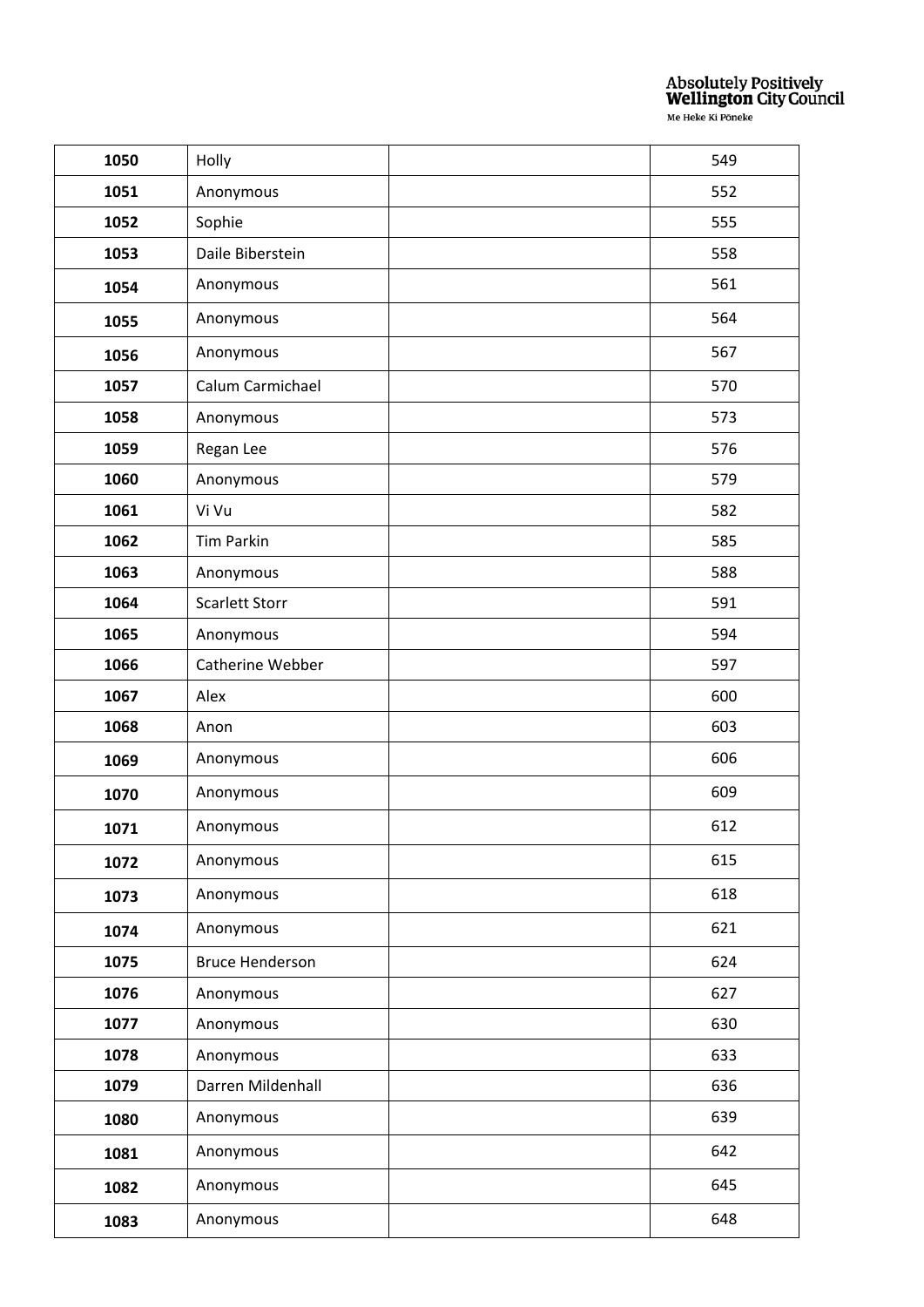| 1050 | Holly | | 549 |
|---|---|---|---|
| 1051 | Anonymous | | 552 |
| 1052 | Sophie | | 555 |
| 1053 | Daile Biberstein | | 558 |
| 1054 | Anonymous | | 561 |
| 1055 | Anonymous | | 564 |
| 1056 | Anonymous | | 567 |
| 1057 | Calum Carmichael | | 570 |
| 1058 | Anonymous | | 573 |
| 1059 | Regan Lee | | 576 |
| 1060 | Anonymous | | 579 |
| 1061 | Vi Vu | | 582 |
| 1062 | Tim Parkin | | 585 |
| 1063 | Anonymous | | 588 |
| 1064 | Scarlett Storr | | 591 |
| 1065 | Anonymous | | 594 |
| 1066 | Catherine Webber | | 597 |
| 1067 | Alex | | 600 |
| 1068 | Anon | | 603 |
| 1069 | Anonymous | | 606 |
| 1070 | Anonymous | | 609 |
| 1071 | Anonymous | | 612 |
| 1072 | Anonymous | | 615 |
| 1073 | Anonymous | | 618 |
| 1074 | Anonymous | | 621 |
| 1075 | Bruce Henderson | | 624 |
| 1076 | Anonymous | | 627 |
| 1077 | Anonymous | | 630 |
| 1078 | Anonymous | | 633 |
| 1079 | Darren Mildenhall | | 636 |
| 1080 | Anonymous | | 639 |
| 1081 | Anonymous | | 642 |
| 1082 | Anonymous | | 645 |
| 1083 | Anonymous | | 648 |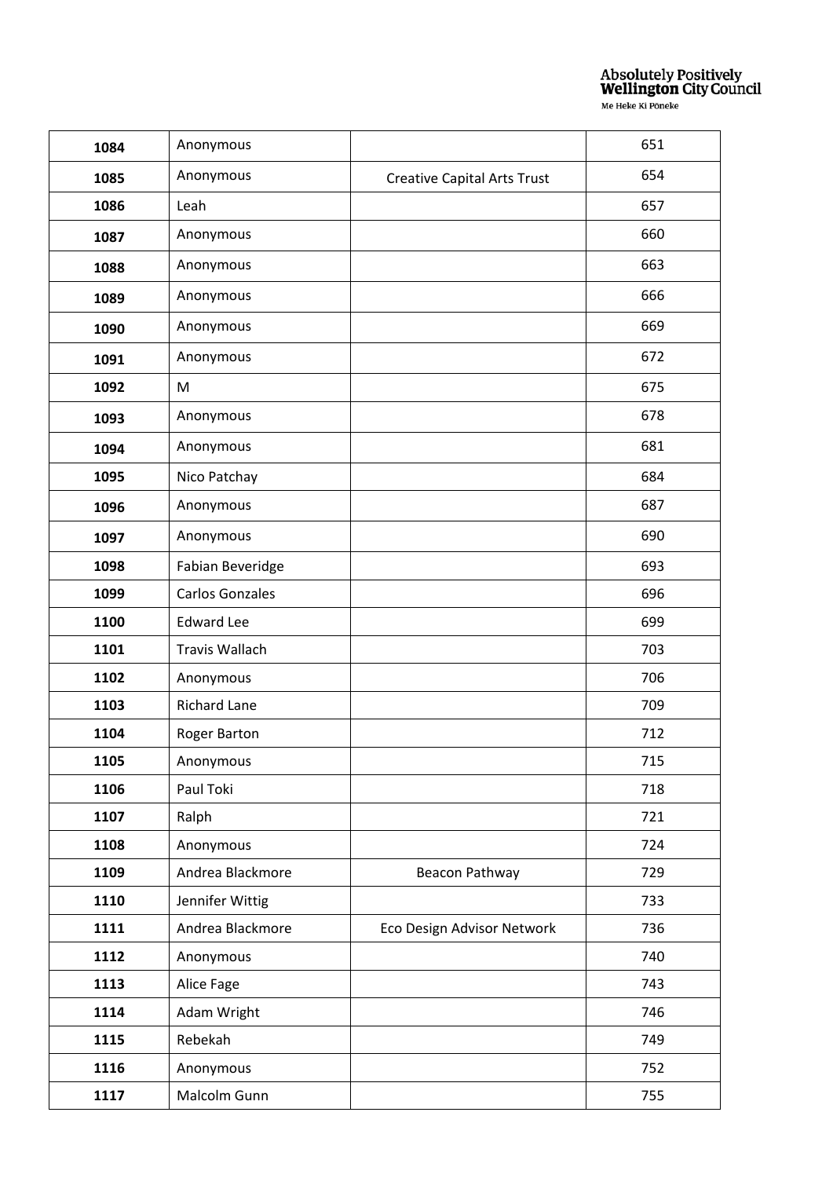| 1084 | Anonymous | | 651 |
|---|---|---|---|
| 1085 | Anonymous | Creative Capital Arts Trust | 654 |
| 1086 | Leah | | 657 |
| 1087 | Anonymous | | 660 |
| 1088 | Anonymous | | 663 |
| 1089 | Anonymous | | 666 |
| 1090 | Anonymous | | 669 |
| 1091 | Anonymous | | 672 |
| 1092 | M | | 675 |
| 1093 | Anonymous | | 678 |
| 1094 | Anonymous | | 681 |
| 1095 | Nico Patchay | | 684 |
| 1096 | Anonymous | | 687 |
| 1097 | Anonymous | | 690 |
| 1098 | Fabian Beveridge | | 693 |
| 1099 | Carlos Gonzales | | 696 |
| 1100 | Edward Lee | | 699 |
| 1101 | Travis Wallach | | 703 |
| 1102 | Anonymous | | 706 |
| 1103 | Richard Lane | | 709 |
| 1104 | Roger Barton | | 712 |
| 1105 | Anonymous | | 715 |
| 1106 | Paul Toki | | 718 |
| 1107 | Ralph | | 721 |
| 1108 | Anonymous | | 724 |
| 1109 | Andrea Blackmore | Beacon Pathway | 729 |
| 1110 | Jennifer Wittig | | 733 |
| 1111 | Andrea Blackmore | Eco Design Advisor Network | 736 |
| 1112 | Anonymous | | 740 |
| 1113 | Alice Fage | | 743 |
| 1114 | Adam Wright | | 746 |
| 1115 | Rebekah | | 749 |
| 1116 | Anonymous | | 752 |
| 1117 | Malcolm Gunn | | 755 |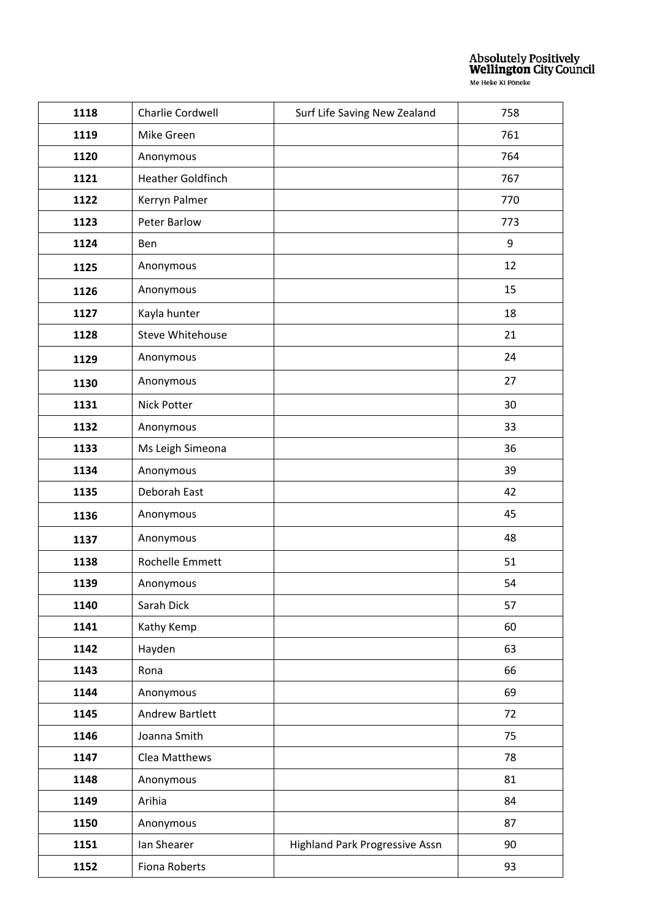| 1118 | Charlie Cordwell | Surf Life Saving New Zealand | 758 |
|---|---|---|---|
| 1119 | Mike Green | | 761 |
| 1120 | Anonymous | | 764 |
| 1121 | Heather Goldfinch | | 767 |
| 1122 | Kerryn Palmer | | 770 |
| 1123 | Peter Barlow | | 773 |
| 1124 | Ben | | 9 |
| 1125 | Anonymous | | 12 |
| 1126 | Anonymous | | 15 |
| 1127 | Kayla hunter | | 18 |
| 1128 | Steve Whitehouse | | 21 |
| 1129 | Anonymous | | 24 |
| 1130 | Anonymous | | 27 |
| 1131 | Nick Potter | | 30 |
| 1132 | Anonymous | | 33 |
| 1133 | Ms Leigh Simeona | | 36 |
| 1134 | Anonymous | | 39 |
| 1135 | Deborah East | | 42 |
| 1136 | Anonymous | | 45 |
| 1137 | Anonymous | | 48 |
| 1138 | Rochelle Emmett | | 51 |
| 1139 | Anonymous | | 54 |
| 1140 | Sarah Dick | | 57 |
| 1141 | Kathy Kemp | | 60 |
| 1142 | Hayden | | 63 |
| 1143 | Rona | | 66 |
| 1144 | Anonymous | | 69 |
| 1145 | Andrew Bartlett | | 72 |
| 1146 | Joanna Smith | | 75 |
| 1147 | Clea Matthews | | 78 |
| 1148 | Anonymous | | 81 |
| 1149 | Arihia | | 84 |
| 1150 | Anonymous | | 87 |
| 1151 | Ian Shearer | Highland Park Progressive Assn | 90 |
| 1152 | Fiona Roberts | | 93 |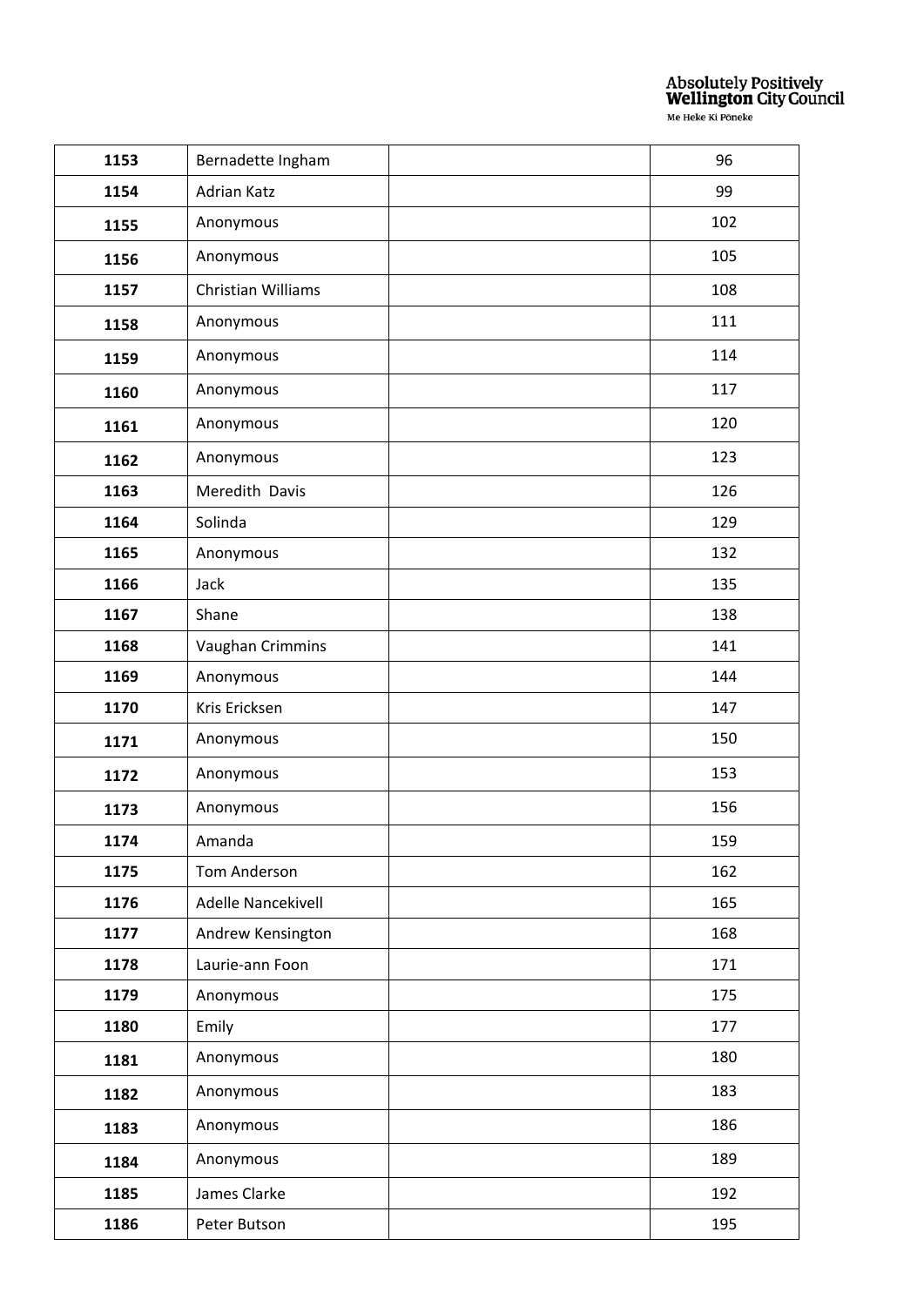| 1153 | Bernadette Ingham | | 96 |
|---|---|---|---|
| 1154 | Adrian Katz | | 99 |
| 1155 | Anonymous | | 102 |
| 1156 | Anonymous | | 105 |
| 1157 | Christian Williams | | 108 |
| 1158 | Anonymous | | 111 |
| 1159 | Anonymous | | 114 |
| 1160 | Anonymous | | 117 |
| 1161 | Anonymous | | 120 |
| 1162 | Anonymous | | 123 |
| 1163 | Meredith Davis | | 126 |
| 1164 | Solinda | | 129 |
| 1165 | Anonymous | | 132 |
| 1166 | Jack | | 135 |
| 1167 | Shane | | 138 |
| 1168 | Vaughan Crimmins | | 141 |
| 1169 | Anonymous | | 144 |
| 1170 | Kris Ericksen | | 147 |
| 1171 | Anonymous | | 150 |
| 1172 | Anonymous | | 153 |
| 1173 | Anonymous | | 156 |
| 1174 | Amanda | | 159 |
| 1175 | Tom Anderson | | 162 |
| 1176 | Adelle Nancekivell | | 165 |
| 1177 | Andrew Kensington | | 168 |
| 1178 | Laurie-ann Foon | | 171 |
| 1179 | Anonymous | | 175 |
| 1180 | Emily | | 177 |
| 1181 | Anonymous | | 180 |
| 1182 | Anonymous | | 183 |
| 1183 | Anonymous | | 186 |
| 1184 | Anonymous | | 189 |
| 1185 | James Clarke | | 192 |
| 1186 | Peter Butson | | 195 |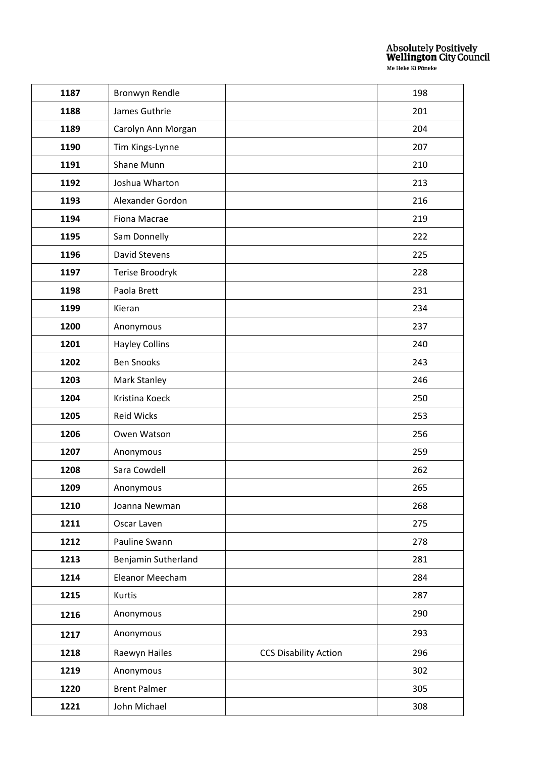| | | | |
|---|---|---|---|
| **1187** | Bronwyn Rendle | | 198 |
| **1188** | James Guthrie | | 201 |
| **1189** | Carolyn Ann Morgan | | 204 |
| **1190** | Tim Kings-Lynne | | 207 |
| **1191** | Shane Munn | | 210 |
| **1192** | Joshua Wharton | | 213 |
| **1193** | Alexander Gordon | | 216 |
| **1194** | Fiona Macrae | | 219 |
| **1195** | Sam Donnelly | | 222 |
| **1196** | David Stevens | | 225 |
| **1197** | Terise Broodryk | | 228 |
| **1198** | Paola Brett | | 231 |
| **1199** | Kieran | | 234 |
| **1200** | Anonymous | | 237 |
| **1201** | Hayley Collins | | 240 |
| **1202** | Ben Snooks | | 243 |
| **1203** | Mark Stanley | | 246 |
| **1204** | Kristina Koeck | | 250 |
| **1205** | Reid Wicks | | 253 |
| **1206** | Owen Watson | | 256 |
| **1207** | Anonymous | | 259 |
| **1208** | Sara Cowdell | | 262 |
| **1209** | Anonymous | | 265 |
| **1210** | Joanna Newman | | 268 |
| **1211** | Oscar Laven | | 275 |
| **1212** | Pauline Swann | | 278 |
| **1213** | Benjamin Sutherland | | 281 |
| **1214** | Eleanor Meecham | | 284 |
| **1215** | Kurtis | | 287 |
| **1216** | Anonymous | | 290 |
| **1217** | Anonymous | | 293 |
| **1218** | Raewyn Hailes | CCS Disability Action | 296 |
| **1219** | Anonymous | | 302 |
| **1220** | Brent Palmer | | 305 |
| **1221** | John Michael | | 308 |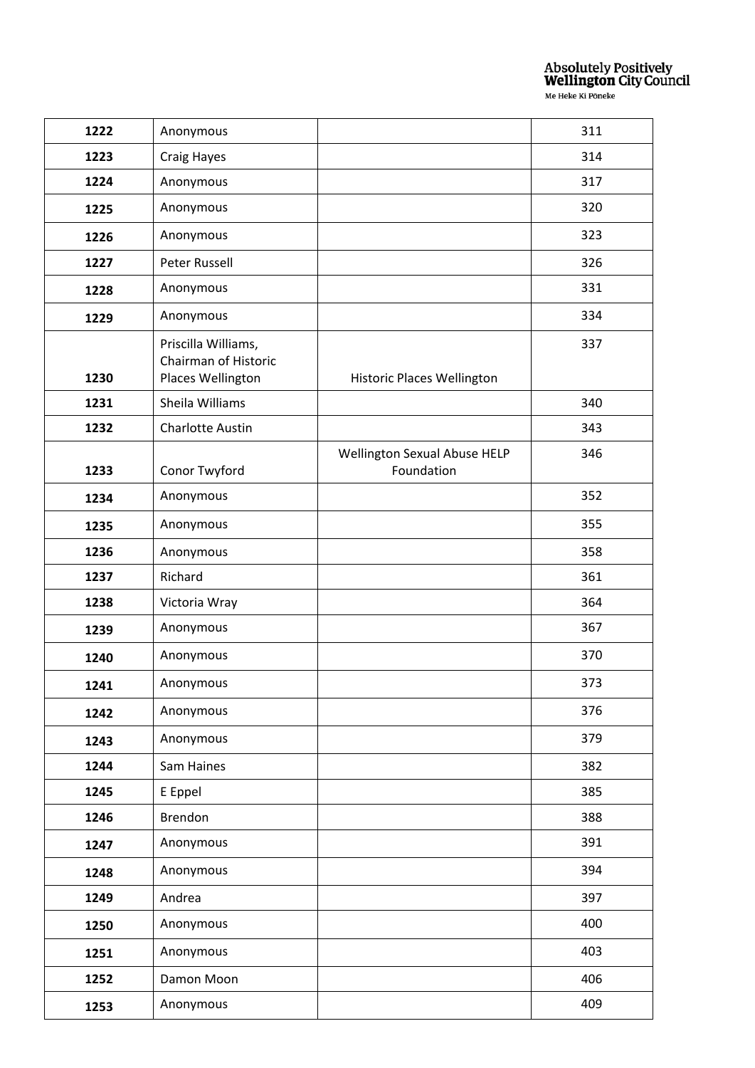| 1222 | Anonymous | | 311 |
|---|---|---|---|
| 1223 | Craig Hayes | | 314 |
| 1224 | Anonymous | | 317 |
| 1225 | Anonymous | | 320 |
| 1226 | Anonymous | | 323 |
| 1227 | Peter Russell | | 326 |
| 1228 | Anonymous | | 331 |
| 1229 | Anonymous | | 334 |
| 1230 | Priscilla Williams, Chairman of Historic Places Wellington | Historic Places Wellington | 337 |
| 1231 | Sheila Williams | | 340 |
| 1232 | Charlotte Austin | | 343 |
| 1233 | Conor Twyford | Wellington Sexual Abuse HELP Foundation | 346 |
| 1234 | Anonymous | | 352 |
| 1235 | Anonymous | | 355 |
| 1236 | Anonymous | | 358 |
| 1237 | Richard | | 361 |
| 1238 | Victoria Wray | | 364 |
| 1239 | Anonymous | | 367 |
| 1240 | Anonymous | | 370 |
| 1241 | Anonymous | | 373 |
| 1242 | Anonymous | | 376 |
| 1243 | Anonymous | | 379 |
| 1244 | Sam Haines | | 382 |
| 1245 | E Eppel | | 385 |
| 1246 | Brendon | | 388 |
| 1247 | Anonymous | | 391 |
| 1248 | Anonymous | | 394 |
| 1249 | Andrea | | 397 |
| 1250 | Anonymous | | 400 |
| 1251 | Anonymous | | 403 |
| 1252 | Damon Moon | | 406 |
| 1253 | Anonymous | | 409 |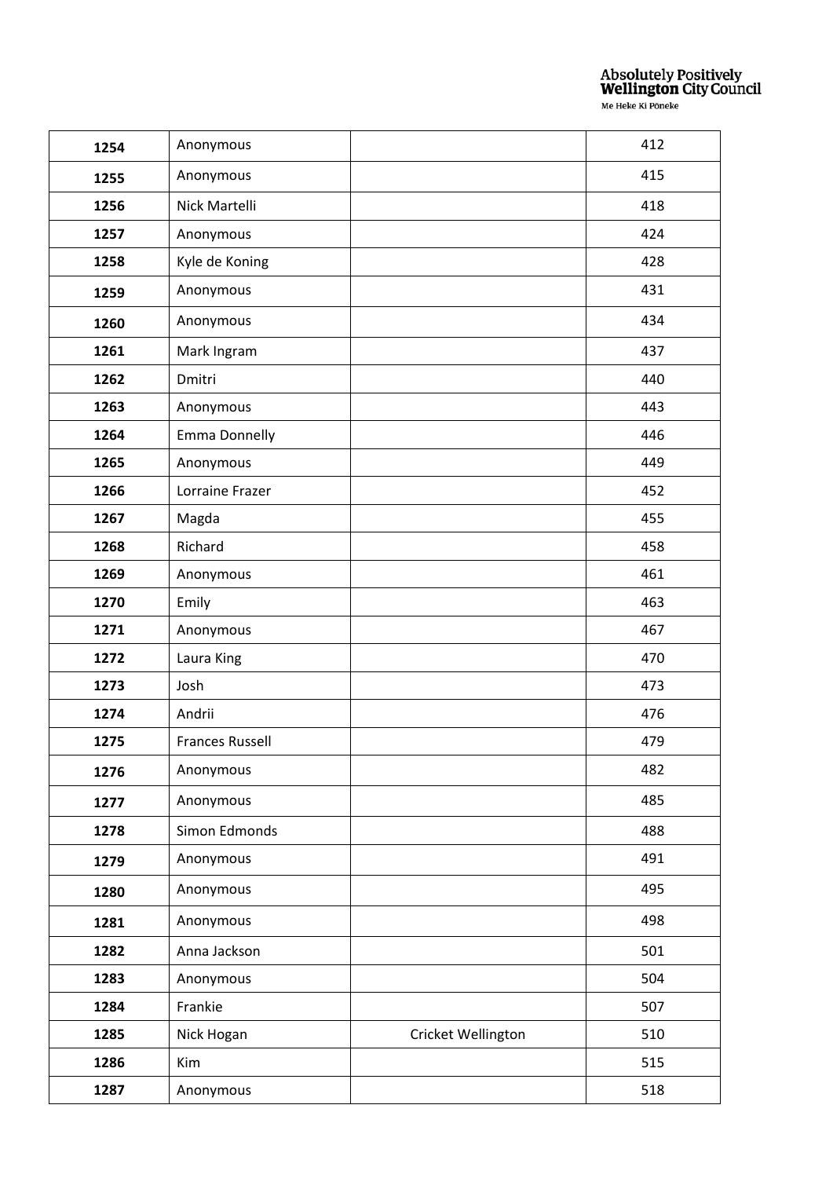| 1254 | Anonymous | | 412 |
| --- | --- | --- | --- |
| 1255 | Anonymous | | 415 |
| 1256 | Nick Martelli | | 418 |
| 1257 | Anonymous | | 424 |
| 1258 | Kyle de Koning | | 428 |
| 1259 | Anonymous | | 431 |
| 1260 | Anonymous | | 434 |
| 1261 | Mark Ingram | | 437 |
| 1262 | Dmitri | | 440 |
| 1263 | Anonymous | | 443 |
| 1264 | Emma Donnelly | | 446 |
| 1265 | Anonymous | | 449 |
| 1266 | Lorraine Frazer | | 452 |
| 1267 | Magda | | 455 |
| 1268 | Richard | | 458 |
| 1269 | Anonymous | | 461 |
| 1270 | Emily | | 463 |
| 1271 | Anonymous | | 467 |
| 1272 | Laura King | | 470 |
| 1273 | Josh | | 473 |
| 1274 | Andrii | | 476 |
| 1275 | Frances Russell | | 479 |
| 1276 | Anonymous | | 482 |
| 1277 | Anonymous | | 485 |
| 1278 | Simon Edmonds | | 488 |
| 1279 | Anonymous | | 491 |
| 1280 | Anonymous | | 495 |
| 1281 | Anonymous | | 498 |
| 1282 | Anna Jackson | | 501 |
| 1283 | Anonymous | | 504 |
| 1284 | Frankie | | 507 |
| 1285 | Nick Hogan | Cricket Wellington | 510 |
| 1286 | Kim | | 515 |
| 1287 | Anonymous | | 518 |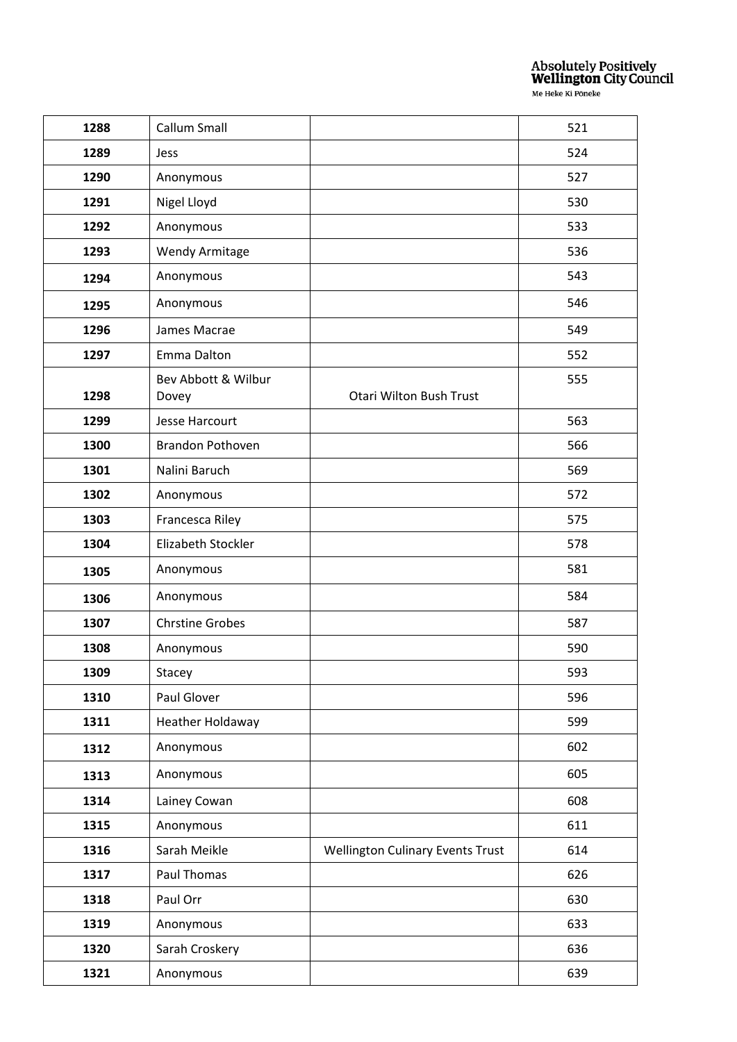| | | | |
|---|---|---|---|
| **1288** | Callum Small | | 521 |
| **1289** | Jess | | 524 |
| **1290** | Anonymous | | 527 |
| **1291** | Nigel Lloyd | | 530 |
| **1292** | Anonymous | | 533 |
| **1293** | Wendy Armitage | | 536 |
| **1294** | Anonymous | | 543 |
| **1295** | Anonymous | | 546 |
| **1296** | James Macrae | | 549 |
| **1297** | Emma Dalton | | 552 |
| **1298** | Bev Abbott & Wilbur Dovey | Otari Wilton Bush Trust | 555 |
| **1299** | Jesse Harcourt | | 563 |
| **1300** | Brandon Pothoven | | 566 |
| **1301** | Nalini Baruch | | 569 |
| **1302** | Anonymous | | 572 |
| **1303** | Francesca Riley | | 575 |
| **1304** | Elizabeth Stockler | | 578 |
| **1305** | Anonymous | | 581 |
| **1306** | Anonymous | | 584 |
| **1307** | Chrstine Grobes | | 587 |
| **1308** | Anonymous | | 590 |
| **1309** | Stacey | | 593 |
| **1310** | Paul Glover | | 596 |
| **1311** | Heather Holdaway | | 599 |
| **1312** | Anonymous | | 602 |
| **1313** | Anonymous | | 605 |
| **1314** | Lainey Cowan | | 608 |
| **1315** | Anonymous | | 611 |
| **1316** | Sarah Meikle | Wellington Culinary Events Trust | 614 |
| **1317** | Paul Thomas | | 626 |
| **1318** | Paul Orr | | 630 |
| **1319** | Anonymous | | 633 |
| **1320** | Sarah Croskery | | 636 |
| **1321** | Anonymous | | 639 |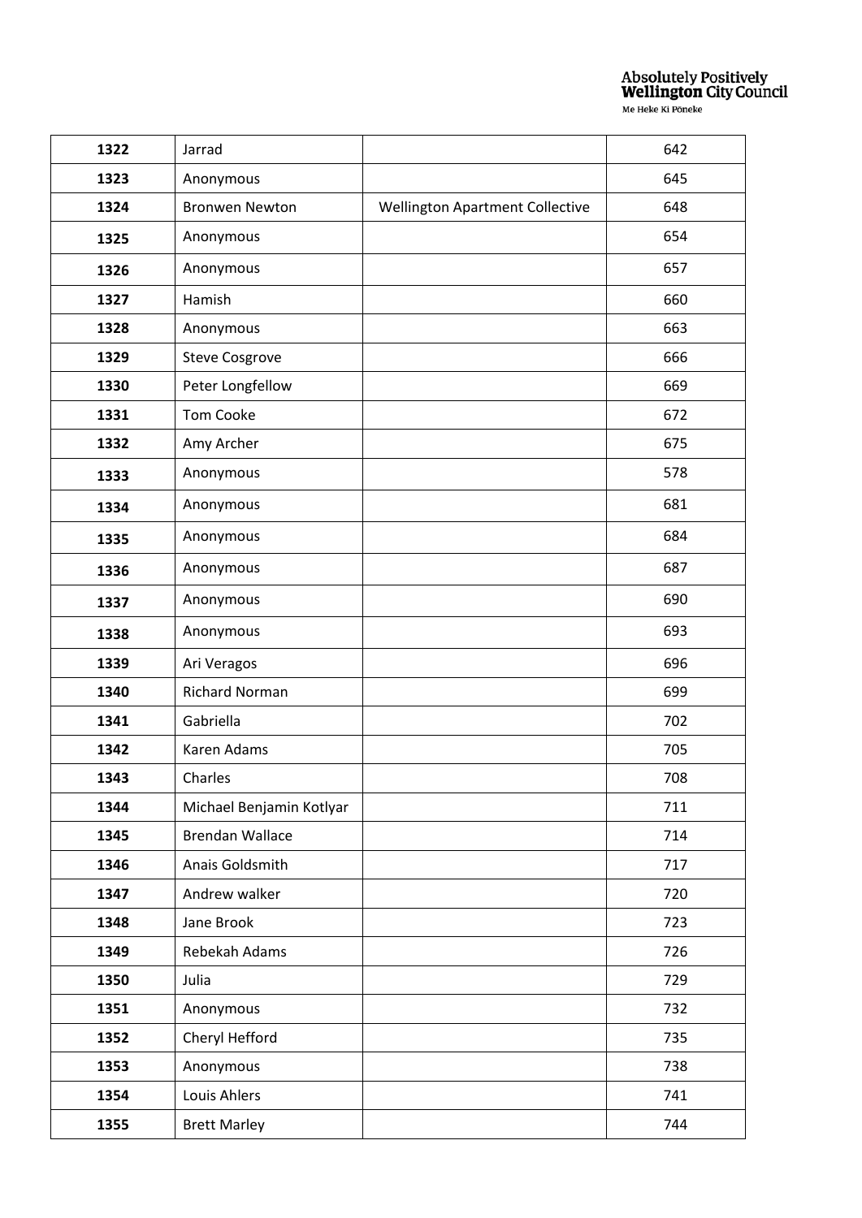| | | | |
|---|---|---|---|
| **1322** | Jarrad | | 642 |
| **1323** | Anonymous | | 645 |
| **1324** | Bronwen Newton | Wellington Apartment Collective | 648 |
| **1325** | Anonymous | | 654 |
| **1326** | Anonymous | | 657 |
| **1327** | Hamish | | 660 |
| **1328** | Anonymous | | 663 |
| **1329** | Steve Cosgrove | | 666 |
| **1330** | Peter Longfellow | | 669 |
| **1331** | Tom Cooke | | 672 |
| **1332** | Amy Archer | | 675 |
| **1333** | Anonymous | | 578 |
| **1334** | Anonymous | | 681 |
| **1335** | Anonymous | | 684 |
| **1336** | Anonymous | | 687 |
| **1337** | Anonymous | | 690 |
| **1338** | Anonymous | | 693 |
| **1339** | Ari Veragos | | 696 |
| **1340** | Richard Norman | | 699 |
| **1341** | Gabriella | | 702 |
| **1342** | Karen Adams | | 705 |
| **1343** | Charles | | 708 |
| **1344** | Michael Benjamin Kotlyar | | 711 |
| **1345** | Brendan Wallace | | 714 |
| **1346** | Anais Goldsmith | | 717 |
| **1347** | Andrew walker | | 720 |
| **1348** | Jane Brook | | 723 |
| **1349** | Rebekah Adams | | 726 |
| **1350** | Julia | | 729 |
| **1351** | Anonymous | | 732 |
| **1352** | Cheryl Hefford | | 735 |
| **1353** | Anonymous | | 738 |
| **1354** | Louis Ahlers | | 741 |
| **1355** | Brett Marley | | 744 |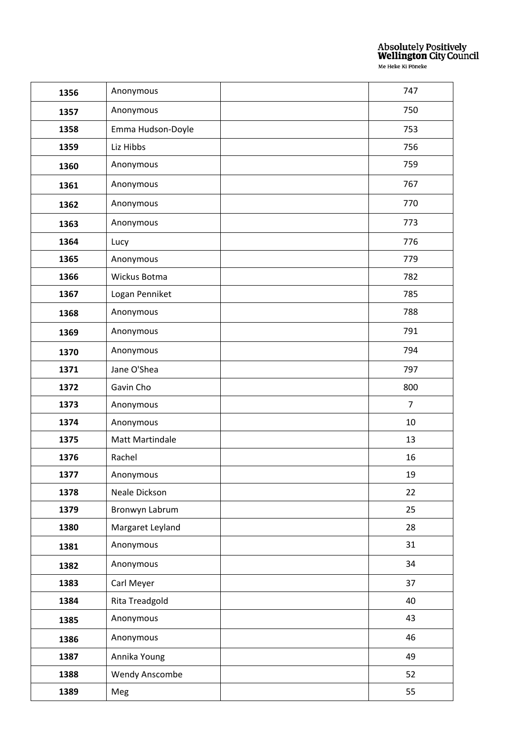| 1356 | Anonymous | | 747 |
|---|---|---|---|
| 1357 | Anonymous | | 750 |
| 1358 | Emma Hudson-Doyle | | 753 |
| 1359 | Liz Hibbs | | 756 |
| 1360 | Anonymous | | 759 |
| 1361 | Anonymous | | 767 |
| 1362 | Anonymous | | 770 |
| 1363 | Anonymous | | 773 |
| 1364 | Lucy | | 776 |
| 1365 | Anonymous | | 779 |
| 1366 | Wickus Botma | | 782 |
| 1367 | Logan Penniket | | 785 |
| 1368 | Anonymous | | 788 |
| 1369 | Anonymous | | 791 |
| 1370 | Anonymous | | 794 |
| 1371 | Jane O'Shea | | 797 |
| 1372 | Gavin Cho | | 800 |
| 1373 | Anonymous | | 7 |
| 1374 | Anonymous | | 10 |
| 1375 | Matt Martindale | | 13 |
| 1376 | Rachel | | 16 |
| 1377 | Anonymous | | 19 |
| 1378 | Neale Dickson | | 22 |
| 1379 | Bronwyn Labrum | | 25 |
| 1380 | Margaret Leyland | | 28 |
| 1381 | Anonymous | | 31 |
| 1382 | Anonymous | | 34 |
| 1383 | Carl Meyer | | 37 |
| 1384 | Rita Treadgold | | 40 |
| 1385 | Anonymous | | 43 |
| 1386 | Anonymous | | 46 |
| 1387 | Annika Young | | 49 |
| 1388 | Wendy Anscombe | | 52 |
| 1389 | Meg | | 55 |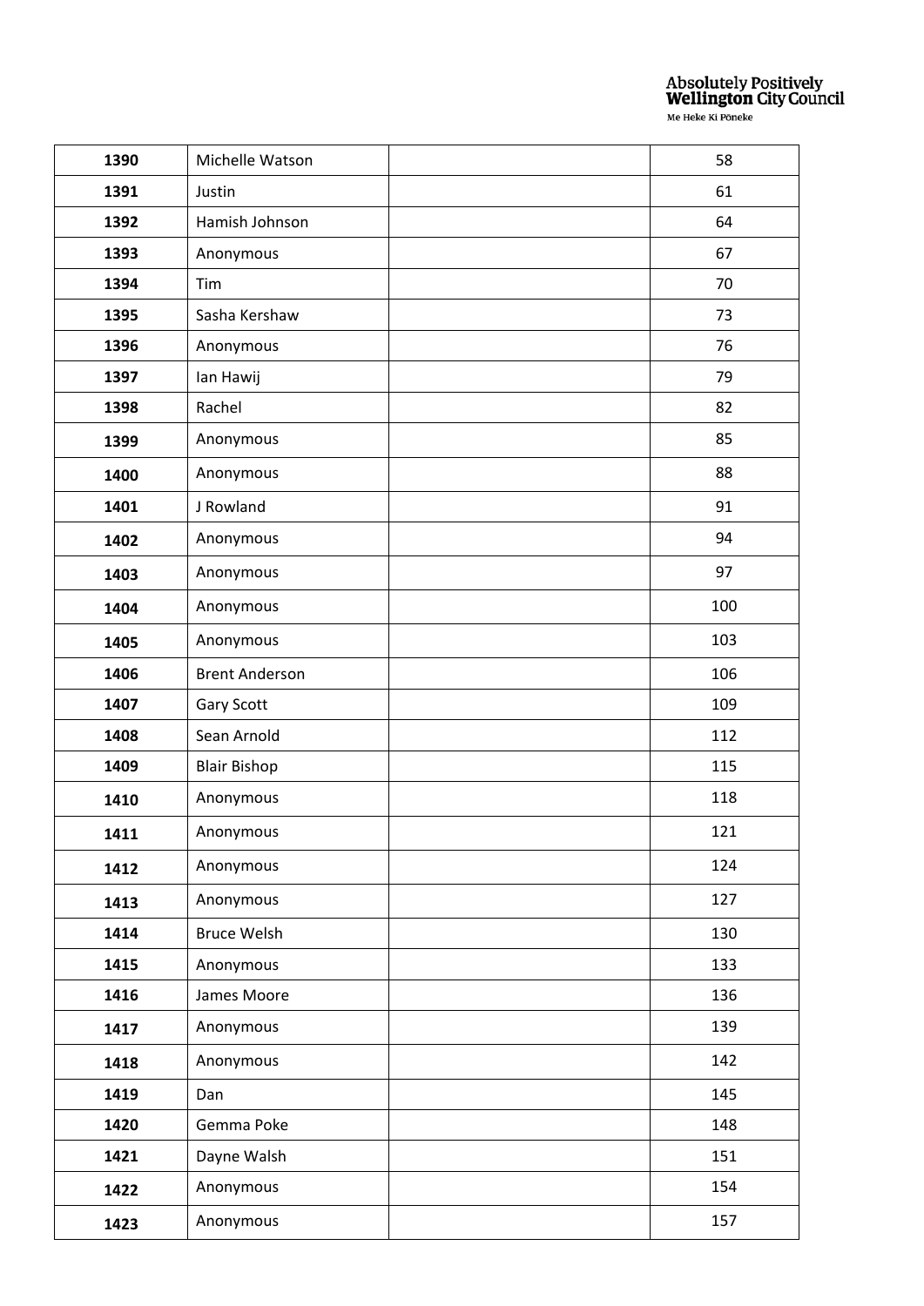| 1390 | Michelle Watson | | 58 |
|---|---|---|---|
| 1391 | Justin | | 61 |
| 1392 | Hamish Johnson | | 64 |
| 1393 | Anonymous | | 67 |
| 1394 | Tim | | 70 |
| 1395 | Sasha Kershaw | | 73 |
| 1396 | Anonymous | | 76 |
| 1397 | Ian Hawij | | 79 |
| 1398 | Rachel | | 82 |
| 1399 | Anonymous | | 85 |
| 1400 | Anonymous | | 88 |
| 1401 | J Rowland | | 91 |
| 1402 | Anonymous | | 94 |
| 1403 | Anonymous | | 97 |
| 1404 | Anonymous | | 100 |
| 1405 | Anonymous | | 103 |
| 1406 | Brent Anderson | | 106 |
| 1407 | Gary Scott | | 109 |
| 1408 | Sean Arnold | | 112 |
| 1409 | Blair Bishop | | 115 |
| 1410 | Anonymous | | 118 |
| 1411 | Anonymous | | 121 |
| 1412 | Anonymous | | 124 |
| 1413 | Anonymous | | 127 |
| 1414 | Bruce Welsh | | 130 |
| 1415 | Anonymous | | 133 |
| 1416 | James Moore | | 136 |
| 1417 | Anonymous | | 139 |
| 1418 | Anonymous | | 142 |
| 1419 | Dan | | 145 |
| 1420 | Gemma Poke | | 148 |
| 1421 | Dayne Walsh | | 151 |
| 1422 | Anonymous | | 154 |
| 1423 | Anonymous | | 157 |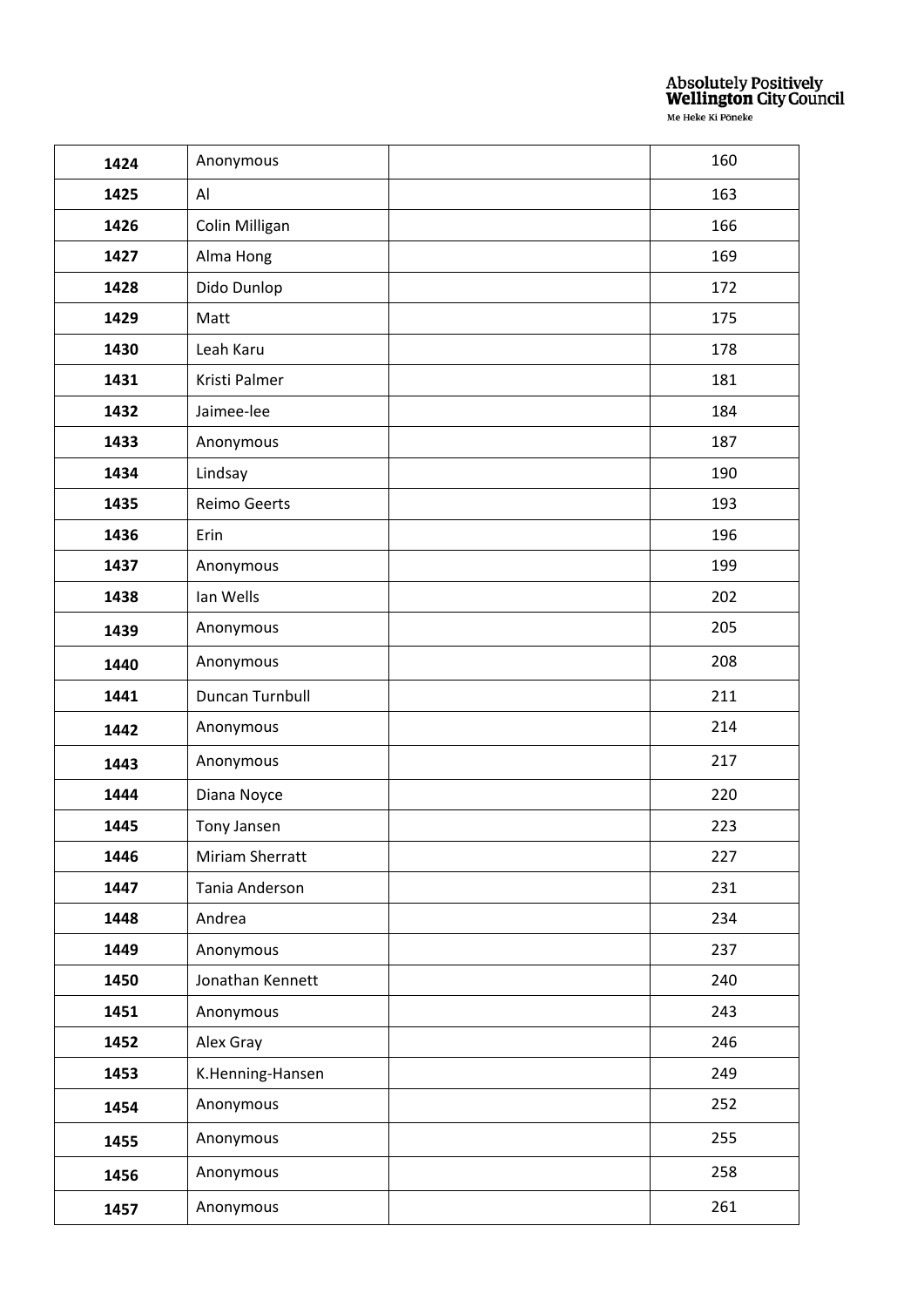| 1424 | Anonymous | | 160 |
|---|---|---|---|
| 1425 | Al | | 163 |
| 1426 | Colin Milligan | | 166 |
| 1427 | Alma Hong | | 169 |
| 1428 | Dido Dunlop | | 172 |
| 1429 | Matt | | 175 |
| 1430 | Leah Karu | | 178 |
| 1431 | Kristi Palmer | | 181 |
| 1432 | Jaimee-lee | | 184 |
| 1433 | Anonymous | | 187 |
| 1434 | Lindsay | | 190 |
| 1435 | Reimo Geerts | | 193 |
| 1436 | Erin | | 196 |
| 1437 | Anonymous | | 199 |
| 1438 | Ian Wells | | 202 |
| 1439 | Anonymous | | 205 |
| 1440 | Anonymous | | 208 |
| 1441 | Duncan Turnbull | | 211 |
| 1442 | Anonymous | | 214 |
| 1443 | Anonymous | | 217 |
| 1444 | Diana Noyce | | 220 |
| 1445 | Tony Jansen | | 223 |
| 1446 | Miriam Sherratt | | 227 |
| 1447 | Tania Anderson | | 231 |
| 1448 | Andrea | | 234 |
| 1449 | Anonymous | | 237 |
| 1450 | Jonathan Kennett | | 240 |
| 1451 | Anonymous | | 243 |
| 1452 | Alex Gray | | 246 |
| 1453 | K.Henning-Hansen | | 249 |
| 1454 | Anonymous | | 252 |
| 1455 | Anonymous | | 255 |
| 1456 | Anonymous | | 258 |
| 1457 | Anonymous | | 261 |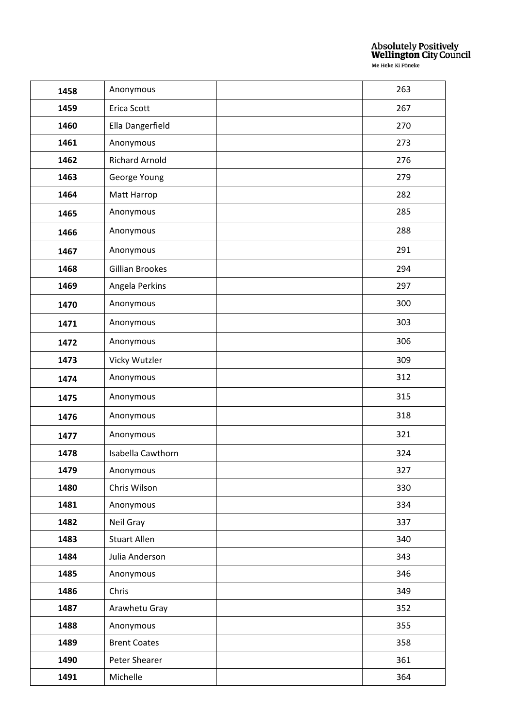| 1458 | Anonymous | | 263 |
|---|---|---|---|
| 1459 | Erica Scott | | 267 |
| 1460 | Ella Dangerfield | | 270 |
| 1461 | Anonymous | | 273 |
| 1462 | Richard Arnold | | 276 |
| 1463 | George Young | | 279 |
| 1464 | Matt Harrop | | 282 |
| 1465 | Anonymous | | 285 |
| 1466 | Anonymous | | 288 |
| 1467 | Anonymous | | 291 |
| 1468 | Gillian Brookes | | 294 |
| 1469 | Angela Perkins | | 297 |
| 1470 | Anonymous | | 300 |
| 1471 | Anonymous | | 303 |
| 1472 | Anonymous | | 306 |
| 1473 | Vicky Wutzler | | 309 |
| 1474 | Anonymous | | 312 |
| 1475 | Anonymous | | 315 |
| 1476 | Anonymous | | 318 |
| 1477 | Anonymous | | 321 |
| 1478 | Isabella Cawthorn | | 324 |
| 1479 | Anonymous | | 327 |
| 1480 | Chris Wilson | | 330 |
| 1481 | Anonymous | | 334 |
| 1482 | Neil Gray | | 337 |
| 1483 | Stuart Allen | | 340 |
| 1484 | Julia Anderson | | 343 |
| 1485 | Anonymous | | 346 |
| 1486 | Chris | | 349 |
| 1487 | Arawhetu Gray | | 352 |
| 1488 | Anonymous | | 355 |
| 1489 | Brent Coates | | 358 |
| 1490 | Peter Shearer | | 361 |
| 1491 | Michelle | | 364 |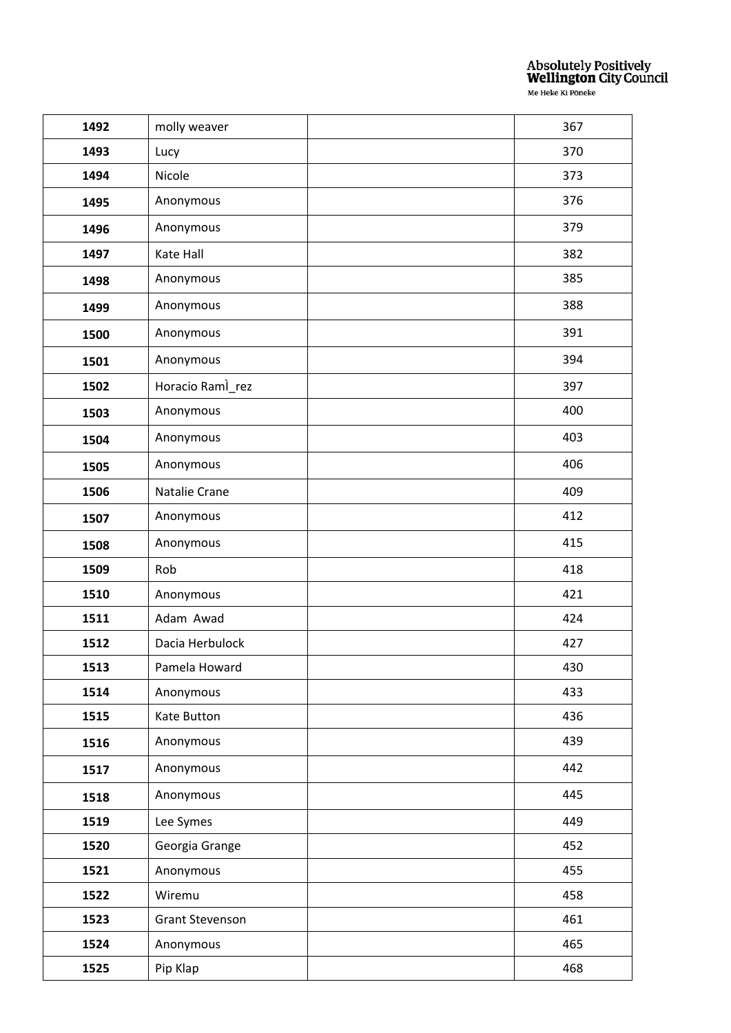| 1492 | molly weaver | | 367 |
|---|---|---|---|
| 1493 | Lucy | | 370 |
| 1494 | Nicole | | 373 |
| 1495 | Anonymous | | 376 |
| 1496 | Anonymous | | 379 |
| 1497 | Kate Hall | | 382 |
| 1498 | Anonymous | | 385 |
| 1499 | Anonymous | | 388 |
| 1500 | Anonymous | | 391 |
| 1501 | Anonymous | | 394 |
| 1502 | Horacio RamÌ_rez | | 397 |
| 1503 | Anonymous | | 400 |
| 1504 | Anonymous | | 403 |
| 1505 | Anonymous | | 406 |
| 1506 | Natalie Crane | | 409 |
| 1507 | Anonymous | | 412 |
| 1508 | Anonymous | | 415 |
| 1509 | Rob | | 418 |
| 1510 | Anonymous | | 421 |
| 1511 | Adam Awad | | 424 |
| 1512 | Dacia Herbulock | | 427 |
| 1513 | Pamela Howard | | 430 |
| 1514 | Anonymous | | 433 |
| 1515 | Kate Button | | 436 |
| 1516 | Anonymous | | 439 |
| 1517 | Anonymous | | 442 |
| 1518 | Anonymous | | 445 |
| 1519 | Lee Symes | | 449 |
| 1520 | Georgia Grange | | 452 |
| 1521 | Anonymous | | 455 |
| 1522 | Wiremu | | 458 |
| 1523 | Grant Stevenson | | 461 |
| 1524 | Anonymous | | 465 |
| 1525 | Pip Klap | | 468 |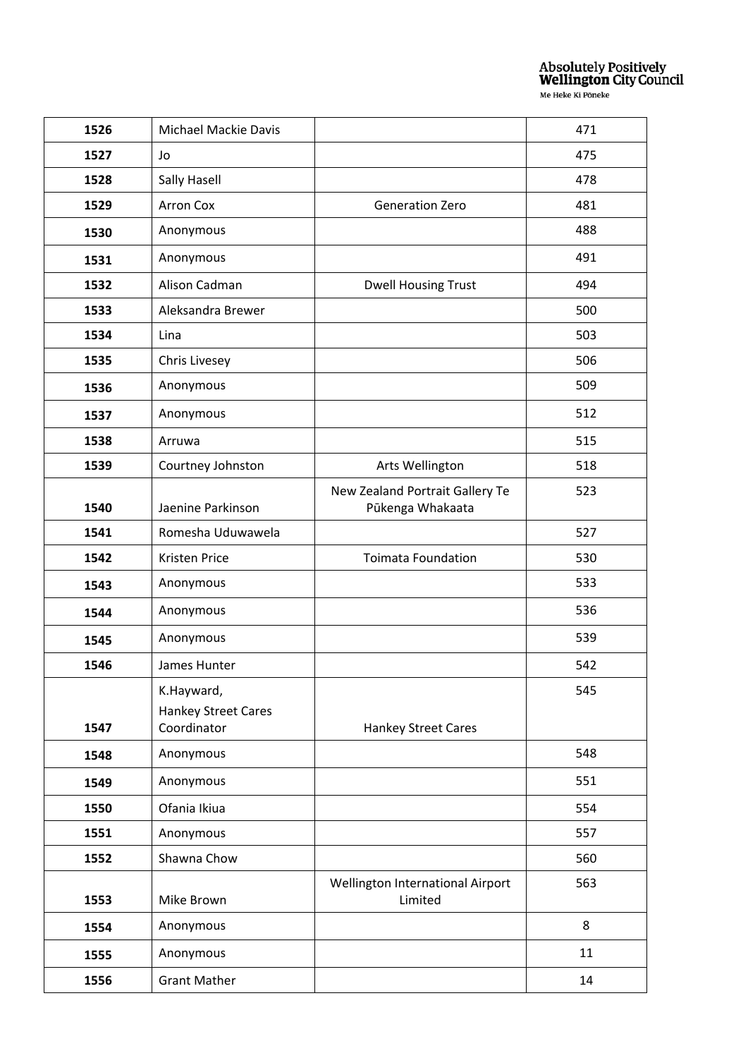| 1526 | Michael Mackie Davis | | 471 |
|---|---|---|---|
| 1527 | Jo | | 475 |
| 1528 | Sally Hasell | | 478 |
| 1529 | Arron Cox | Generation Zero | 481 |
| 1530 | Anonymous | | 488 |
| 1531 | Anonymous | | 491 |
| 1532 | Alison Cadman | Dwell Housing Trust | 494 |
| 1533 | Aleksandra Brewer | | 500 |
| 1534 | Lina | | 503 |
| 1535 | Chris Livesey | | 506 |
| 1536 | Anonymous | | 509 |
| 1537 | Anonymous | | 512 |
| 1538 | Arruwa | | 515 |
| 1539 | Courtney Johnston | Arts Wellington | 518 |
| 1540 | Jaenine Parkinson | New Zealand Portrait Gallery Te Pūkenga Whakaata | 523 |
| 1541 | Romesha Uduwawela | | 527 |
| 1542 | Kristen Price | Toimata Foundation | 530 |
| 1543 | Anonymous | | 533 |
| 1544 | Anonymous | | 536 |
| 1545 | Anonymous | | 539 |
| 1546 | James Hunter | | 542 |
| 1547 | K.Hayward, Hankey Street Cares Coordinator | Hankey Street Cares | 545 |
| 1548 | Anonymous | | 548 |
| 1549 | Anonymous | | 551 |
| 1550 | Ofania Ikiua | | 554 |
| 1551 | Anonymous | | 557 |
| 1552 | Shawna Chow | | 560 |
| 1553 | Mike Brown | Wellington International Airport Limited | 563 |
| 1554 | Anonymous | | 8 |
| 1555 | Anonymous | | 11 |
| 1556 | Grant Mather | | 14 |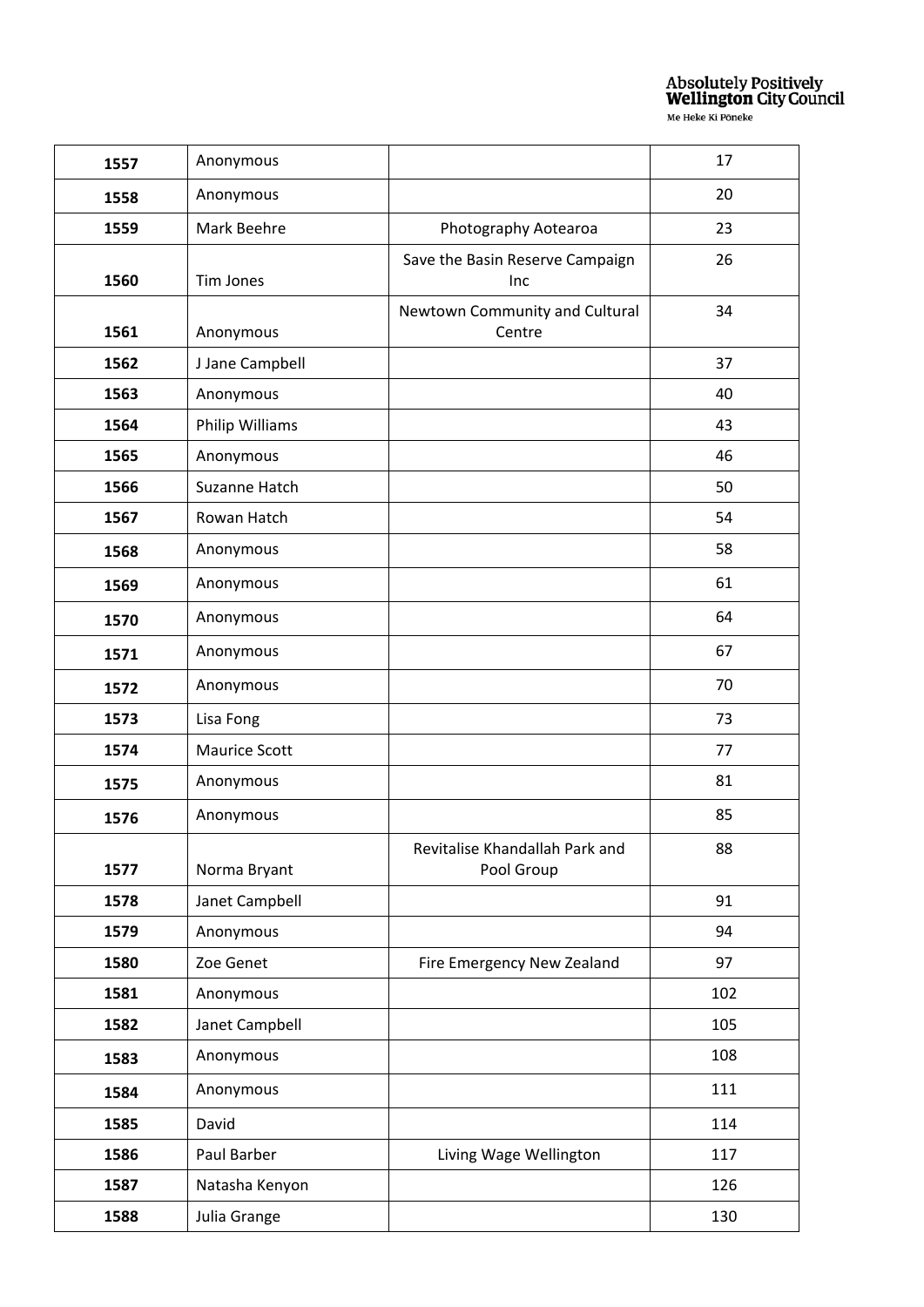| 1557 | Anonymous | | 17 |
|---|---|---|---|
| 1558 | Anonymous | | 20 |
| 1559 | Mark Beehre | Photography Aotearoa | 23 |
| 1560 | Tim Jones | Save the Basin Reserve Campaign Inc | 26 |
| 1561 | Anonymous | Newtown Community and Cultural Centre | 34 |
| 1562 | J Jane Campbell | | 37 |
| 1563 | Anonymous | | 40 |
| 1564 | Philip Williams | | 43 |
| 1565 | Anonymous | | 46 |
| 1566 | Suzanne Hatch | | 50 |
| 1567 | Rowan Hatch | | 54 |
| 1568 | Anonymous | | 58 |
| 1569 | Anonymous | | 61 |
| 1570 | Anonymous | | 64 |
| 1571 | Anonymous | | 67 |
| 1572 | Anonymous | | 70 |
| 1573 | Lisa Fong | | 73 |
| 1574 | Maurice Scott | | 77 |
| 1575 | Anonymous | | 81 |
| 1576 | Anonymous | | 85 |
| 1577 | Norma Bryant | Revitalise Khandallah Park and Pool Group | 88 |
| 1578 | Janet Campbell | | 91 |
| 1579 | Anonymous | | 94 |
| 1580 | Zoe Genet | Fire Emergency New Zealand | 97 |
| 1581 | Anonymous | | 102 |
| 1582 | Janet Campbell | | 105 |
| 1583 | Anonymous | | 108 |
| 1584 | Anonymous | | 111 |
| 1585 | David | | 114 |
| 1586 | Paul Barber | Living Wage Wellington | 117 |
| 1587 | Natasha Kenyon | | 126 |
| 1588 | Julia Grange | | 130 |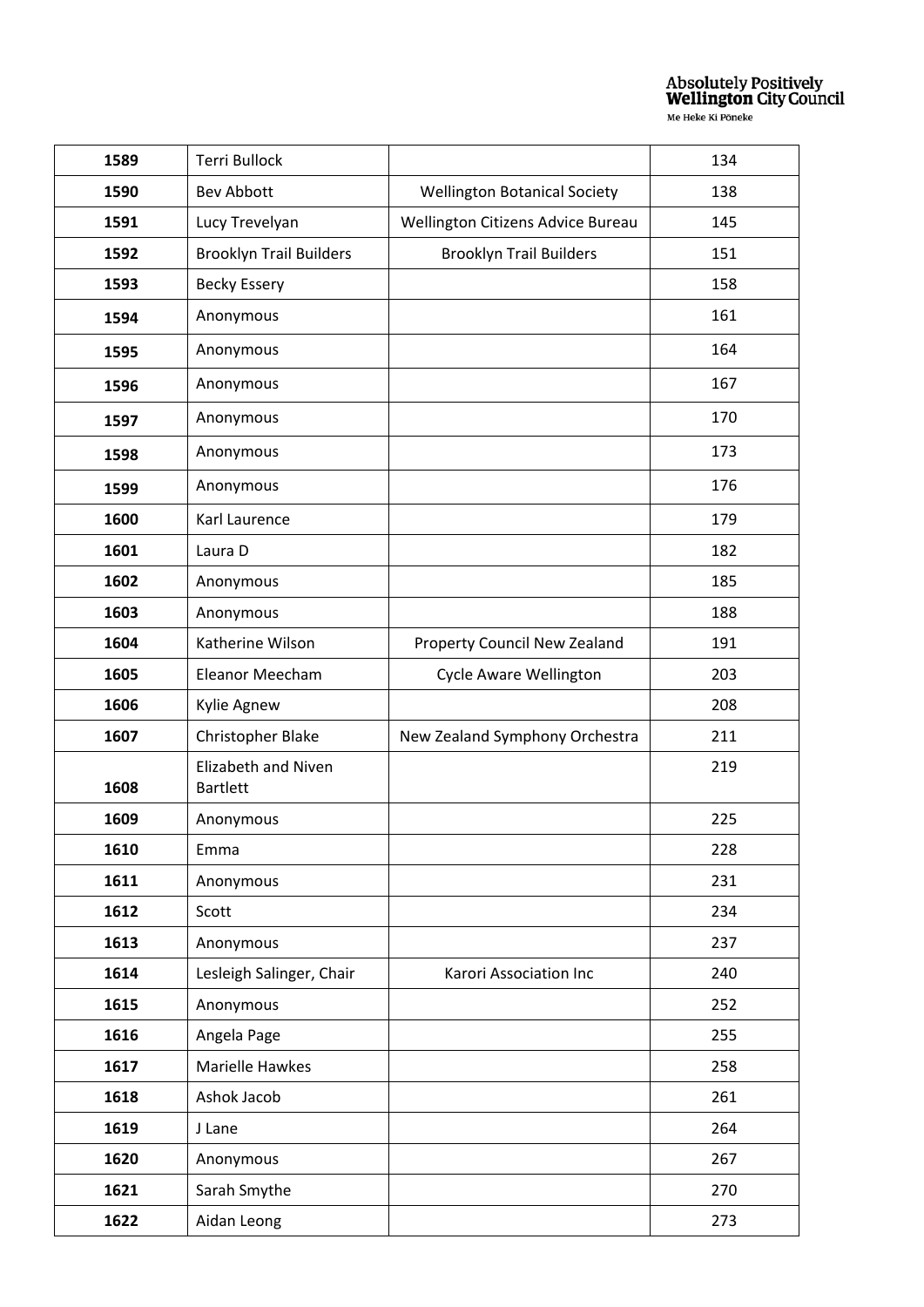| 1589 | Terri Bullock | | 134 |
|---|---|---|---|
| 1590 | Bev Abbott | Wellington Botanical Society | 138 |
| 1591 | Lucy Trevelyan | Wellington Citizens Advice Bureau | 145 |
| 1592 | Brooklyn Trail Builders | Brooklyn Trail Builders | 151 |
| 1593 | Becky Essery | | 158 |
| 1594 | Anonymous | | 161 |
| 1595 | Anonymous | | 164 |
| 1596 | Anonymous | | 167 |
| 1597 | Anonymous | | 170 |
| 1598 | Anonymous | | 173 |
| 1599 | Anonymous | | 176 |
| 1600 | Karl Laurence | | 179 |
| 1601 | Laura D | | 182 |
| 1602 | Anonymous | | 185 |
| 1603 | Anonymous | | 188 |
| 1604 | Katherine Wilson | Property Council New Zealand | 191 |
| 1605 | Eleanor Meecham | Cycle Aware Wellington | 203 |
| 1606 | Kylie Agnew | | 208 |
| 1607 | Christopher Blake | New Zealand Symphony Orchestra | 211 |
| 1608 | Elizabeth and Niven Bartlett | | 219 |
| 1609 | Anonymous | | 225 |
| 1610 | Emma | | 228 |
| 1611 | Anonymous | | 231 |
| 1612 | Scott | | 234 |
| 1613 | Anonymous | | 237 |
| 1614 | Lesleigh Salinger, Chair | Karori Association Inc | 240 |
| 1615 | Anonymous | | 252 |
| 1616 | Angela Page | | 255 |
| 1617 | Marielle Hawkes | | 258 |
| 1618 | Ashok Jacob | | 261 |
| 1619 | J Lane | | 264 |
| 1620 | Anonymous | | 267 |
| 1621 | Sarah Smythe | | 270 |
| 1622 | Aidan Leong | | 273 |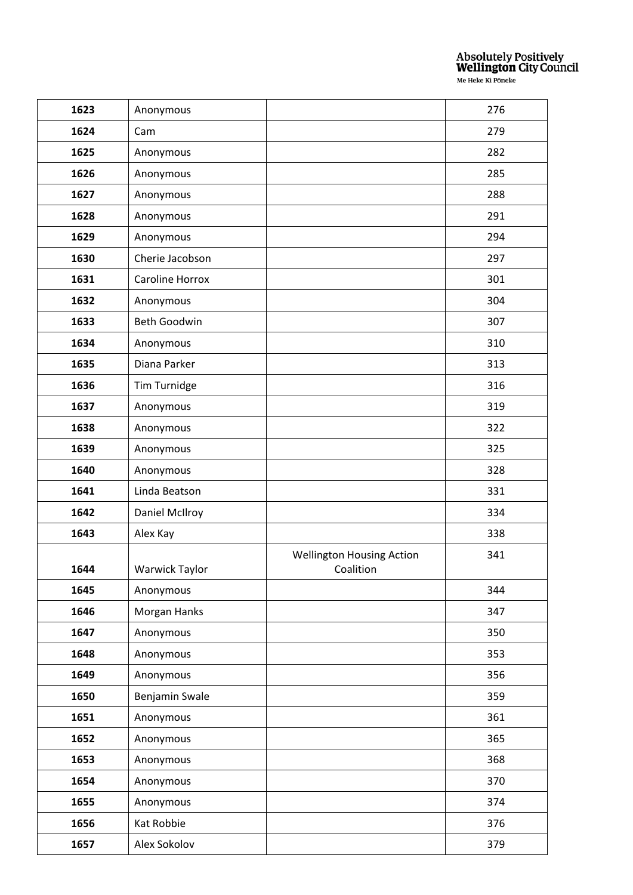| 1623 | Anonymous | | 276 |
|---|---|---|---|
| 1624 | Cam | | 279 |
| 1625 | Anonymous | | 282 |
| 1626 | Anonymous | | 285 |
| 1627 | Anonymous | | 288 |
| 1628 | Anonymous | | 291 |
| 1629 | Anonymous | | 294 |
| 1630 | Cherie Jacobson | | 297 |
| 1631 | Caroline Horrox | | 301 |
| 1632 | Anonymous | | 304 |
| 1633 | Beth Goodwin | | 307 |
| 1634 | Anonymous | | 310 |
| 1635 | Diana Parker | | 313 |
| 1636 | Tim Turnidge | | 316 |
| 1637 | Anonymous | | 319 |
| 1638 | Anonymous | | 322 |
| 1639 | Anonymous | | 325 |
| 1640 | Anonymous | | 328 |
| 1641 | Linda Beatson | | 331 |
| 1642 | Daniel McIlroy | | 334 |
| 1643 | Alex Kay | | 338 |
| 1644 | Warwick Taylor | Wellington Housing Action Coalition | 341 |
| 1645 | Anonymous | | 344 |
| 1646 | Morgan Hanks | | 347 |
| 1647 | Anonymous | | 350 |
| 1648 | Anonymous | | 353 |
| 1649 | Anonymous | | 356 |
| 1650 | Benjamin Swale | | 359 |
| 1651 | Anonymous | | 361 |
| 1652 | Anonymous | | 365 |
| 1653 | Anonymous | | 368 |
| 1654 | Anonymous | | 370 |
| 1655 | Anonymous | | 374 |
| 1656 | Kat Robbie | | 376 |
| 1657 | Alex Sokolov | | 379 |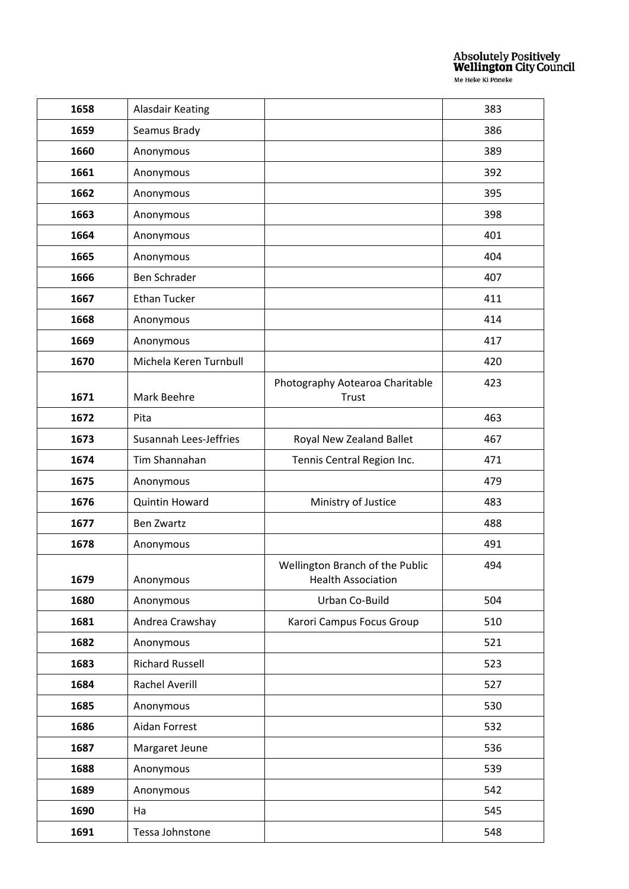| | | | |
|---|---|---|---|
| **1658** | Alasdair Keating | | 383 |
| **1659** | Seamus Brady | | 386 |
| **1660** | Anonymous | | 389 |
| **1661** | Anonymous | | 392 |
| **1662** | Anonymous | | 395 |
| **1663** | Anonymous | | 398 |
| **1664** | Anonymous | | 401 |
| **1665** | Anonymous | | 404 |
| **1666** | Ben Schrader | | 407 |
| **1667** | Ethan Tucker | | 411 |
| **1668** | Anonymous | | 414 |
| **1669** | Anonymous | | 417 |
| **1670** | Michela Keren Turnbull | | 420 |
| **1671** | Mark Beehre | Photography Aotearoa Charitable Trust | 423 |
| **1672** | Pita | | 463 |
| **1673** | Susannah Lees-Jeffries | Royal New Zealand Ballet | 467 |
| **1674** | Tim Shannahan | Tennis Central Region Inc. | 471 |
| **1675** | Anonymous | | 479 |
| **1676** | Quintin Howard | Ministry of Justice | 483 |
| **1677** | Ben Zwartz | | 488 |
| **1678** | Anonymous | | 491 |
| **1679** | Anonymous | Wellington Branch of the Public Health Association | 494 |
| **1680** | Anonymous | Urban Co-Build | 504 |
| **1681** | Andrea Crawshay | Karori Campus Focus Group | 510 |
| **1682** | Anonymous | | 521 |
| **1683** | Richard Russell | | 523 |
| **1684** | Rachel Averill | | 527 |
| **1685** | Anonymous | | 530 |
| **1686** | Aidan Forrest | | 532 |
| **1687** | Margaret Jeune | | 536 |
| **1688** | Anonymous | | 539 |
| **1689** | Anonymous | | 542 |
| **1690** | Ha | | 545 |
| **1691** | Tessa Johnstone | | 548 |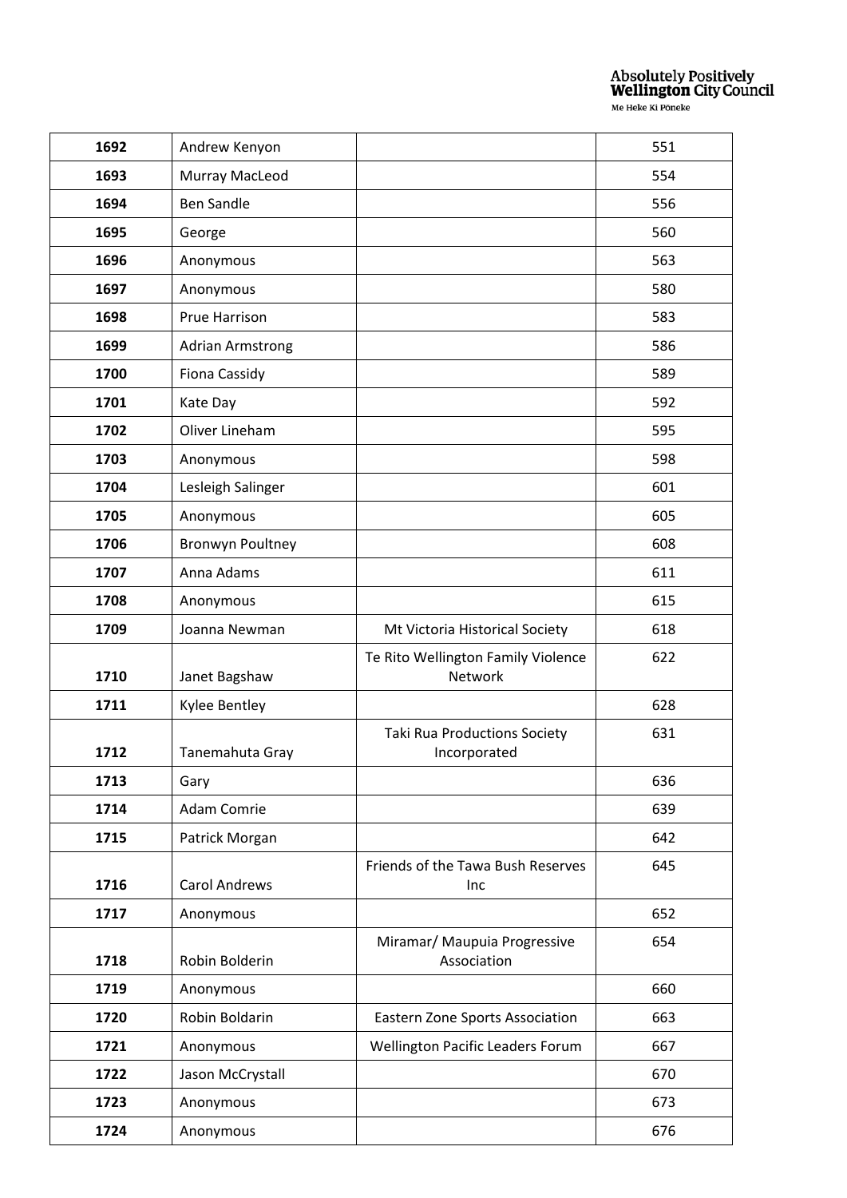| 1692 | Andrew Kenyon | | 551 |
|---|---|---|---|
| 1693 | Murray MacLeod | | 554 |
| 1694 | Ben Sandle | | 556 |
| 1695 | George | | 560 |
| 1696 | Anonymous | | 563 |
| 1697 | Anonymous | | 580 |
| 1698 | Prue Harrison | | 583 |
| 1699 | Adrian Armstrong | | 586 |
| 1700 | Fiona Cassidy | | 589 |
| 1701 | Kate Day | | 592 |
| 1702 | Oliver Lineham | | 595 |
| 1703 | Anonymous | | 598 |
| 1704 | Lesleigh Salinger | | 601 |
| 1705 | Anonymous | | 605 |
| 1706 | Bronwyn Poultney | | 608 |
| 1707 | Anna Adams | | 611 |
| 1708 | Anonymous | | 615 |
| 1709 | Joanna Newman | Mt Victoria Historical Society | 618 |
| 1710 | Janet Bagshaw | Te Rito Wellington Family Violence Network | 622 |
| 1711 | Kylee Bentley | | 628 |
| 1712 | Tanemahuta Gray | Taki Rua Productions Society Incorporated | 631 |
| 1713 | Gary | | 636 |
| 1714 | Adam Comrie | | 639 |
| 1715 | Patrick Morgan | | 642 |
| 1716 | Carol Andrews | Friends of the Tawa Bush Reserves Inc | 645 |
| 1717 | Anonymous | | 652 |
| 1718 | Robin Bolderin | Miramar/ Maupuia Progressive Association | 654 |
| 1719 | Anonymous | | 660 |
| 1720 | Robin Boldarin | Eastern Zone Sports Association | 663 |
| 1721 | Anonymous | Wellington Pacific Leaders Forum | 667 |
| 1722 | Jason McCrystall | | 670 |
| 1723 | Anonymous | | 673 |
| 1724 | Anonymous | | 676 |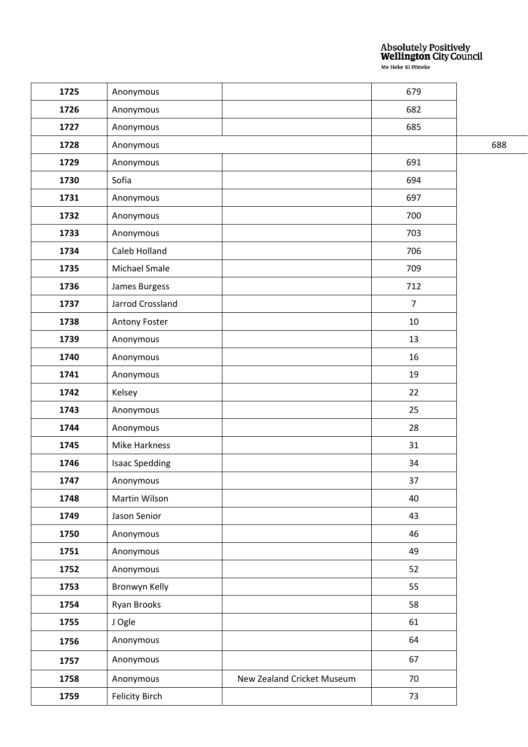| 1725 | Anonymous | | 679 | |
|---|---|---|---|---|
| 1726 | Anonymous | | 682 | |
| 1727 | Anonymous | | 685 | |
| 1728 | Anonymous | | | 688 |
| 1729 | Anonymous | | 691 | |
| 1730 | Sofia | | 694 | |
| 1731 | Anonymous | | 697 | |
| 1732 | Anonymous | | 700 | |
| 1733 | Anonymous | | 703 | |
| 1734 | Caleb Holland | | 706 | |
| 1735 | Michael Smale | | 709 | |
| 1736 | James Burgess | | 712 | |
| 1737 | Jarrod Crossland | | 7 | |
| 1738 | Antony Foster | | 10 | |
| 1739 | Anonymous | | 13 | |
| 1740 | Anonymous | | 16 | |
| 1741 | Anonymous | | 19 | |
| 1742 | Kelsey | | 22 | |
| 1743 | Anonymous | | 25 | |
| 1744 | Anonymous | | 28 | |
| 1745 | Mike Harkness | | 31 | |
| 1746 | Isaac Spedding | | 34 | |
| 1747 | Anonymous | | 37 | |
| 1748 | Martin Wilson | | 40 | |
| 1749 | Jason Senior | | 43 | |
| 1750 | Anonymous | | 46 | |
| 1751 | Anonymous | | 49 | |
| 1752 | Anonymous | | 52 | |
| 1753 | Bronwyn Kelly | | 55 | |
| 1754 | Ryan Brooks | | 58 | |
| 1755 | J Ogle | | 61 | |
| 1756 | Anonymous | | 64 | |
| 1757 | Anonymous | | 67 | |
| 1758 | Anonymous | New Zealand Cricket Museum | 70 | |
| 1759 | Felicity Birch | | 73 | |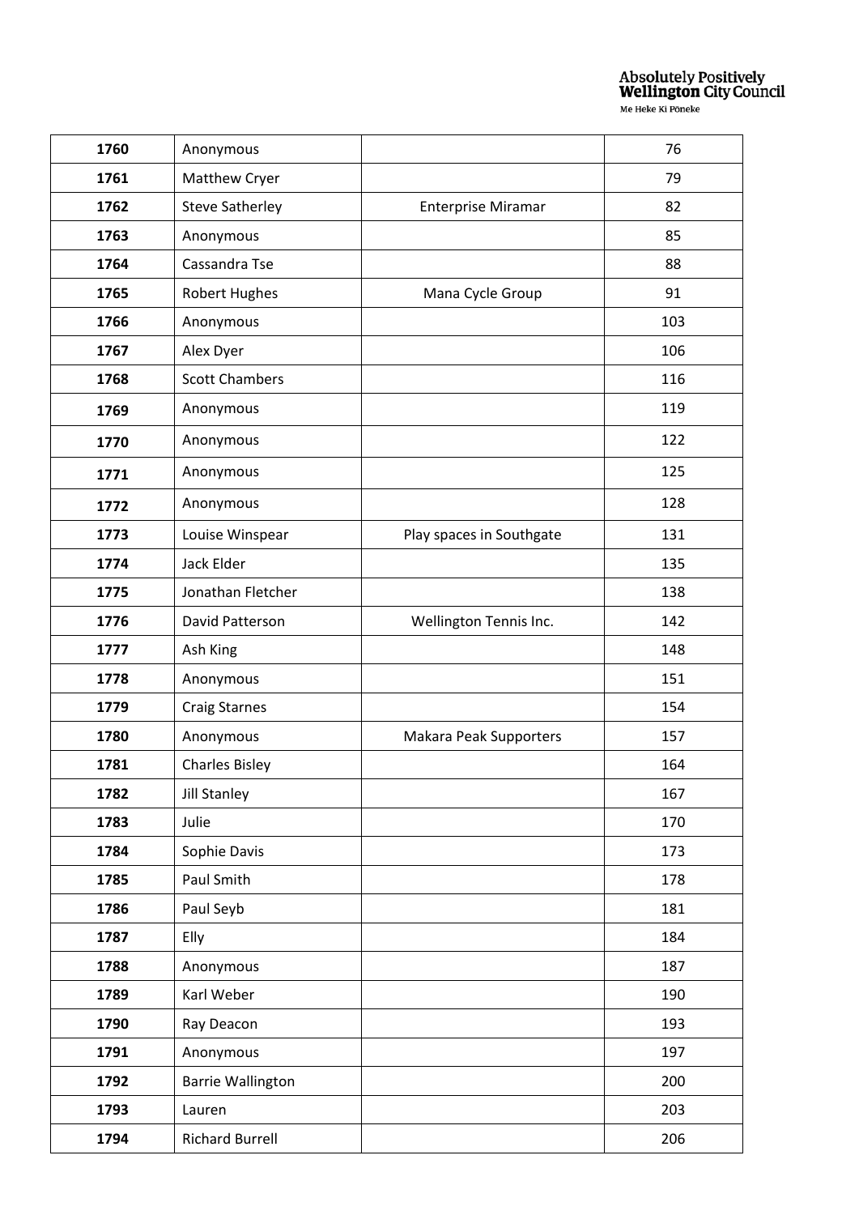| 1760 | Anonymous | | 76 |
|---|---|---|---|
| 1761 | Matthew Cryer | | 79 |
| 1762 | Steve Satherley | Enterprise Miramar | 82 |
| 1763 | Anonymous | | 85 |
| 1764 | Cassandra Tse | | 88 |
| 1765 | Robert Hughes | Mana Cycle Group | 91 |
| 1766 | Anonymous | | 103 |
| 1767 | Alex Dyer | | 106 |
| 1768 | Scott Chambers | | 116 |
| 1769 | Anonymous | | 119 |
| 1770 | Anonymous | | 122 |
| 1771 | Anonymous | | 125 |
| 1772 | Anonymous | | 128 |
| 1773 | Louise Winspear | Play spaces in Southgate | 131 |
| 1774 | Jack Elder | | 135 |
| 1775 | Jonathan Fletcher | | 138 |
| 1776 | David Patterson | Wellington Tennis Inc. | 142 |
| 1777 | Ash King | | 148 |
| 1778 | Anonymous | | 151 |
| 1779 | Craig Starnes | | 154 |
| 1780 | Anonymous | Makara Peak Supporters | 157 |
| 1781 | Charles Bisley | | 164 |
| 1782 | Jill Stanley | | 167 |
| 1783 | Julie | | 170 |
| 1784 | Sophie Davis | | 173 |
| 1785 | Paul Smith | | 178 |
| 1786 | Paul Seyb | | 181 |
| 1787 | Elly | | 184 |
| 1788 | Anonymous | | 187 |
| 1789 | Karl Weber | | 190 |
| 1790 | Ray Deacon | | 193 |
| 1791 | Anonymous | | 197 |
| 1792 | Barrie Wallington | | 200 |
| 1793 | Lauren | | 203 |
| 1794 | Richard Burrell | | 206 |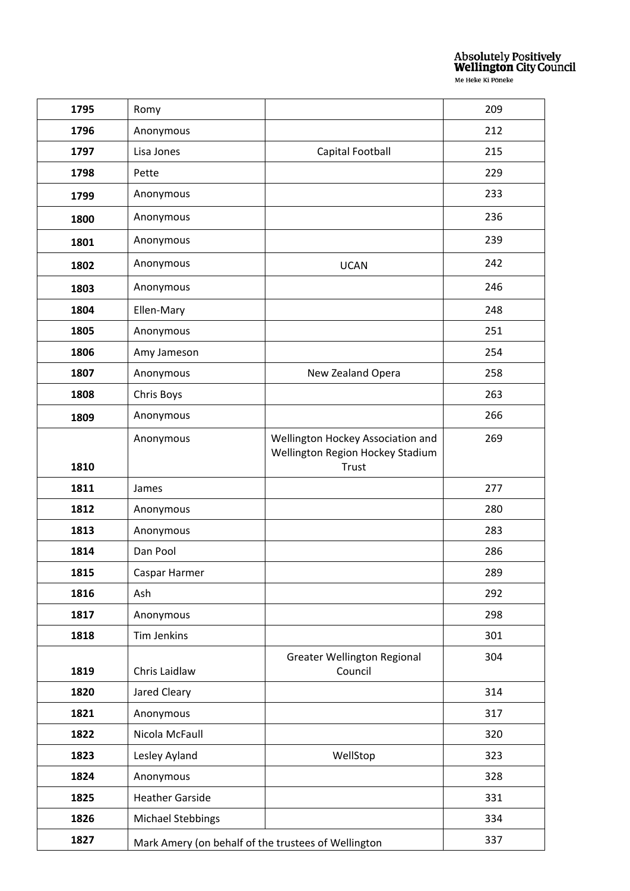| 1795 | Romy | | 209 |
|---|---|---|---|
| 1796 | Anonymous | | 212 |
| 1797 | Lisa Jones | Capital Football | 215 |
| 1798 | Pette | | 229 |
| 1799 | Anonymous | | 233 |
| 1800 | Anonymous | | 236 |
| 1801 | Anonymous | | 239 |
| 1802 | Anonymous | UCAN | 242 |
| 1803 | Anonymous | | 246 |
| 1804 | Ellen-Mary | | 248 |
| 1805 | Anonymous | | 251 |
| 1806 | Amy Jameson | | 254 |
| 1807 | Anonymous | New Zealand Opera | 258 |
| 1808 | Chris Boys | | 263 |
| 1809 | Anonymous | | 266 |
| 1810 | Anonymous | Wellington Hockey Association and Wellington Region Hockey Stadium Trust | 269 |
| 1811 | James | | 277 |
| 1812 | Anonymous | | 280 |
| 1813 | Anonymous | | 283 |
| 1814 | Dan Pool | | 286 |
| 1815 | Caspar Harmer | | 289 |
| 1816 | Ash | | 292 |
| 1817 | Anonymous | | 298 |
| 1818 | Tim Jenkins | | 301 |
| 1819 | Chris Laidlaw | Greater Wellington Regional Council | 304 |
| 1820 | Jared Cleary | | 314 |
| 1821 | Anonymous | | 317 |
| 1822 | Nicola McFaull | | 320 |
| 1823 | Lesley Ayland | WellStop | 323 |
| 1824 | Anonymous | | 328 |
| 1825 | Heather Garside | | 331 |
| 1826 | Michael Stebbings | | 334 |
| 1827 | Mark Amery (on behalf of the trustees of Wellington | | 337 |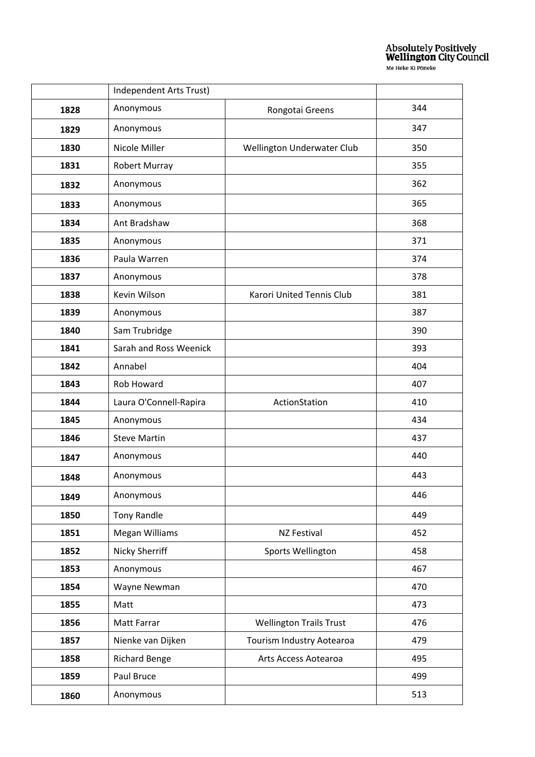| | Independent Arts Trust) | | |
|---|---|---|---|
| **1828** | Anonymous | Rongotai Greens | 344 |
| **1829** | Anonymous | | 347 |
| **1830** | Nicole Miller | Wellington Underwater Club | 350 |
| **1831** | Robert Murray | | 355 |
| **1832** | Anonymous | | 362 |
| **1833** | Anonymous | | 365 |
| **1834** | Ant Bradshaw | | 368 |
| **1835** | Anonymous | | 371 |
| **1836** | Paula Warren | | 374 |
| **1837** | Anonymous | | 378 |
| **1838** | Kevin Wilson | Karori United Tennis Club | 381 |
| **1839** | Anonymous | | 387 |
| **1840** | Sam Trubridge | | 390 |
| **1841** | Sarah and Ross Weenick | | 393 |
| **1842** | Annabel | | 404 |
| **1843** | Rob Howard | | 407 |
| **1844** | Laura O'Connell-Rapira | ActionStation | 410 |
| **1845** | Anonymous | | 434 |
| **1846** | Steve Martin | | 437 |
| **1847** | Anonymous | | 440 |
| **1848** | Anonymous | | 443 |
| **1849** | Anonymous | | 446 |
| **1850** | Tony Randle | | 449 |
| **1851** | Megan Williams | NZ Festival | 452 |
| **1852** | Nicky Sherriff | Sports Wellington | 458 |
| **1853** | Anonymous | | 467 |
| **1854** | Wayne Newman | | 470 |
| **1855** | Matt | | 473 |
| **1856** | Matt Farrar | Wellington Trails Trust | 476 |
| **1857** | Nienke van Dijken | Tourism Industry Aotearoa | 479 |
| **1858** | Richard Benge | Arts Access Aotearoa | 495 |
| **1859** | Paul Bruce | | 499 |
| **1860** | Anonymous | | 513 |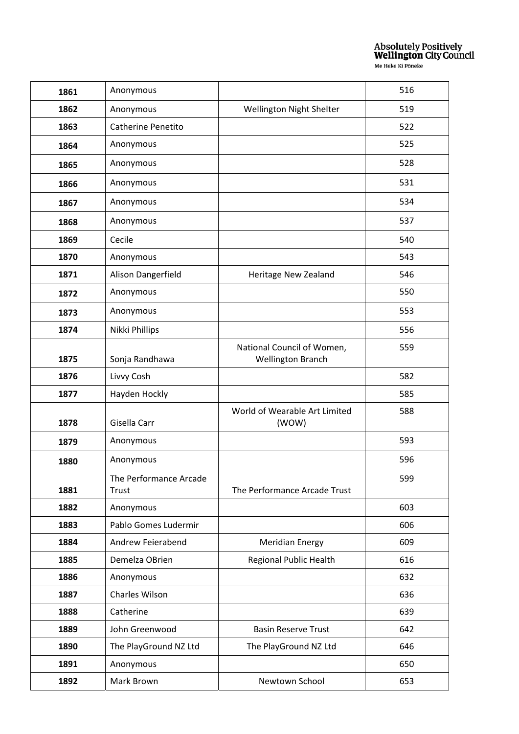| | | | |
|---|---|---|---|
| **1861** | Anonymous | | 516 |
| **1862** | Anonymous | Wellington Night Shelter | 519 |
| **1863** | Catherine Penetito | | 522 |
| **1864** | Anonymous | | 525 |
| **1865** | Anonymous | | 528 |
| **1866** | Anonymous | | 531 |
| **1867** | Anonymous | | 534 |
| **1868** | Anonymous | | 537 |
| **1869** | Cecile | | 540 |
| **1870** | Anonymous | | 543 |
| **1871** | Alison Dangerfield | Heritage New Zealand | 546 |
| **1872** | Anonymous | | 550 |
| **1873** | Anonymous | | 553 |
| **1874** | Nikki Phillips | | 556 |
| **1875** | Sonja Randhawa | National Council of Women, Wellington Branch | 559 |
| **1876** | Livvy Cosh | | 582 |
| **1877** | Hayden Hockly | | 585 |
| **1878** | Gisella Carr | World of Wearable Art Limited (WOW) | 588 |
| **1879** | Anonymous | | 593 |
| **1880** | Anonymous | | 596 |
| **1881** | The Performance Arcade Trust | The Performance Arcade Trust | 599 |
| **1882** | Anonymous | | 603 |
| **1883** | Pablo Gomes Ludermir | | 606 |
| **1884** | Andrew Feierabend | Meridian Energy | 609 |
| **1885** | Demelza OBrien | Regional Public Health | 616 |
| **1886** | Anonymous | | 632 |
| **1887** | Charles Wilson | | 636 |
| **1888** | Catherine | | 639 |
| **1889** | John Greenwood | Basin Reserve Trust | 642 |
| **1890** | The PlayGround NZ Ltd | The PlayGround NZ Ltd | 646 |
| **1891** | Anonymous | | 650 |
| **1892** | Mark Brown | Newtown School | 653 |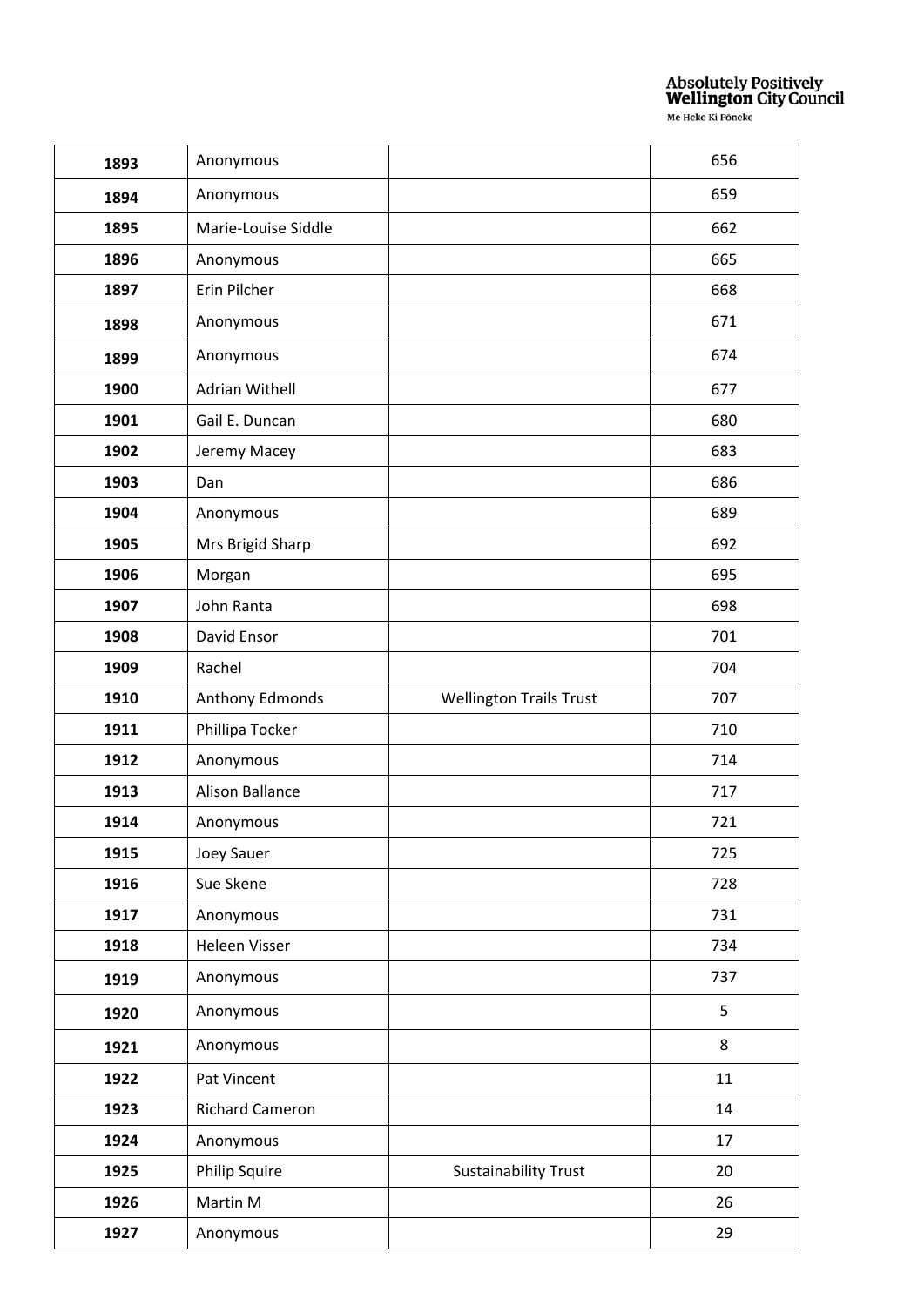| 1893 | Anonymous | | 656 |
|---|---|---|---|
| 1894 | Anonymous | | 659 |
| 1895 | Marie-Louise Siddle | | 662 |
| 1896 | Anonymous | | 665 |
| 1897 | Erin Pilcher | | 668 |
| 1898 | Anonymous | | 671 |
| 1899 | Anonymous | | 674 |
| 1900 | Adrian Withell | | 677 |
| 1901 | Gail E. Duncan | | 680 |
| 1902 | Jeremy Macey | | 683 |
| 1903 | Dan | | 686 |
| 1904 | Anonymous | | 689 |
| 1905 | Mrs Brigid Sharp | | 692 |
| 1906 | Morgan | | 695 |
| 1907 | John Ranta | | 698 |
| 1908 | David Ensor | | 701 |
| 1909 | Rachel | | 704 |
| 1910 | Anthony Edmonds | Wellington Trails Trust | 707 |
| 1911 | Phillipa Tocker | | 710 |
| 1912 | Anonymous | | 714 |
| 1913 | Alison Ballance | | 717 |
| 1914 | Anonymous | | 721 |
| 1915 | Joey Sauer | | 725 |
| 1916 | Sue Skene | | 728 |
| 1917 | Anonymous | | 731 |
| 1918 | Heleen Visser | | 734 |
| 1919 | Anonymous | | 737 |
| 1920 | Anonymous | | 5 |
| 1921 | Anonymous | | 8 |
| 1922 | Pat Vincent | | 11 |
| 1923 | Richard Cameron | | 14 |
| 1924 | Anonymous | | 17 |
| 1925 | Philip Squire | Sustainability Trust | 20 |
| 1926 | Martin M | | 26 |
| 1927 | Anonymous | | 29 |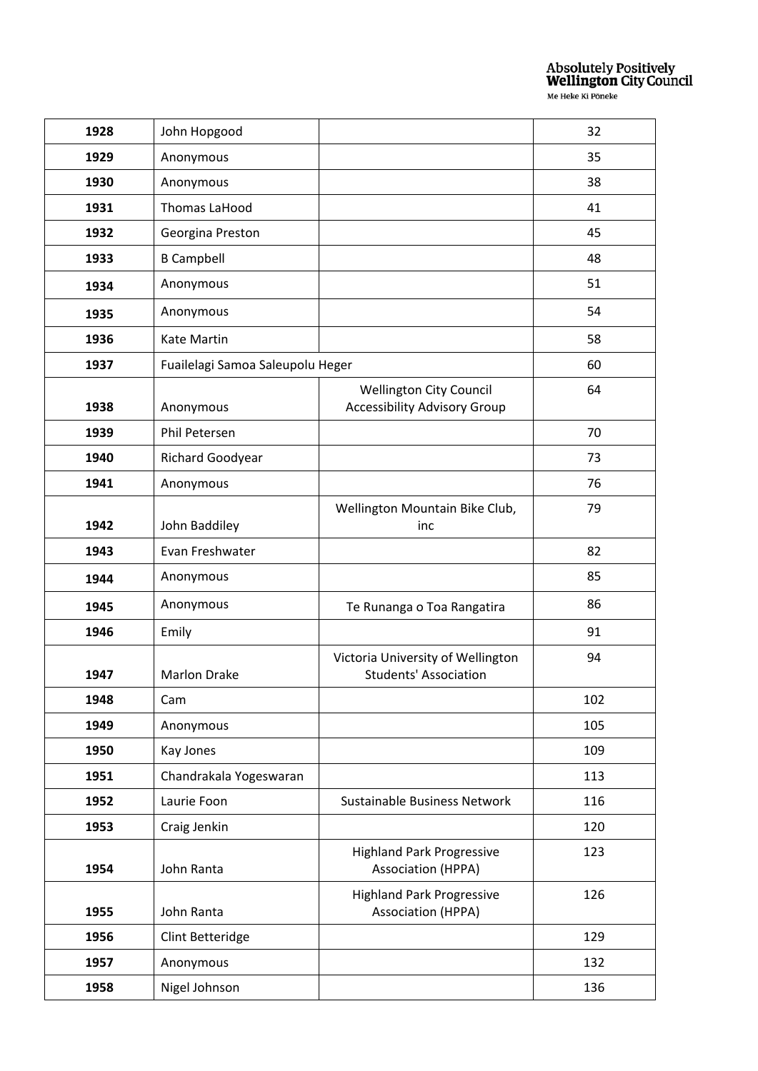| | | | |
|---|---|---|---|
| **1928** | John Hopgood | | 32 |
| **1929** | Anonymous | | 35 |
| **1930** | Anonymous | | 38 |
| **1931** | Thomas LaHood | | 41 |
| **1932** | Georgina Preston | | 45 |
| **1933** | B Campbell | | 48 |
| **1934** | Anonymous | | 51 |
| **1935** | Anonymous | | 54 |
| **1936** | Kate Martin | | 58 |
| **1937** | Fuailelagi Samoa Saleupolu Heger | | 60 |
| **1938** | Anonymous | Wellington City Council Accessibility Advisory Group | 64 |
| **1939** | Phil Petersen | | 70 |
| **1940** | Richard Goodyear | | 73 |
| **1941** | Anonymous | | 76 |
| **1942** | John Baddiley | Wellington Mountain Bike Club, inc | 79 |
| **1943** | Evan Freshwater | | 82 |
| **1944** | Anonymous | | 85 |
| **1945** | Anonymous | Te Runanga o Toa Rangatira | 86 |
| **1946** | Emily | | 91 |
| **1947** | Marlon Drake | Victoria University of Wellington Students' Association | 94 |
| **1948** | Cam | | 102 |
| **1949** | Anonymous | | 105 |
| **1950** | Kay Jones | | 109 |
| **1951** | Chandrakala Yogeswaran | | 113 |
| **1952** | Laurie Foon | Sustainable Business Network | 116 |
| **1953** | Craig Jenkin | | 120 |
| **1954** | John Ranta | Highland Park Progressive Association (HPPA) | 123 |
| **1955** | John Ranta | Highland Park Progressive Association (HPPA) | 126 |
| **1956** | Clint Betteridge | | 129 |
| **1957** | Anonymous | | 132 |
| **1958** | Nigel Johnson | | 136 |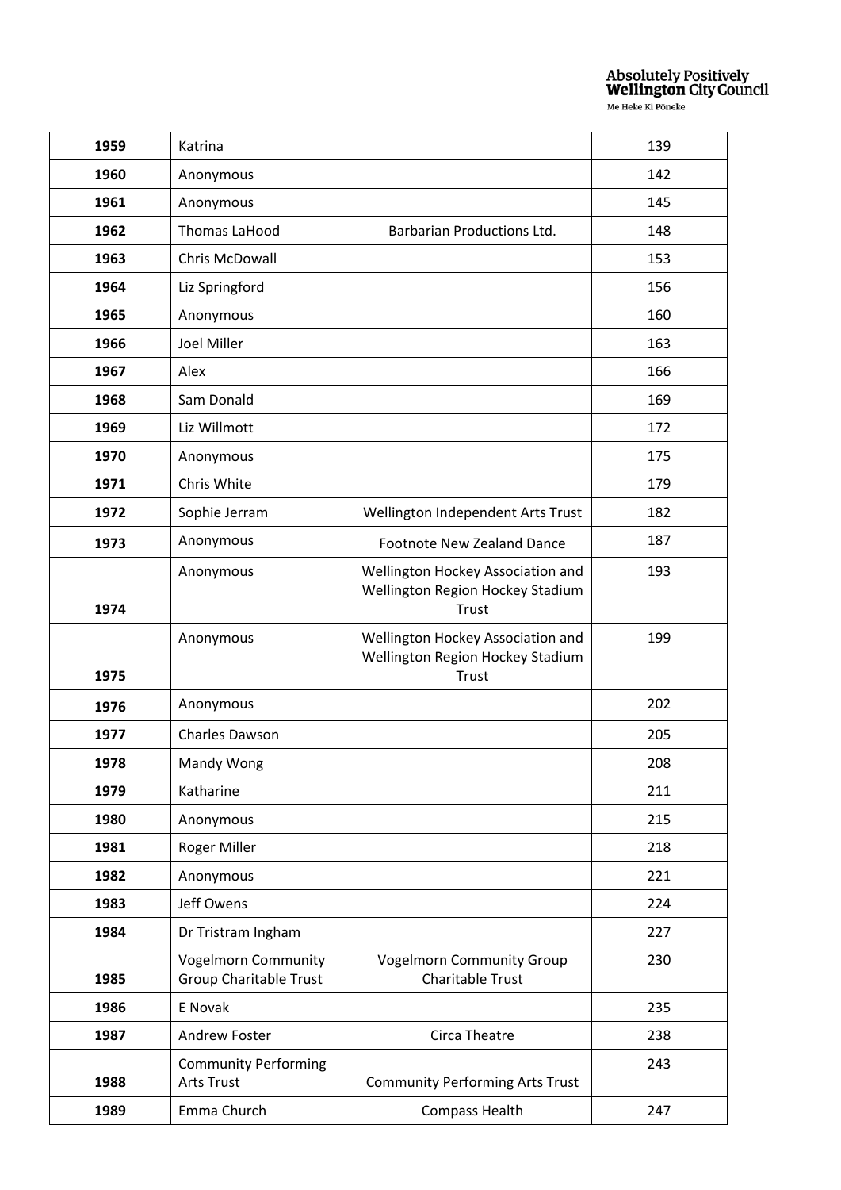| 1959 | Katrina | | 139 |
|---|---|---|---|
| 1960 | Anonymous | | 142 |
| 1961 | Anonymous | | 145 |
| 1962 | Thomas LaHood | Barbarian Productions Ltd. | 148 |
| 1963 | Chris McDowall | | 153 |
| 1964 | Liz Springford | | 156 |
| 1965 | Anonymous | | 160 |
| 1966 | Joel Miller | | 163 |
| 1967 | Alex | | 166 |
| 1968 | Sam Donald | | 169 |
| 1969 | Liz Willmott | | 172 |
| 1970 | Anonymous | | 175 |
| 1971 | Chris White | | 179 |
| 1972 | Sophie Jerram | Wellington Independent Arts Trust | 182 |
| 1973 | Anonymous | Footnote New Zealand Dance | 187 |
| 1974 | Anonymous | Wellington Hockey Association and Wellington Region Hockey Stadium Trust | 193 |
| 1975 | Anonymous | Wellington Hockey Association and Wellington Region Hockey Stadium Trust | 199 |
| 1976 | Anonymous | | 202 |
| 1977 | Charles Dawson | | 205 |
| 1978 | Mandy Wong | | 208 |
| 1979 | Katharine | | 211 |
| 1980 | Anonymous | | 215 |
| 1981 | Roger Miller | | 218 |
| 1982 | Anonymous | | 221 |
| 1983 | Jeff Owens | | 224 |
| 1984 | Dr Tristram Ingham | | 227 |
| 1985 | Vogelmorn Community Group Charitable Trust | Vogelmorn Community Group Charitable Trust | 230 |
| 1986 | E Novak | | 235 |
| 1987 | Andrew Foster | Circa Theatre | 238 |
| 1988 | Community Performing Arts Trust | Community Performing Arts Trust | 243 |
| 1989 | Emma Church | Compass Health | 247 |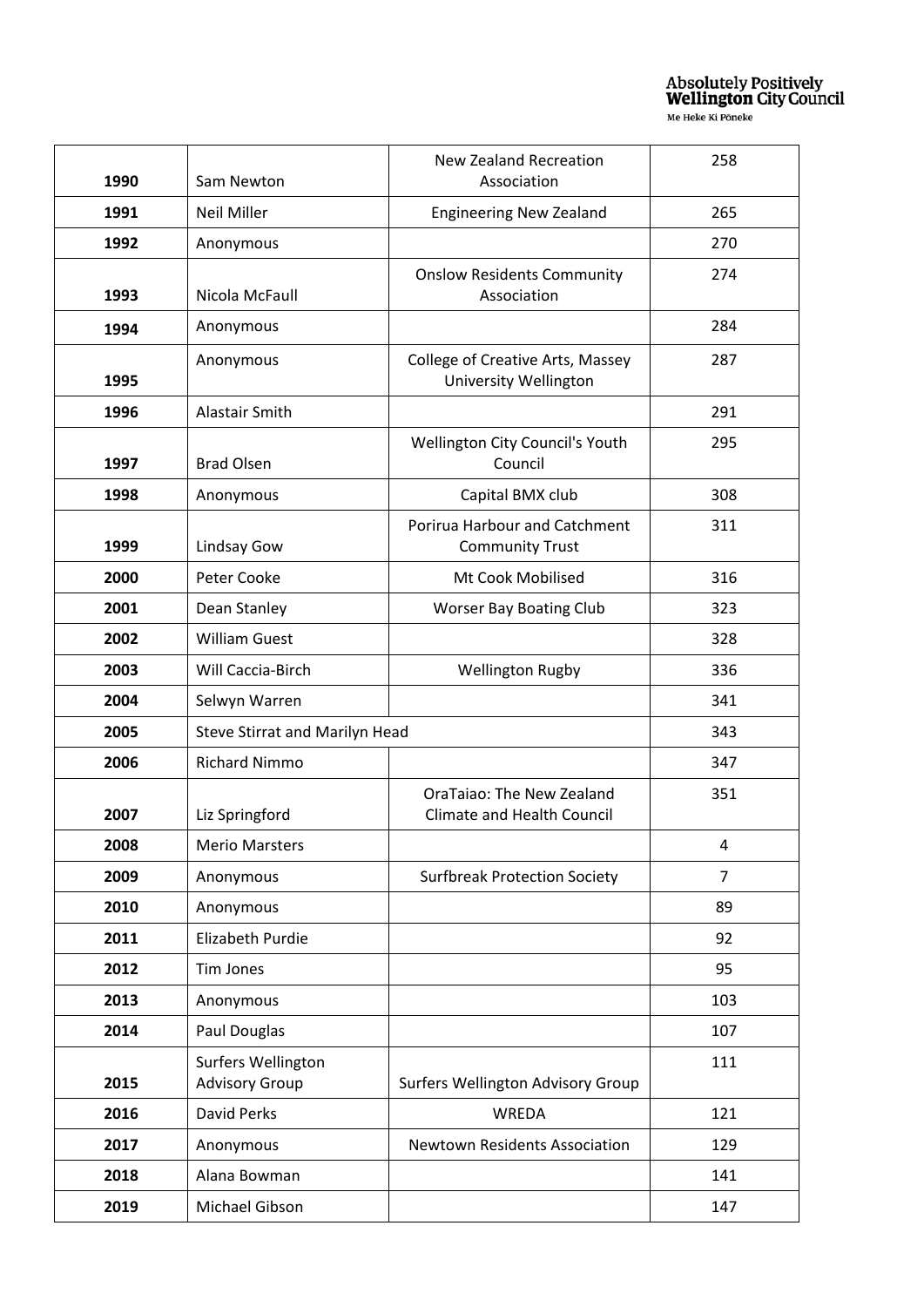| **1990** | Sam Newton | New Zealand Recreation Association | 258 |
|---|---|---|---|
| **1991** | Neil Miller | Engineering New Zealand | 265 |
| **1992** | Anonymous | | 270 |
| **1993** | Nicola McFaull | Onslow Residents Community Association | 274 |
| **1994** | Anonymous | | 284 |
| **1995** | Anonymous | College of Creative Arts, Massey University Wellington | 287 |
| **1996** | Alastair Smith | | 291 |
| **1997** | Brad Olsen | Wellington City Council's Youth Council | 295 |
| **1998** | Anonymous | Capital BMX club | 308 |
| **1999** | Lindsay Gow | Porirua Harbour and Catchment Community Trust | 311 |
| **2000** | Peter Cooke | Mt Cook Mobilised | 316 |
| **2001** | Dean Stanley | Worser Bay Boating Club | 323 |
| **2002** | William Guest | | 328 |
| **2003** | Will Caccia-Birch | Wellington Rugby | 336 |
| **2004** | Selwyn Warren | | 341 |
| **2005** | Steve Stirrat and Marilyn Head | | 343 |
| **2006** | Richard Nimmo | | 347 |
| **2007** | Liz Springford | OraTaiao: The New Zealand Climate and Health Council | 351 |
| **2008** | Merio Marsters | | 4 |
| **2009** | Anonymous | Surfbreak Protection Society | 7 |
| **2010** | Anonymous | | 89 |
| **2011** | Elizabeth Purdie | | 92 |
| **2012** | Tim Jones | | 95 |
| **2013** | Anonymous | | 103 |
| **2014** | Paul Douglas | | 107 |
| **2015** | Surfers Wellington Advisory Group | Surfers Wellington Advisory Group | 111 |
| **2016** | David Perks | WREDA | 121 |
| **2017** | Anonymous | Newtown Residents Association | 129 |
| **2018** | Alana Bowman | | 141 |
| **2019** | Michael Gibson | | 147 |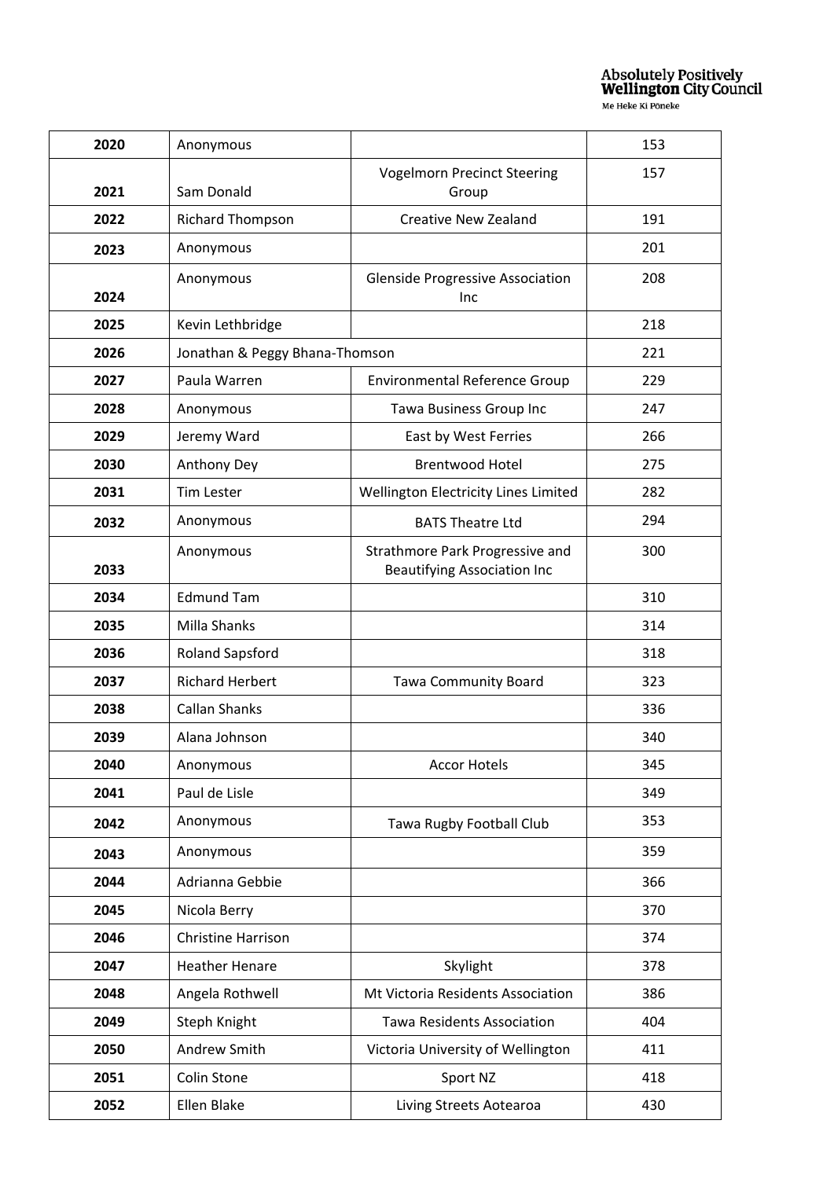| 2020 | Anonymous | | 153 |
|---|---|---|---|
| 2021 | Sam Donald | Vogelmorn Precinct Steering Group | 157 |
| 2022 | Richard Thompson | Creative New Zealand | 191 |
| 2023 | Anonymous | | 201 |
| 2024 | Anonymous | Glenside Progressive Association Inc | 208 |
| 2025 | Kevin Lethbridge | | 218 |
| 2026 | Jonathan & Peggy Bhana-Thomson | | 221 |
| 2027 | Paula Warren | Environmental Reference Group | 229 |
| 2028 | Anonymous | Tawa Business Group Inc | 247 |
| 2029 | Jeremy Ward | East by West Ferries | 266 |
| 2030 | Anthony Dey | Brentwood Hotel | 275 |
| 2031 | Tim Lester | Wellington Electricity Lines Limited | 282 |
| 2032 | Anonymous | BATS Theatre Ltd | 294 |
| 2033 | Anonymous | Strathmore Park Progressive and Beautifying Association Inc | 300 |
| 2034 | Edmund Tam | | 310 |
| 2035 | Milla Shanks | | 314 |
| 2036 | Roland Sapsford | | 318 |
| 2037 | Richard Herbert | Tawa Community Board | 323 |
| 2038 | Callan Shanks | | 336 |
| 2039 | Alana Johnson | | 340 |
| 2040 | Anonymous | Accor Hotels | 345 |
| 2041 | Paul de Lisle | | 349 |
| 2042 | Anonymous | Tawa Rugby Football Club | 353 |
| 2043 | Anonymous | | 359 |
| 2044 | Adrianna Gebbie | | 366 |
| 2045 | Nicola Berry | | 370 |
| 2046 | Christine Harrison | | 374 |
| 2047 | Heather Henare | Skylight | 378 |
| 2048 | Angela Rothwell | Mt Victoria Residents Association | 386 |
| 2049 | Steph Knight | Tawa Residents Association | 404 |
| 2050 | Andrew Smith | Victoria University of Wellington | 411 |
| 2051 | Colin Stone | Sport NZ | 418 |
| 2052 | Ellen Blake | Living Streets Aotearoa | 430 |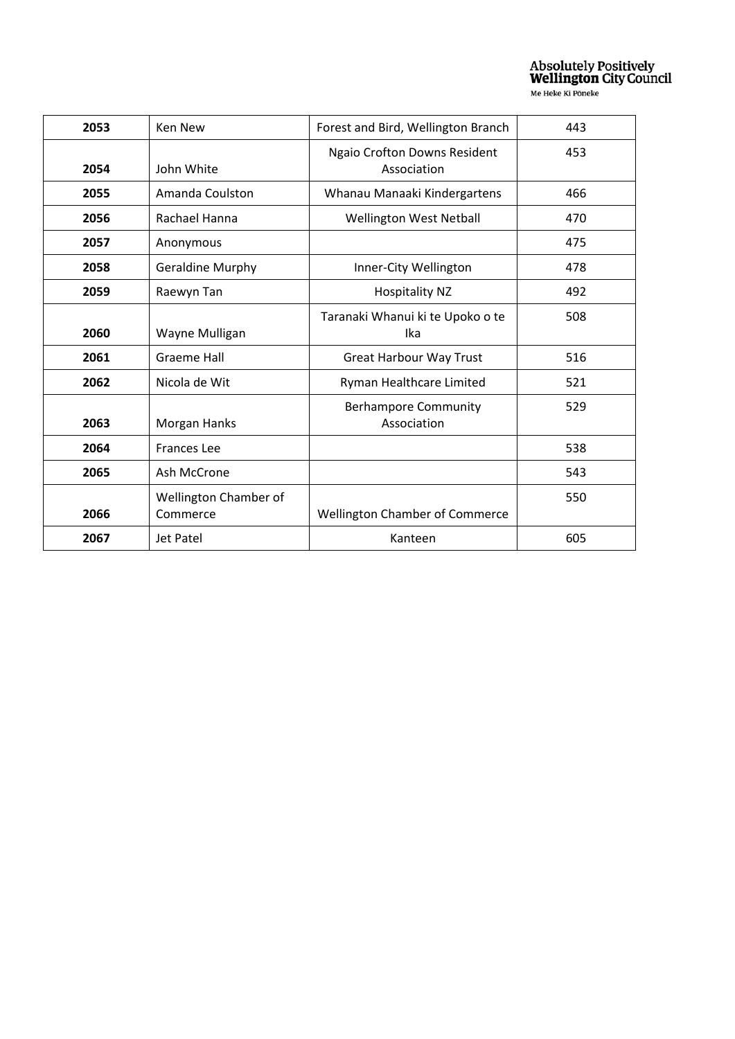| | | | |
|---|---|---|---|
| **2053** | Ken New | Forest and Bird, Wellington Branch | 443 |
| **2054** | John White | Ngaio Crofton Downs Resident Association | 453 |
| **2055** | Amanda Coulston | Whanau Manaaki Kindergartens | 466 |
| **2056** | Rachael Hanna | Wellington West Netball | 470 |
| **2057** | Anonymous | | 475 |
| **2058** | Geraldine Murphy | Inner-City Wellington | 478 |
| **2059** | Raewyn Tan | Hospitality NZ | 492 |
| **2060** | Wayne Mulligan | Taranaki Whanui ki te Upoko o te Ika | 508 |
| **2061** | Graeme Hall | Great Harbour Way Trust | 516 |
| **2062** | Nicola de Wit | Ryman Healthcare Limited | 521 |
| **2063** | Morgan Hanks | Berhampore Community Association | 529 |
| **2064** | Frances Lee | | 538 |
| **2065** | Ash McCrone | | 543 |
| **2066** | Wellington Chamber of Commerce | Wellington Chamber of Commerce | 550 |
| **2067** | Jet Patel | Kanteen | 605 |